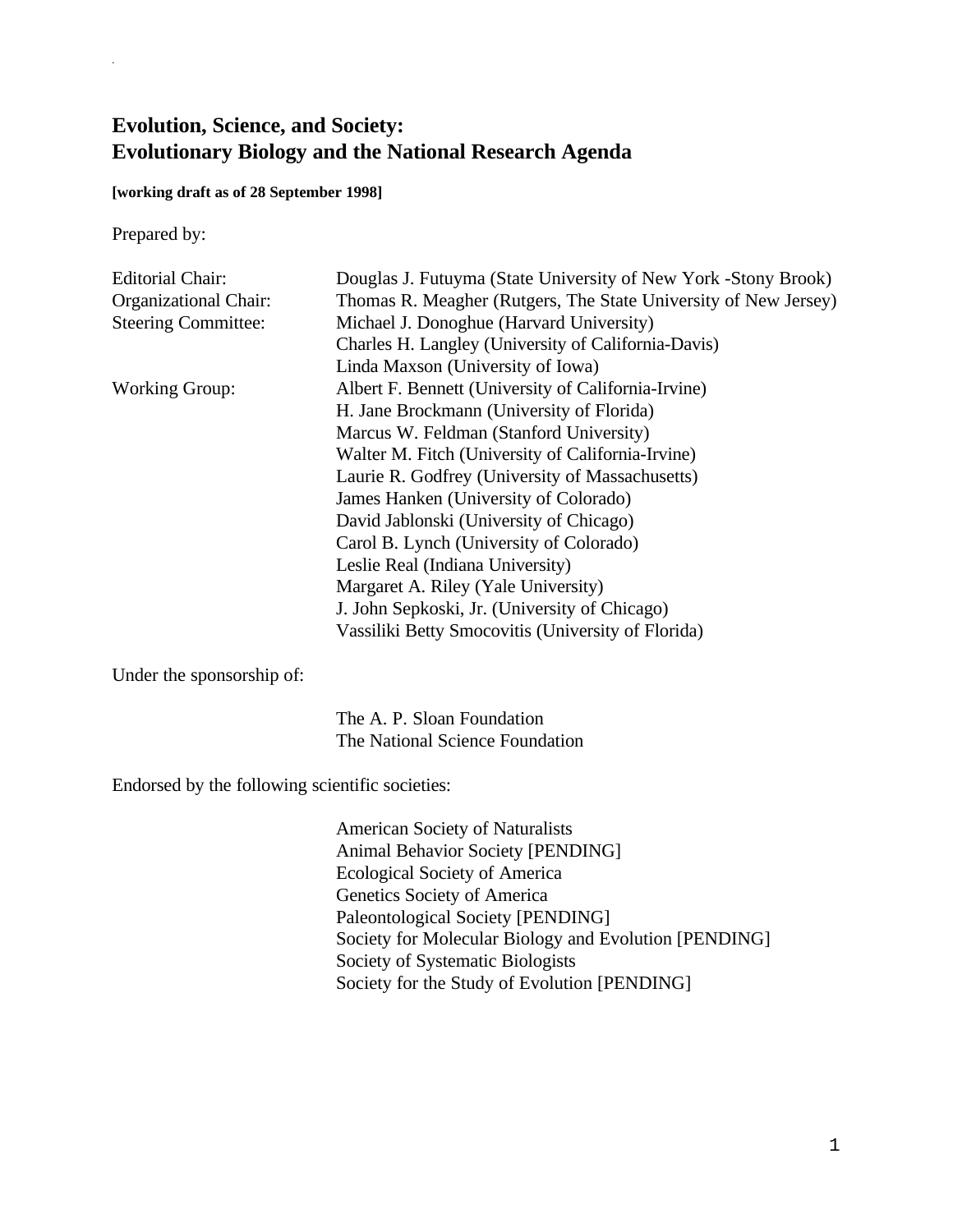# Evolution, Science, and Society:
# Evolutionary Biology and the National Research Agenda

**[working draft as of 28 September 1998]**

Prepared by:

| | |
|---|---|
| Editorial Chair: | Douglas J. Futuyma (State University of New York -Stony Brook) |
| Organizational Chair: | Thomas R. Meagher (Rutgers, The State University of New Jersey) |
| Steering Committee: | Michael J. Donoghue (Harvard University) |
| | Charles H. Langley (University of California-Davis) |
| | Linda Maxson (University of Iowa) |
| Working Group: | Albert F. Bennett (University of California-Irvine) |
| | H. Jane Brockmann (University of Florida) |
| | Marcus W. Feldman (Stanford University) |
| | Walter M. Fitch (University of California-Irvine) |
| | Laurie R. Godfrey (University of Massachusetts) |
| | James Hanken (University of Colorado) |
| | David Jablonski (University of Chicago) |
| | Carol B. Lynch (University of Colorado) |
| | Leslie Real (Indiana University) |
| | Margaret A. Riley (Yale University) |
| | J. John Sepkoski, Jr. (University of Chicago) |
| | Vassiliki Betty Smocovitis (University of Florida) |

Under the sponsorship of:

The A. P. Sloan Foundation
The National Science Foundation

Endorsed by the following scientific societies:

American Society of Naturalists
Animal Behavior Society [PENDING]
Ecological Society of America
Genetics Society of America
Paleontological Society [PENDING]
Society for Molecular Biology and Evolution [PENDING]
Society of Systematic Biologists
Society for the Study of Evolution [PENDING]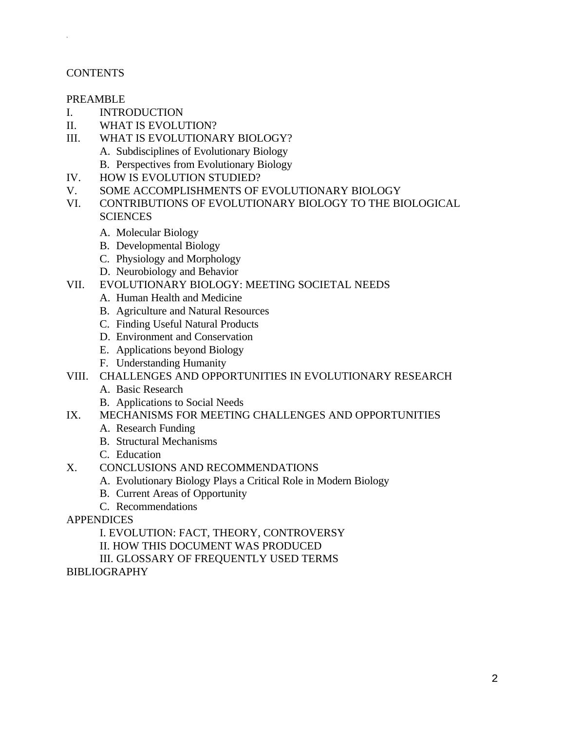# CONTENTS

PREAMBLE

I. INTRODUCTION

II. WHAT IS EVOLUTION?

III. WHAT IS EVOLUTIONARY BIOLOGY?
   - A. Subdisciplines of Evolutionary Biology
   - B. Perspectives from Evolutionary Biology

IV. HOW IS EVOLUTION STUDIED?

V. SOME ACCOMPLISHMENTS OF EVOLUTIONARY BIOLOGY

VI. CONTRIBUTIONS OF EVOLUTIONARY BIOLOGY TO THE BIOLOGICAL SCIENCES
   - A. Molecular Biology
   - B. Developmental Biology
   - C. Physiology and Morphology
   - D. Neurobiology and Behavior

VII. EVOLUTIONARY BIOLOGY: MEETING SOCIETAL NEEDS
   - A. Human Health and Medicine
   - B. Agriculture and Natural Resources
   - C. Finding Useful Natural Products
   - D. Environment and Conservation
   - E. Applications beyond Biology
   - F. Understanding Humanity

VIII. CHALLENGES AND OPPORTUNITIES IN EVOLUTIONARY RESEARCH
   - A. Basic Research
   - B. Applications to Social Needs

IX. MECHANISMS FOR MEETING CHALLENGES AND OPPORTUNITIES
   - A. Research Funding
   - B. Structural Mechanisms
   - C. Education

X. CONCLUSIONS AND RECOMMENDATIONS
   - A. Evolutionary Biology Plays a Critical Role in Modern Biology
   - B. Current Areas of Opportunity
   - C. Recommendations

APPENDICES
   - I. EVOLUTION: FACT, THEORY, CONTROVERSY
   - II. HOW THIS DOCUMENT WAS PRODUCED
   - III. GLOSSARY OF FREQUENTLY USED TERMS

BIBLIOGRAPHY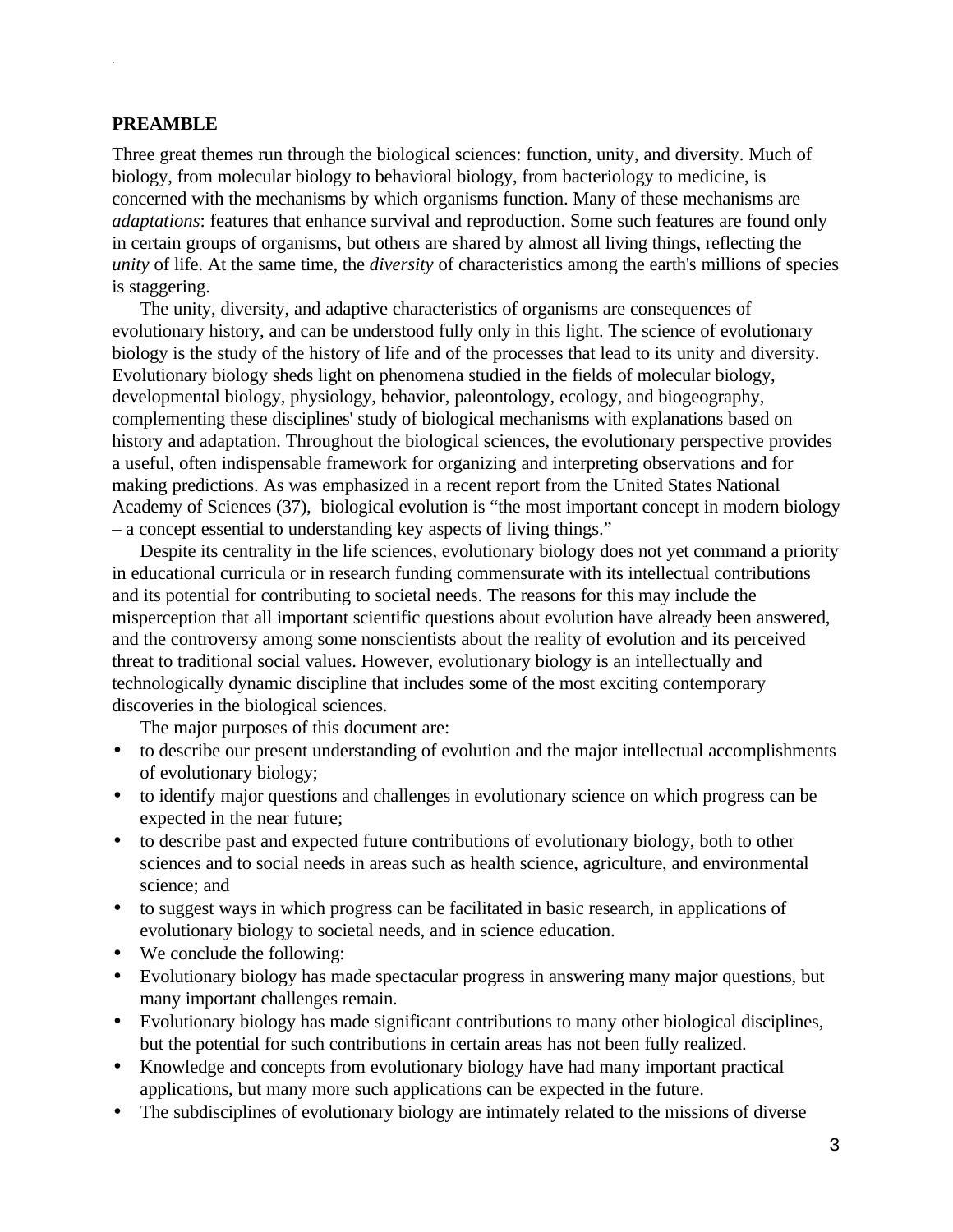**PREAMBLE**

Three great themes run through the biological sciences: function, unity, and diversity. Much of biology, from molecular biology to behavioral biology, from bacteriology to medicine, is concerned with the mechanisms by which organisms function. Many of these mechanisms are *adaptations*: features that enhance survival and reproduction. Some such features are found only in certain groups of organisms, but others are shared by almost all living things, reflecting the *unity* of life. At the same time, the *diversity* of characteristics among the earth's millions of species is staggering.

The unity, diversity, and adaptive characteristics of organisms are consequences of evolutionary history, and can be understood fully only in this light. The science of evolutionary biology is the study of the history of life and of the processes that lead to its unity and diversity. Evolutionary biology sheds light on phenomena studied in the fields of molecular biology, developmental biology, physiology, behavior, paleontology, ecology, and biogeography, complementing these disciplines' study of biological mechanisms with explanations based on history and adaptation. Throughout the biological sciences, the evolutionary perspective provides a useful, often indispensable framework for organizing and interpreting observations and for making predictions. As was emphasized in a recent report from the United States National Academy of Sciences (37), biological evolution is "the most important concept in modern biology – a concept essential to understanding key aspects of living things."

Despite its centrality in the life sciences, evolutionary biology does not yet command a priority in educational curricula or in research funding commensurate with its intellectual contributions and its potential for contributing to societal needs. The reasons for this may include the misperception that all important scientific questions about evolution have already been answered, and the controversy among some nonscientists about the reality of evolution and its perceived threat to traditional social values. However, evolutionary biology is an intellectually and technologically dynamic discipline that includes some of the most exciting contemporary discoveries in the biological sciences.

The major purposes of this document are:

- to describe our present understanding of evolution and the major intellectual accomplishments of evolutionary biology;
- to identify major questions and challenges in evolutionary science on which progress can be expected in the near future;
- to describe past and expected future contributions of evolutionary biology, both to other sciences and to social needs in areas such as health science, agriculture, and environmental science; and
- to suggest ways in which progress can be facilitated in basic research, in applications of evolutionary biology to societal needs, and in science education.
- We conclude the following:
- Evolutionary biology has made spectacular progress in answering many major questions, but many important challenges remain.
- Evolutionary biology has made significant contributions to many other biological disciplines, but the potential for such contributions in certain areas has not been fully realized.
- Knowledge and concepts from evolutionary biology have had many important practical applications, but many more such applications can be expected in the future.
- The subdisciplines of evolutionary biology are intimately related to the missions of diverse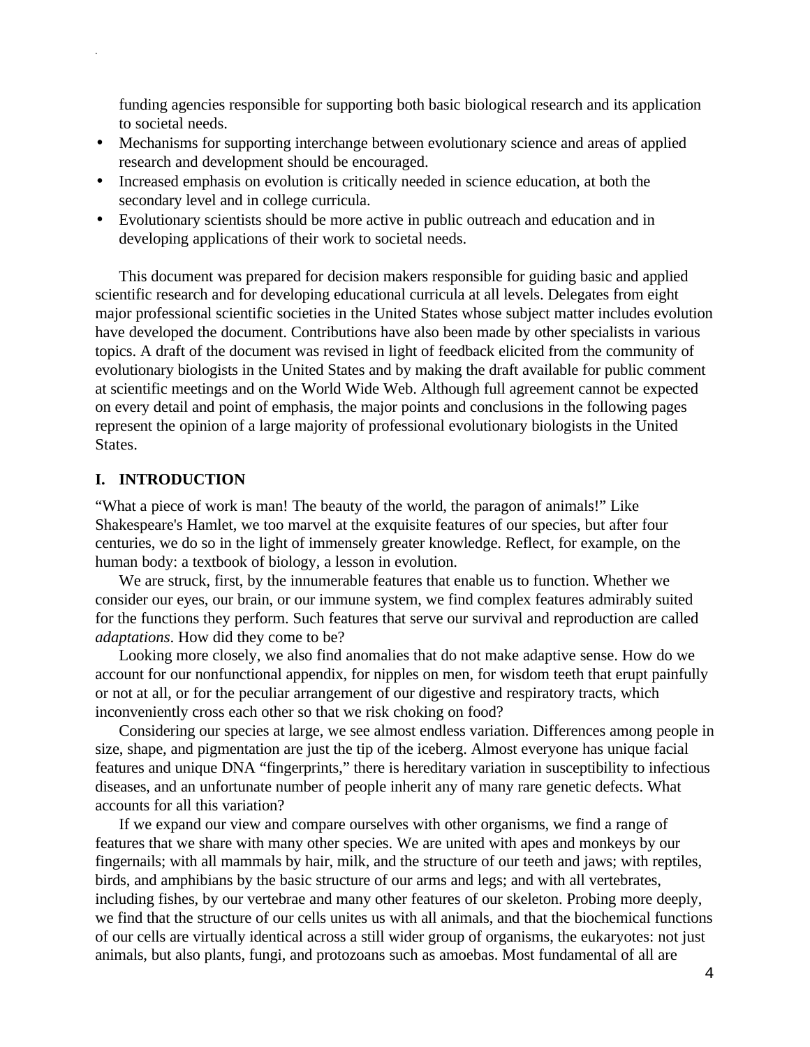funding agencies responsible for supporting both basic biological research and its application to societal needs.

- Mechanisms for supporting interchange between evolutionary science and areas of applied research and development should be encouraged.
- Increased emphasis on evolution is critically needed in science education, at both the secondary level and in college curricula.
- Evolutionary scientists should be more active in public outreach and education and in developing applications of their work to societal needs.

This document was prepared for decision makers responsible for guiding basic and applied scientific research and for developing educational curricula at all levels. Delegates from eight major professional scientific societies in the United States whose subject matter includes evolution have developed the document. Contributions have also been made by other specialists in various topics. A draft of the document was revised in light of feedback elicited from the community of evolutionary biologists in the United States and by making the draft available for public comment at scientific meetings and on the World Wide Web. Although full agreement cannot be expected on every detail and point of emphasis, the major points and conclusions in the following pages represent the opinion of a large majority of professional evolutionary biologists in the United States.

## I. INTRODUCTION

"What a piece of work is man! The beauty of the world, the paragon of animals!" Like Shakespeare's Hamlet, we too marvel at the exquisite features of our species, but after four centuries, we do so in the light of immensely greater knowledge. Reflect, for example, on the human body: a textbook of biology, a lesson in evolution.

We are struck, first, by the innumerable features that enable us to function. Whether we consider our eyes, our brain, or our immune system, we find complex features admirably suited for the functions they perform. Such features that serve our survival and reproduction are called *adaptations*. How did they come to be?

Looking more closely, we also find anomalies that do not make adaptive sense. How do we account for our nonfunctional appendix, for nipples on men, for wisdom teeth that erupt painfully or not at all, or for the peculiar arrangement of our digestive and respiratory tracts, which inconveniently cross each other so that we risk choking on food?

Considering our species at large, we see almost endless variation. Differences among people in size, shape, and pigmentation are just the tip of the iceberg. Almost everyone has unique facial features and unique DNA "fingerprints," there is hereditary variation in susceptibility to infectious diseases, and an unfortunate number of people inherit any of many rare genetic defects. What accounts for all this variation?

If we expand our view and compare ourselves with other organisms, we find a range of features that we share with many other species. We are united with apes and monkeys by our fingernails; with all mammals by hair, milk, and the structure of our teeth and jaws; with reptiles, birds, and amphibians by the basic structure of our arms and legs; and with all vertebrates, including fishes, by our vertebrae and many other features of our skeleton. Probing more deeply, we find that the structure of our cells unites us with all animals, and that the biochemical functions of our cells are virtually identical across a still wider group of organisms, the eukaryotes: not just animals, but also plants, fungi, and protozoans such as amoebas. Most fundamental of all are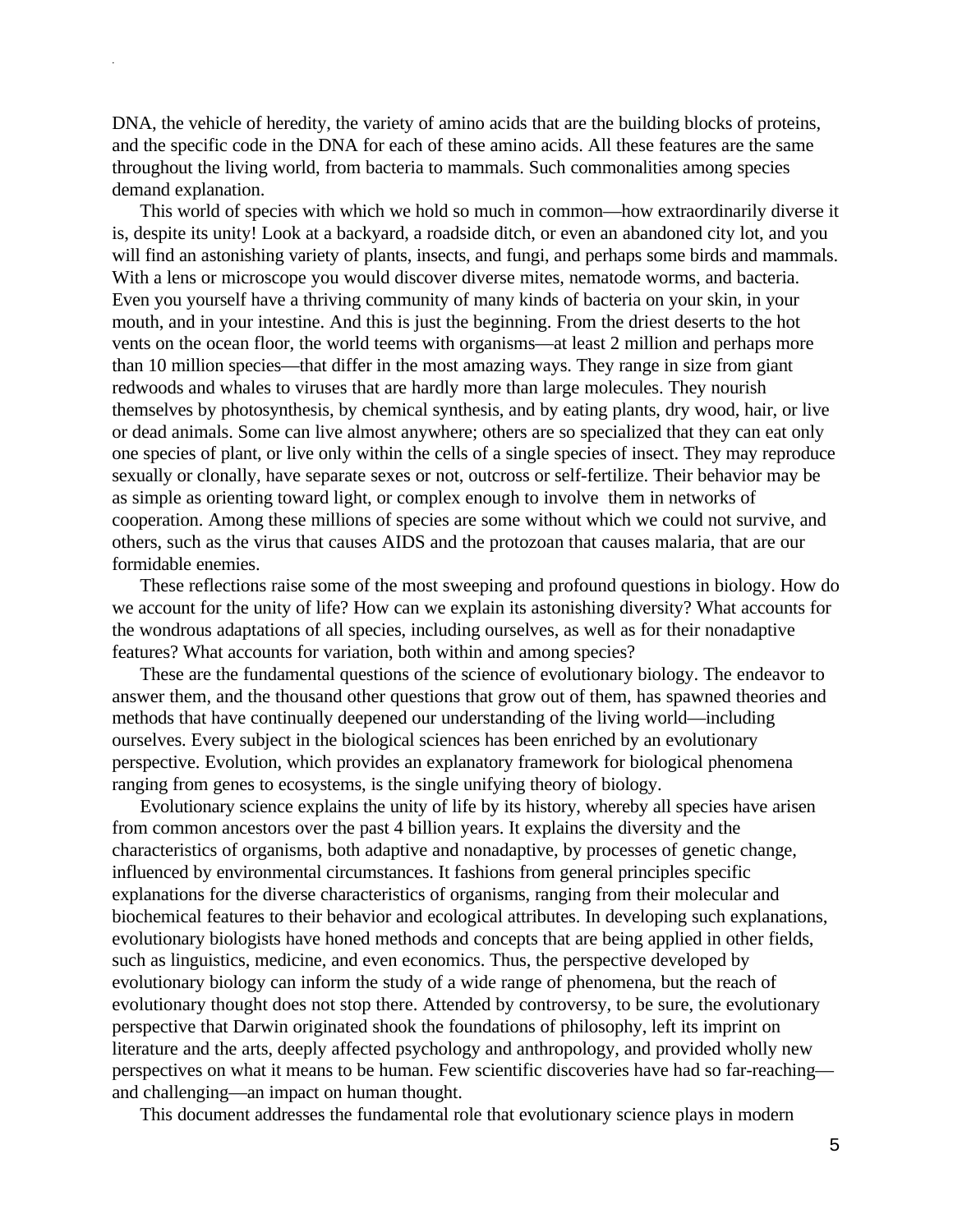DNA, the vehicle of heredity, the variety of amino acids that are the building blocks of proteins, and the specific code in the DNA for each of these amino acids. All these features are the same throughout the living world, from bacteria to mammals. Such commonalities among species demand explanation.

This world of species with which we hold so much in common—how extraordinarily diverse it is, despite its unity! Look at a backyard, a roadside ditch, or even an abandoned city lot, and you will find an astonishing variety of plants, insects, and fungi, and perhaps some birds and mammals. With a lens or microscope you would discover diverse mites, nematode worms, and bacteria. Even you yourself have a thriving community of many kinds of bacteria on your skin, in your mouth, and in your intestine. And this is just the beginning. From the driest deserts to the hot vents on the ocean floor, the world teems with organisms—at least 2 million and perhaps more than 10 million species—that differ in the most amazing ways. They range in size from giant redwoods and whales to viruses that are hardly more than large molecules. They nourish themselves by photosynthesis, by chemical synthesis, and by eating plants, dry wood, hair, or live or dead animals. Some can live almost anywhere; others are so specialized that they can eat only one species of plant, or live only within the cells of a single species of insect. They may reproduce sexually or clonally, have separate sexes or not, outcross or self-fertilize. Their behavior may be as simple as orienting toward light, or complex enough to involve them in networks of cooperation. Among these millions of species are some without which we could not survive, and others, such as the virus that causes AIDS and the protozoan that causes malaria, that are our formidable enemies.

These reflections raise some of the most sweeping and profound questions in biology. How do we account for the unity of life? How can we explain its astonishing diversity? What accounts for the wondrous adaptations of all species, including ourselves, as well as for their nonadaptive features? What accounts for variation, both within and among species?

These are the fundamental questions of the science of evolutionary biology. The endeavor to answer them, and the thousand other questions that grow out of them, has spawned theories and methods that have continually deepened our understanding of the living world—including ourselves. Every subject in the biological sciences has been enriched by an evolutionary perspective. Evolution, which provides an explanatory framework for biological phenomena ranging from genes to ecosystems, is the single unifying theory of biology.

Evolutionary science explains the unity of life by its history, whereby all species have arisen from common ancestors over the past 4 billion years. It explains the diversity and the characteristics of organisms, both adaptive and nonadaptive, by processes of genetic change, influenced by environmental circumstances. It fashions from general principles specific explanations for the diverse characteristics of organisms, ranging from their molecular and biochemical features to their behavior and ecological attributes. In developing such explanations, evolutionary biologists have honed methods and concepts that are being applied in other fields, such as linguistics, medicine, and even economics. Thus, the perspective developed by evolutionary biology can inform the study of a wide range of phenomena, but the reach of evolutionary thought does not stop there. Attended by controversy, to be sure, the evolutionary perspective that Darwin originated shook the foundations of philosophy, left its imprint on literature and the arts, deeply affected psychology and anthropology, and provided wholly new perspectives on what it means to be human. Few scientific discoveries have had so far-reaching—and challenging—an impact on human thought.

This document addresses the fundamental role that evolutionary science plays in modern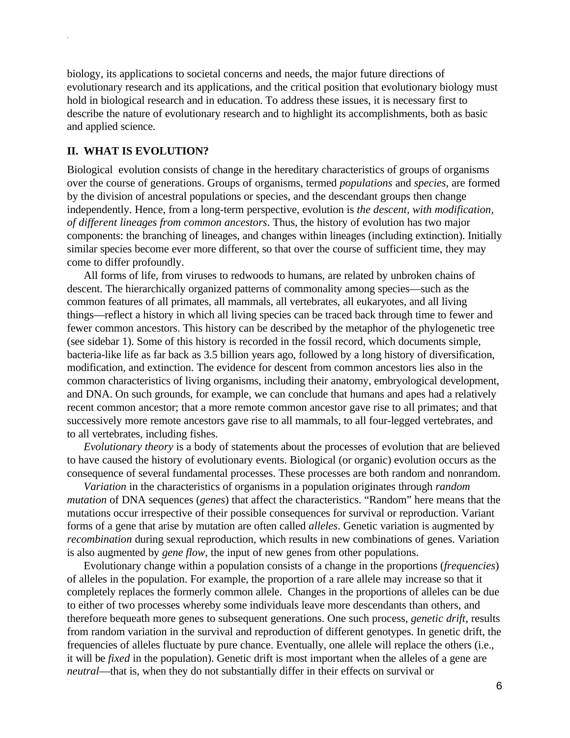biology, its applications to societal concerns and needs, the major future directions of evolutionary research and its applications, and the critical position that evolutionary biology must hold in biological research and in education. To address these issues, it is necessary first to describe the nature of evolutionary research and to highlight its accomplishments, both as basic and applied science.

## II. WHAT IS EVOLUTION?

Biological evolution consists of change in the hereditary characteristics of groups of organisms over the course of generations. Groups of organisms, termed *populations* and *species*, are formed by the division of ancestral populations or species, and the descendant groups then change independently. Hence, from a long-term perspective, evolution is *the descent, with modification, of different lineages from common ancestors*. Thus, the history of evolution has two major components: the branching of lineages, and changes within lineages (including extinction). Initially similar species become ever more different, so that over the course of sufficient time, they may come to differ profoundly.

All forms of life, from viruses to redwoods to humans, are related by unbroken chains of descent. The hierarchically organized patterns of commonality among species—such as the common features of all primates, all mammals, all vertebrates, all eukaryotes, and all living things—reflect a history in which all living species can be traced back through time to fewer and fewer common ancestors. This history can be described by the metaphor of the phylogenetic tree (see sidebar 1). Some of this history is recorded in the fossil record, which documents simple, bacteria-like life as far back as 3.5 billion years ago, followed by a long history of diversification, modification, and extinction. The evidence for descent from common ancestors lies also in the common characteristics of living organisms, including their anatomy, embryological development, and DNA. On such grounds, for example, we can conclude that humans and apes had a relatively recent common ancestor; that a more remote common ancestor gave rise to all primates; and that successively more remote ancestors gave rise to all mammals, to all four-legged vertebrates, and to all vertebrates, including fishes.

*Evolutionary theory* is a body of statements about the processes of evolution that are believed to have caused the history of evolutionary events. Biological (or organic) evolution occurs as the consequence of several fundamental processes. These processes are both random and nonrandom.

*Variation* in the characteristics of organisms in a population originates through *random mutation* of DNA sequences (*genes*) that affect the characteristics. "Random" here means that the mutations occur irrespective of their possible consequences for survival or reproduction. Variant forms of a gene that arise by mutation are often called *alleles*. Genetic variation is augmented by *recombination* during sexual reproduction, which results in new combinations of genes. Variation is also augmented by *gene flow*, the input of new genes from other populations.

Evolutionary change within a population consists of a change in the proportions (*frequencies*) of alleles in the population. For example, the proportion of a rare allele may increase so that it completely replaces the formerly common allele. Changes in the proportions of alleles can be due to either of two processes whereby some individuals leave more descendants than others, and therefore bequeath more genes to subsequent generations. One such process, *genetic drift*, results from random variation in the survival and reproduction of different genotypes. In genetic drift, the frequencies of alleles fluctuate by pure chance. Eventually, one allele will replace the others (i.e., it will be *fixed* in the population). Genetic drift is most important when the alleles of a gene are *neutral*—that is, when they do not substantially differ in their effects on survival or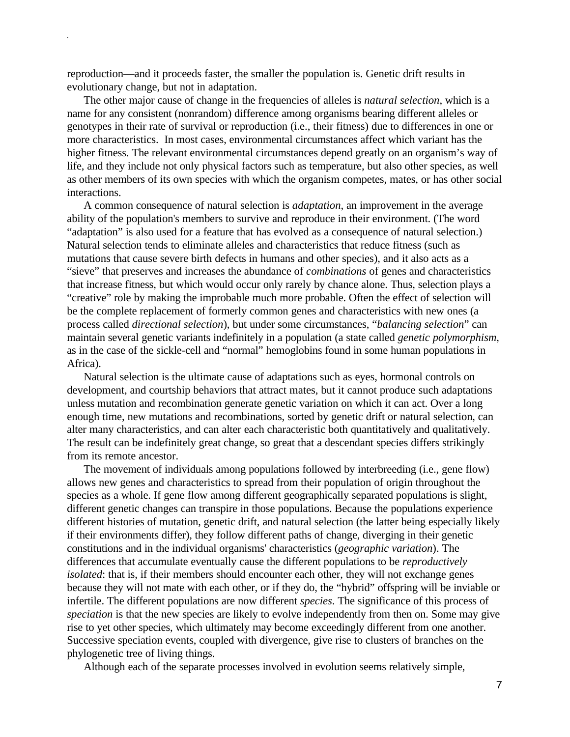reproduction—and it proceeds faster, the smaller the population is. Genetic drift results in evolutionary change, but not in adaptation.

The other major cause of change in the frequencies of alleles is *natural selection*, which is a name for any consistent (nonrandom) difference among organisms bearing different alleles or genotypes in their rate of survival or reproduction (i.e., their fitness) due to differences in one or more characteristics. In most cases, environmental circumstances affect which variant has the higher fitness. The relevant environmental circumstances depend greatly on an organism's way of life, and they include not only physical factors such as temperature, but also other species, as well as other members of its own species with which the organism competes, mates, or has other social interactions.

A common consequence of natural selection is *adaptation*, an improvement in the average ability of the population's members to survive and reproduce in their environment. (The word "adaptation" is also used for a feature that has evolved as a consequence of natural selection.) Natural selection tends to eliminate alleles and characteristics that reduce fitness (such as mutations that cause severe birth defects in humans and other species), and it also acts as a "sieve" that preserves and increases the abundance of *combinations* of genes and characteristics that increase fitness, but which would occur only rarely by chance alone. Thus, selection plays a "creative" role by making the improbable much more probable. Often the effect of selection will be the complete replacement of formerly common genes and characteristics with new ones (a process called *directional selection*), but under some circumstances, "*balancing selection*" can maintain several genetic variants indefinitely in a population (a state called *genetic polymorphism*, as in the case of the sickle-cell and "normal" hemoglobins found in some human populations in Africa).

Natural selection is the ultimate cause of adaptations such as eyes, hormonal controls on development, and courtship behaviors that attract mates, but it cannot produce such adaptations unless mutation and recombination generate genetic variation on which it can act. Over a long enough time, new mutations and recombinations, sorted by genetic drift or natural selection, can alter many characteristics, and can alter each characteristic both quantitatively and qualitatively. The result can be indefinitely great change, so great that a descendant species differs strikingly from its remote ancestor.

The movement of individuals among populations followed by interbreeding (i.e., gene flow) allows new genes and characteristics to spread from their population of origin throughout the species as a whole. If gene flow among different geographically separated populations is slight, different genetic changes can transpire in those populations. Because the populations experience different histories of mutation, genetic drift, and natural selection (the latter being especially likely if their environments differ), they follow different paths of change, diverging in their genetic constitutions and in the individual organisms' characteristics (*geographic variation*). The differences that accumulate eventually cause the different populations to be *reproductively isolated*: that is, if their members should encounter each other, they will not exchange genes because they will not mate with each other, or if they do, the "hybrid" offspring will be inviable or infertile. The different populations are now different *species*. The significance of this process of *speciation* is that the new species are likely to evolve independently from then on. Some may give rise to yet other species, which ultimately may become exceedingly different from one another. Successive speciation events, coupled with divergence, give rise to clusters of branches on the phylogenetic tree of living things.

Although each of the separate processes involved in evolution seems relatively simple,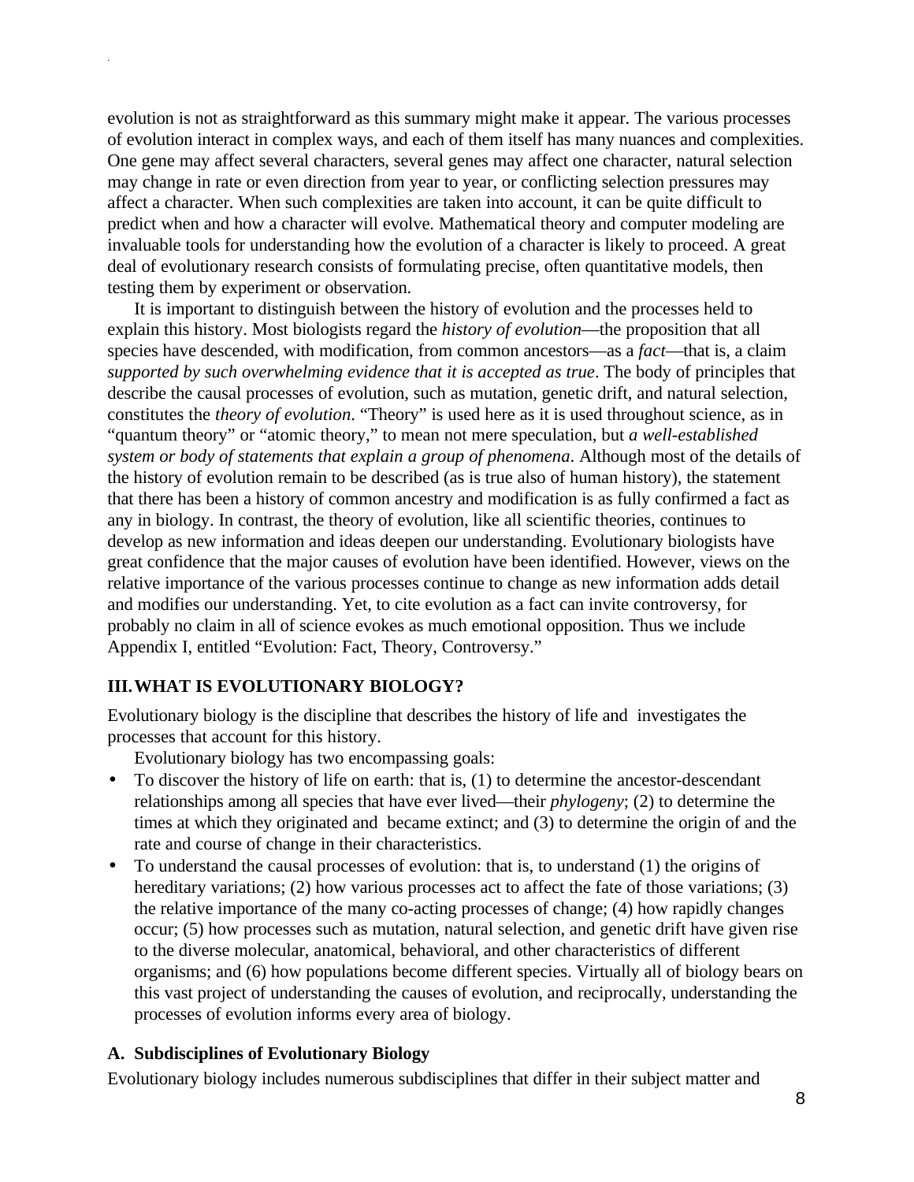evolution is not as straightforward as this summary might make it appear. The various processes of evolution interact in complex ways, and each of them itself has many nuances and complexities. One gene may affect several characters, several genes may affect one character, natural selection may change in rate or even direction from year to year, or conflicting selection pressures may affect a character. When such complexities are taken into account, it can be quite difficult to predict when and how a character will evolve. Mathematical theory and computer modeling are invaluable tools for understanding how the evolution of a character is likely to proceed. A great deal of evolutionary research consists of formulating precise, often quantitative models, then testing them by experiment or observation.

It is important to distinguish between the history of evolution and the processes held to explain this history. Most biologists regard the *history of evolution*—the proposition that all species have descended, with modification, from common ancestors—as a *fact*—that is, a claim *supported by such overwhelming evidence that it is accepted as true*. The body of principles that describe the causal processes of evolution, such as mutation, genetic drift, and natural selection, constitutes the *theory of evolution*. "Theory" is used here as it is used throughout science, as in "quantum theory" or "atomic theory," to mean not mere speculation, but *a well-established system or body of statements that explain a group of phenomena*. Although most of the details of the history of evolution remain to be described (as is true also of human history), the statement that there has been a history of common ancestry and modification is as fully confirmed a fact as any in biology. In contrast, the theory of evolution, like all scientific theories, continues to develop as new information and ideas deepen our understanding. Evolutionary biologists have great confidence that the major causes of evolution have been identified. However, views on the relative importance of the various processes continue to change as new information adds detail and modifies our understanding. Yet, to cite evolution as a fact can invite controversy, for probably no claim in all of science evokes as much emotional opposition. Thus we include Appendix I, entitled "Evolution: Fact, Theory, Controversy."

## III. WHAT IS EVOLUTIONARY BIOLOGY?

Evolutionary biology is the discipline that describes the history of life and investigates the processes that account for this history.

Evolutionary biology has two encompassing goals:

- To discover the history of life on earth: that is, (1) to determine the ancestor-descendant relationships among all species that have ever lived—their *phylogeny*; (2) to determine the times at which they originated and became extinct; and (3) to determine the origin of and the rate and course of change in their characteristics.
- To understand the causal processes of evolution: that is, to understand (1) the origins of hereditary variations; (2) how various processes act to affect the fate of those variations; (3) the relative importance of the many co-acting processes of change; (4) how rapidly changes occur; (5) how processes such as mutation, natural selection, and genetic drift have given rise to the diverse molecular, anatomical, behavioral, and other characteristics of different organisms; and (6) how populations become different species. Virtually all of biology bears on this vast project of understanding the causes of evolution, and reciprocally, understanding the processes of evolution informs every area of biology.

### A. Subdisciplines of Evolutionary Biology

Evolutionary biology includes numerous subdisciplines that differ in their subject matter and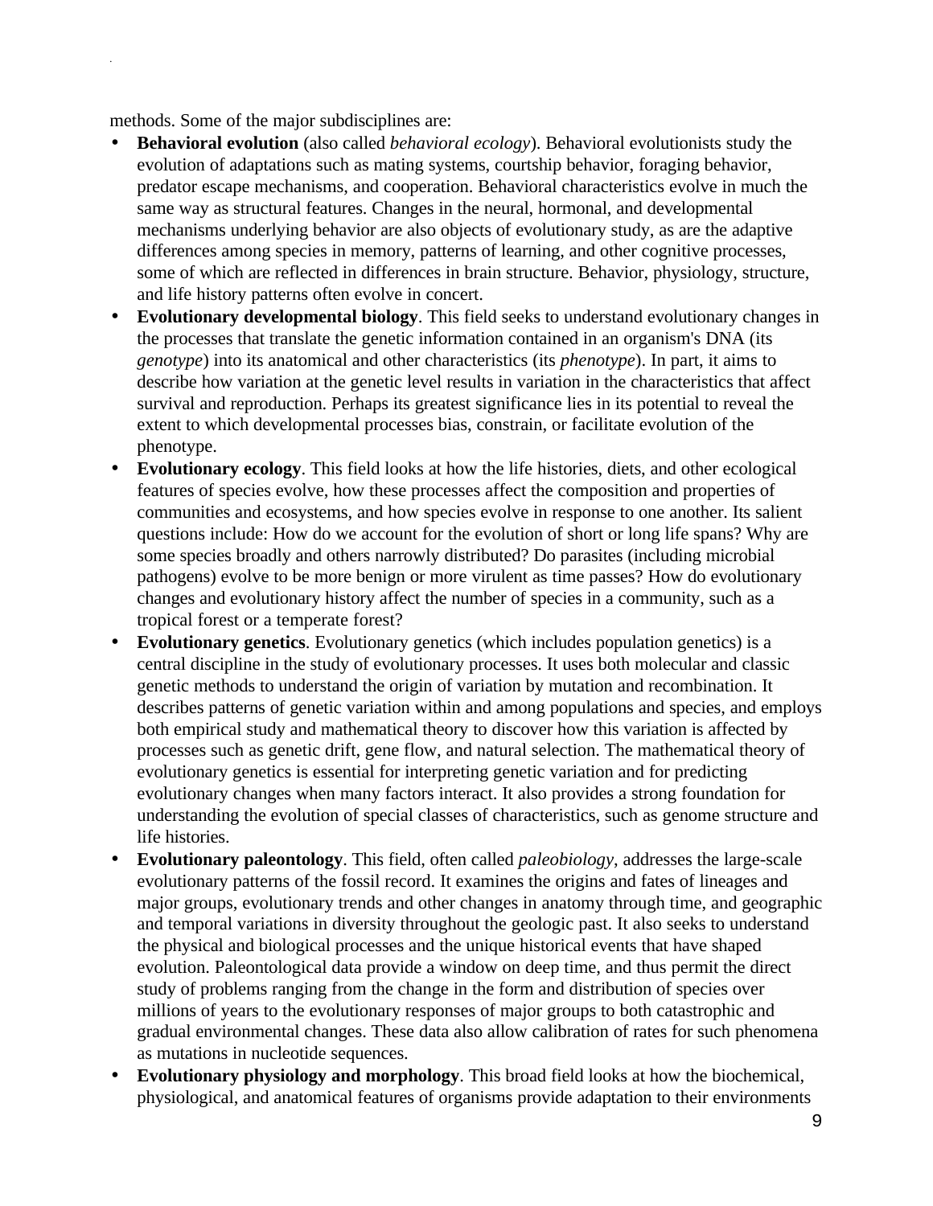methods. Some of the major subdisciplines are:

- **Behavioral evolution** (also called *behavioral ecology*). Behavioral evolutionists study the evolution of adaptations such as mating systems, courtship behavior, foraging behavior, predator escape mechanisms, and cooperation. Behavioral characteristics evolve in much the same way as structural features. Changes in the neural, hormonal, and developmental mechanisms underlying behavior are also objects of evolutionary study, as are the adaptive differences among species in memory, patterns of learning, and other cognitive processes, some of which are reflected in differences in brain structure. Behavior, physiology, structure, and life history patterns often evolve in concert.
- **Evolutionary developmental biology**. This field seeks to understand evolutionary changes in the processes that translate the genetic information contained in an organism's DNA (its *genotype*) into its anatomical and other characteristics (its *phenotype*). In part, it aims to describe how variation at the genetic level results in variation in the characteristics that affect survival and reproduction. Perhaps its greatest significance lies in its potential to reveal the extent to which developmental processes bias, constrain, or facilitate evolution of the phenotype.
- **Evolutionary ecology**. This field looks at how the life histories, diets, and other ecological features of species evolve, how these processes affect the composition and properties of communities and ecosystems, and how species evolve in response to one another. Its salient questions include: How do we account for the evolution of short or long life spans? Why are some species broadly and others narrowly distributed? Do parasites (including microbial pathogens) evolve to be more benign or more virulent as time passes? How do evolutionary changes and evolutionary history affect the number of species in a community, such as a tropical forest or a temperate forest?
- **Evolutionary genetics**. Evolutionary genetics (which includes population genetics) is a central discipline in the study of evolutionary processes. It uses both molecular and classic genetic methods to understand the origin of variation by mutation and recombination. It describes patterns of genetic variation within and among populations and species, and employs both empirical study and mathematical theory to discover how this variation is affected by processes such as genetic drift, gene flow, and natural selection. The mathematical theory of evolutionary genetics is essential for interpreting genetic variation and for predicting evolutionary changes when many factors interact. It also provides a strong foundation for understanding the evolution of special classes of characteristics, such as genome structure and life histories.
- **Evolutionary paleontology**. This field, often called *paleobiology*, addresses the large-scale evolutionary patterns of the fossil record. It examines the origins and fates of lineages and major groups, evolutionary trends and other changes in anatomy through time, and geographic and temporal variations in diversity throughout the geologic past. It also seeks to understand the physical and biological processes and the unique historical events that have shaped evolution. Paleontological data provide a window on deep time, and thus permit the direct study of problems ranging from the change in the form and distribution of species over millions of years to the evolutionary responses of major groups to both catastrophic and gradual environmental changes. These data also allow calibration of rates for such phenomena as mutations in nucleotide sequences.
- **Evolutionary physiology and morphology**. This broad field looks at how the biochemical, physiological, and anatomical features of organisms provide adaptation to their environments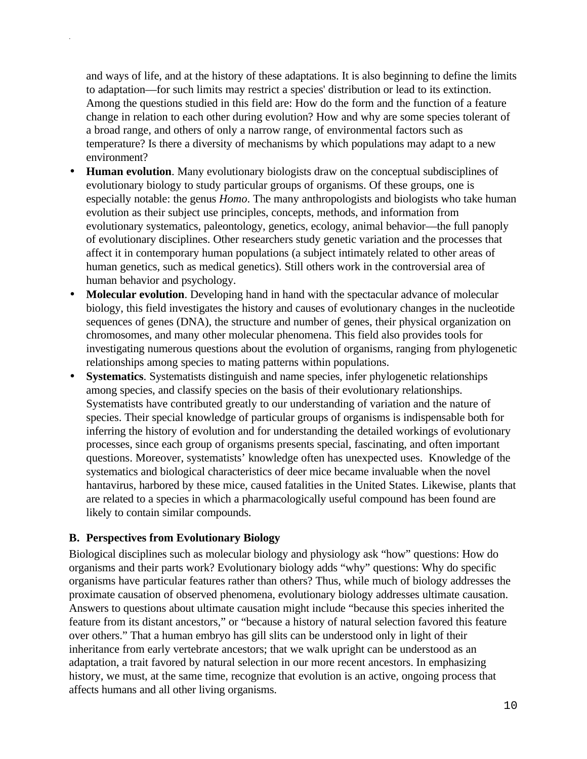and ways of life, and at the history of these adaptations. It is also beginning to define the limits to adaptation—for such limits may restrict a species' distribution or lead to its extinction. Among the questions studied in this field are: How do the form and the function of a feature change in relation to each other during evolution? How and why are some species tolerant of a broad range, and others of only a narrow range, of environmental factors such as temperature? Is there a diversity of mechanisms by which populations may adapt to a new environment?

- **Human evolution**. Many evolutionary biologists draw on the conceptual subdisciplines of evolutionary biology to study particular groups of organisms. Of these groups, one is especially notable: the genus *Homo*. The many anthropologists and biologists who take human evolution as their subject use principles, concepts, methods, and information from evolutionary systematics, paleontology, genetics, ecology, animal behavior—the full panoply of evolutionary disciplines. Other researchers study genetic variation and the processes that affect it in contemporary human populations (a subject intimately related to other areas of human genetics, such as medical genetics). Still others work in the controversial area of human behavior and psychology.
- **Molecular evolution**. Developing hand in hand with the spectacular advance of molecular biology, this field investigates the history and causes of evolutionary changes in the nucleotide sequences of genes (DNA), the structure and number of genes, their physical organization on chromosomes, and many other molecular phenomena. This field also provides tools for investigating numerous questions about the evolution of organisms, ranging from phylogenetic relationships among species to mating patterns within populations.
- **Systematics**. Systematists distinguish and name species, infer phylogenetic relationships among species, and classify species on the basis of their evolutionary relationships. Systematists have contributed greatly to our understanding of variation and the nature of species. Their special knowledge of particular groups of organisms is indispensable both for inferring the history of evolution and for understanding the detailed workings of evolutionary processes, since each group of organisms presents special, fascinating, and often important questions. Moreover, systematists' knowledge often has unexpected uses. Knowledge of the systematics and biological characteristics of deer mice became invaluable when the novel hantavirus, harbored by these mice, caused fatalities in the United States. Likewise, plants that are related to a species in which a pharmacologically useful compound has been found are likely to contain similar compounds.

## B. Perspectives from Evolutionary Biology

Biological disciplines such as molecular biology and physiology ask "how" questions: How do organisms and their parts work? Evolutionary biology adds "why" questions: Why do specific organisms have particular features rather than others? Thus, while much of biology addresses the proximate causation of observed phenomena, evolutionary biology addresses ultimate causation. Answers to questions about ultimate causation might include "because this species inherited the feature from its distant ancestors," or "because a history of natural selection favored this feature over others." That a human embryo has gill slits can be understood only in light of their inheritance from early vertebrate ancestors; that we walk upright can be understood as an adaptation, a trait favored by natural selection in our more recent ancestors. In emphasizing history, we must, at the same time, recognize that evolution is an active, ongoing process that affects humans and all other living organisms.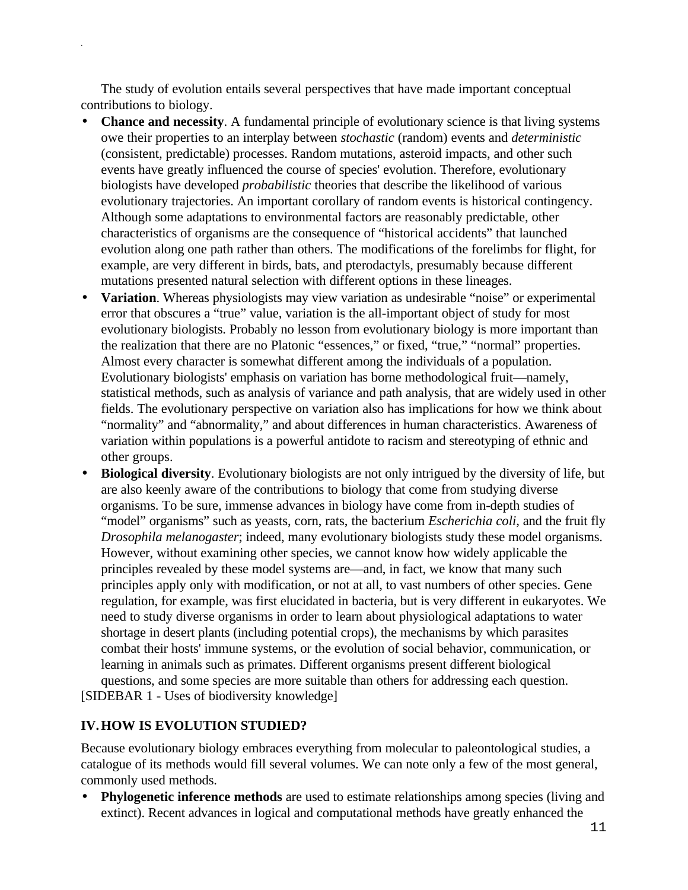The study of evolution entails several perspectives that have made important conceptual contributions to biology.

- **Chance and necessity**. A fundamental principle of evolutionary science is that living systems owe their properties to an interplay between *stochastic* (random) events and *deterministic* (consistent, predictable) processes. Random mutations, asteroid impacts, and other such events have greatly influenced the course of species' evolution. Therefore, evolutionary biologists have developed *probabilistic* theories that describe the likelihood of various evolutionary trajectories. An important corollary of random events is historical contingency. Although some adaptations to environmental factors are reasonably predictable, other characteristics of organisms are the consequence of "historical accidents" that launched evolution along one path rather than others. The modifications of the forelimbs for flight, for example, are very different in birds, bats, and pterodactyls, presumably because different mutations presented natural selection with different options in these lineages.
- **Variation**. Whereas physiologists may view variation as undesirable "noise" or experimental error that obscures a "true" value, variation is the all-important object of study for most evolutionary biologists. Probably no lesson from evolutionary biology is more important than the realization that there are no Platonic "essences," or fixed, "true," "normal" properties. Almost every character is somewhat different among the individuals of a population. Evolutionary biologists' emphasis on variation has borne methodological fruit—namely, statistical methods, such as analysis of variance and path analysis, that are widely used in other fields. The evolutionary perspective on variation also has implications for how we think about "normality" and "abnormality," and about differences in human characteristics. Awareness of variation within populations is a powerful antidote to racism and stereotyping of ethnic and other groups.
- **Biological diversity**. Evolutionary biologists are not only intrigued by the diversity of life, but are also keenly aware of the contributions to biology that come from studying diverse organisms. To be sure, immense advances in biology have come from in-depth studies of "model" organisms" such as yeasts, corn, rats, the bacterium *Escherichia coli*, and the fruit fly *Drosophila melanogaster*; indeed, many evolutionary biologists study these model organisms. However, without examining other species, we cannot know how widely applicable the principles revealed by these model systems are—and, in fact, we know that many such principles apply only with modification, or not at all, to vast numbers of other species. Gene regulation, for example, was first elucidated in bacteria, but is very different in eukaryotes. We need to study diverse organisms in order to learn about physiological adaptations to water shortage in desert plants (including potential crops), the mechanisms by which parasites combat their hosts' immune systems, or the evolution of social behavior, communication, or learning in animals such as primates. Different organisms present different biological questions, and some species are more suitable than others for addressing each question.

[SIDEBAR 1 - Uses of biodiversity knowledge]

## IV. HOW IS EVOLUTION STUDIED?

Because evolutionary biology embraces everything from molecular to paleontological studies, a catalogue of its methods would fill several volumes. We can note only a few of the most general, commonly used methods.

- **Phylogenetic inference methods** are used to estimate relationships among species (living and extinct). Recent advances in logical and computational methods have greatly enhanced the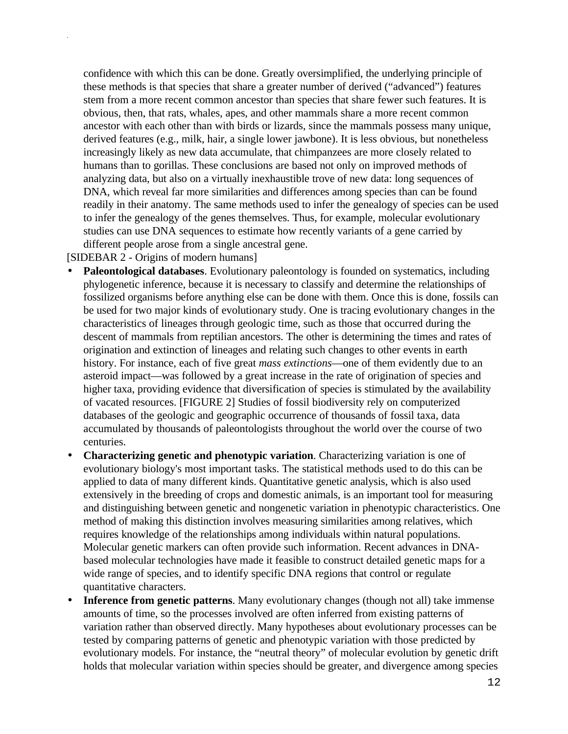confidence with which this can be done. Greatly oversimplified, the underlying principle of these methods is that species that share a greater number of derived ("advanced") features stem from a more recent common ancestor than species that share fewer such features. It is obvious, then, that rats, whales, apes, and other mammals share a more recent common ancestor with each other than with birds or lizards, since the mammals possess many unique, derived features (e.g., milk, hair, a single lower jawbone). It is less obvious, but nonetheless increasingly likely as new data accumulate, that chimpanzees are more closely related to humans than to gorillas. These conclusions are based not only on improved methods of analyzing data, but also on a virtually inexhaustible trove of new data: long sequences of DNA, which reveal far more similarities and differences among species than can be found readily in their anatomy. The same methods used to infer the genealogy of species can be used to infer the genealogy of the genes themselves. Thus, for example, molecular evolutionary studies can use DNA sequences to estimate how recently variants of a gene carried by different people arose from a single ancestral gene.

[SIDEBAR 2 - Origins of modern humans]

- **Paleontological databases**. Evolutionary paleontology is founded on systematics, including phylogenetic inference, because it is necessary to classify and determine the relationships of fossilized organisms before anything else can be done with them. Once this is done, fossils can be used for two major kinds of evolutionary study. One is tracing evolutionary changes in the characteristics of lineages through geologic time, such as those that occurred during the descent of mammals from reptilian ancestors. The other is determining the times and rates of origination and extinction of lineages and relating such changes to other events in earth history. For instance, each of five great *mass extinctions*—one of them evidently due to an asteroid impact—was followed by a great increase in the rate of origination of species and higher taxa, providing evidence that diversification of species is stimulated by the availability of vacated resources. [FIGURE 2] Studies of fossil biodiversity rely on computerized databases of the geologic and geographic occurrence of thousands of fossil taxa, data accumulated by thousands of paleontologists throughout the world over the course of two centuries.
- **Characterizing genetic and phenotypic variation**. Characterizing variation is one of evolutionary biology's most important tasks. The statistical methods used to do this can be applied to data of many different kinds. Quantitative genetic analysis, which is also used extensively in the breeding of crops and domestic animals, is an important tool for measuring and distinguishing between genetic and nongenetic variation in phenotypic characteristics. One method of making this distinction involves measuring similarities among relatives, which requires knowledge of the relationships among individuals within natural populations. Molecular genetic markers can often provide such information. Recent advances in DNA-based molecular technologies have made it feasible to construct detailed genetic maps for a wide range of species, and to identify specific DNA regions that control or regulate quantitative characters.
- **Inference from genetic patterns**. Many evolutionary changes (though not all) take immense amounts of time, so the processes involved are often inferred from existing patterns of variation rather than observed directly. Many hypotheses about evolutionary processes can be tested by comparing patterns of genetic and phenotypic variation with those predicted by evolutionary models. For instance, the "neutral theory" of molecular evolution by genetic drift holds that molecular variation within species should be greater, and divergence among species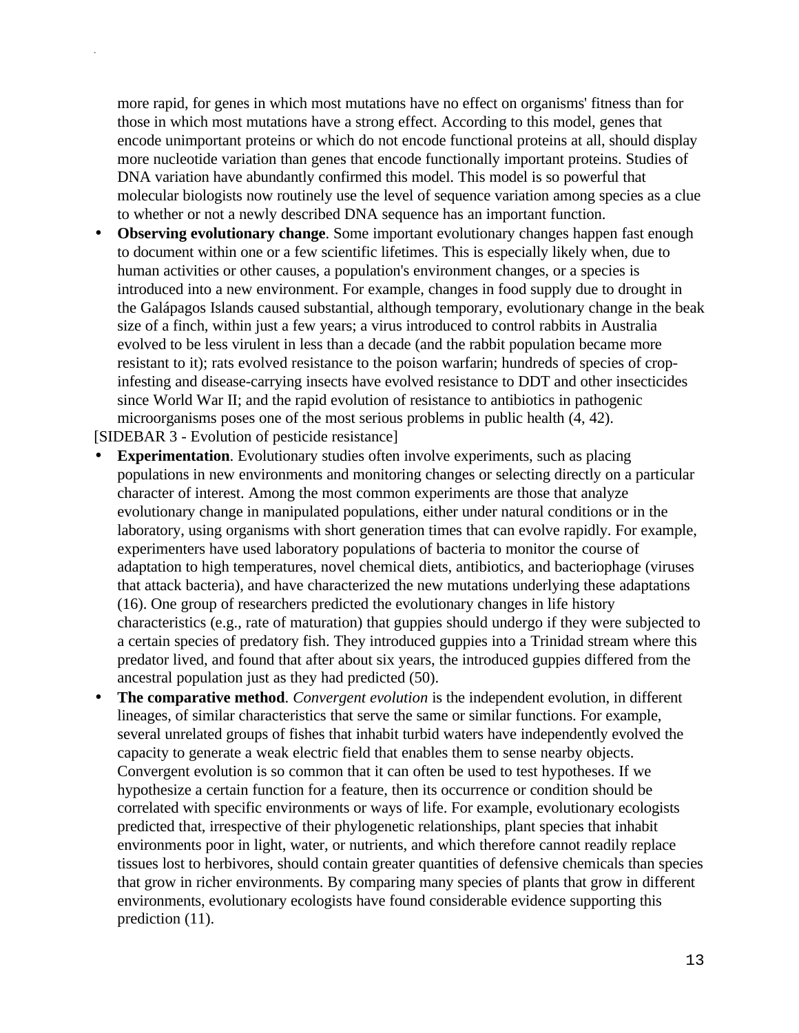more rapid, for genes in which most mutations have no effect on organisms' fitness than for those in which most mutations have a strong effect. According to this model, genes that encode unimportant proteins or which do not encode functional proteins at all, should display more nucleotide variation than genes that encode functionally important proteins. Studies of DNA variation have abundantly confirmed this model. This model is so powerful that molecular biologists now routinely use the level of sequence variation among species as a clue to whether or not a newly described DNA sequence has an important function.

- **Observing evolutionary change**. Some important evolutionary changes happen fast enough to document within one or a few scientific lifetimes. This is especially likely when, due to human activities or other causes, a population's environment changes, or a species is introduced into a new environment. For example, changes in food supply due to drought in the Galápagos Islands caused substantial, although temporary, evolutionary change in the beak size of a finch, within just a few years; a virus introduced to control rabbits in Australia evolved to be less virulent in less than a decade (and the rabbit population became more resistant to it); rats evolved resistance to the poison warfarin; hundreds of species of crop-infesting and disease-carrying insects have evolved resistance to DDT and other insecticides since World War II; and the rapid evolution of resistance to antibiotics in pathogenic microorganisms poses one of the most serious problems in public health (4, 42).

[SIDEBAR 3 - Evolution of pesticide resistance]

- **Experimentation**. Evolutionary studies often involve experiments, such as placing populations in new environments and monitoring changes or selecting directly on a particular character of interest. Among the most common experiments are those that analyze evolutionary change in manipulated populations, either under natural conditions or in the laboratory, using organisms with short generation times that can evolve rapidly. For example, experimenters have used laboratory populations of bacteria to monitor the course of adaptation to high temperatures, novel chemical diets, antibiotics, and bacteriophage (viruses that attack bacteria), and have characterized the new mutations underlying these adaptations (16). One group of researchers predicted the evolutionary changes in life history characteristics (e.g., rate of maturation) that guppies should undergo if they were subjected to a certain species of predatory fish. They introduced guppies into a Trinidad stream where this predator lived, and found that after about six years, the introduced guppies differed from the ancestral population just as they had predicted (50).
- **The comparative method**. *Convergent evolution* is the independent evolution, in different lineages, of similar characteristics that serve the same or similar functions. For example, several unrelated groups of fishes that inhabit turbid waters have independently evolved the capacity to generate a weak electric field that enables them to sense nearby objects. Convergent evolution is so common that it can often be used to test hypotheses. If we hypothesize a certain function for a feature, then its occurrence or condition should be correlated with specific environments or ways of life. For example, evolutionary ecologists predicted that, irrespective of their phylogenetic relationships, plant species that inhabit environments poor in light, water, or nutrients, and which therefore cannot readily replace tissues lost to herbivores, should contain greater quantities of defensive chemicals than species that grow in richer environments. By comparing many species of plants that grow in different environments, evolutionary ecologists have found considerable evidence supporting this prediction (11).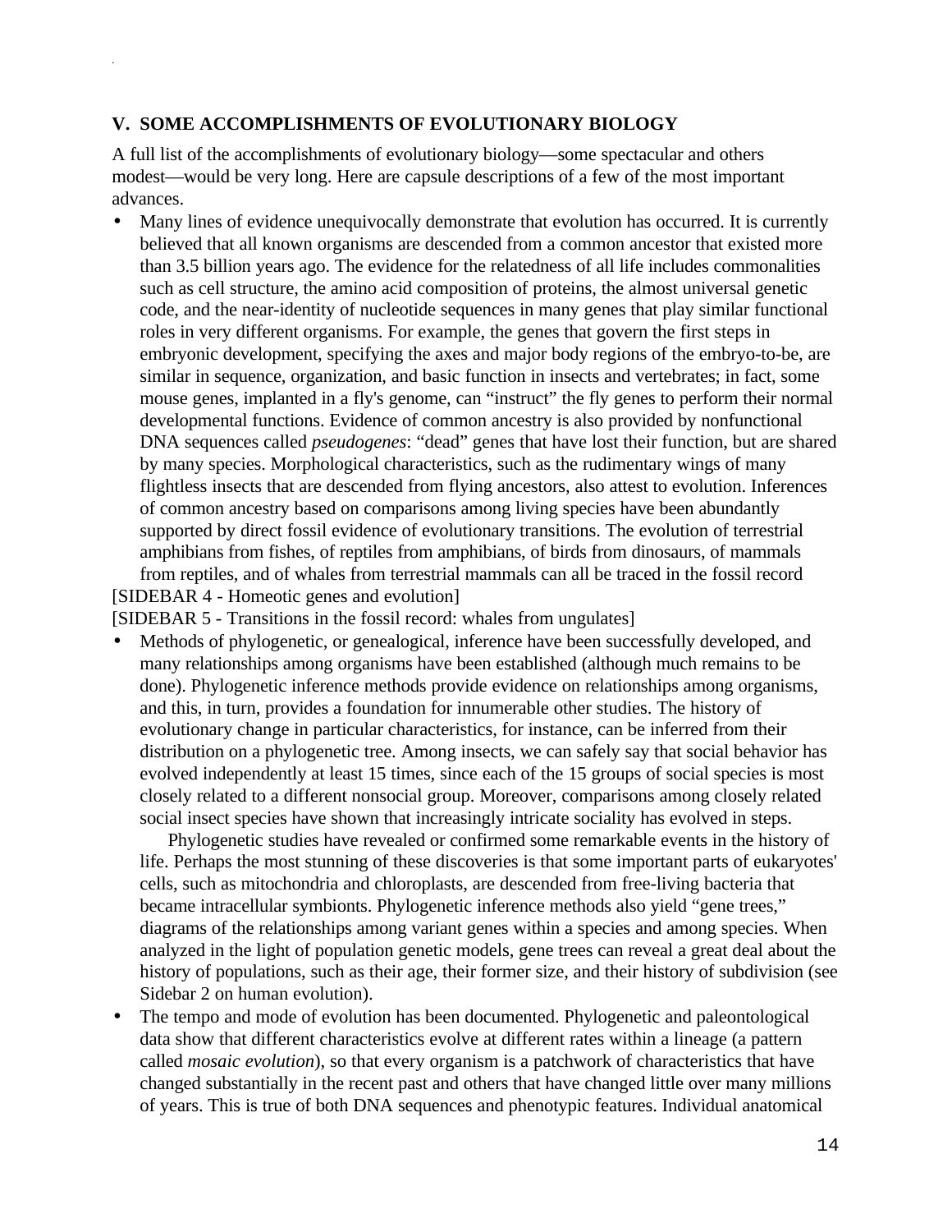## V. SOME ACCOMPLISHMENTS OF EVOLUTIONARY BIOLOGY

A full list of the accomplishments of evolutionary biology—some spectacular and others modest—would be very long. Here are capsule descriptions of a few of the most important advances.

- Many lines of evidence unequivocally demonstrate that evolution has occurred. It is currently believed that all known organisms are descended from a common ancestor that existed more than 3.5 billion years ago. The evidence for the relatedness of all life includes commonalities such as cell structure, the amino acid composition of proteins, the almost universal genetic code, and the near-identity of nucleotide sequences in many genes that play similar functional roles in very different organisms. For example, the genes that govern the first steps in embryonic development, specifying the axes and major body regions of the embryo-to-be, are similar in sequence, organization, and basic function in insects and vertebrates; in fact, some mouse genes, implanted in a fly's genome, can "instruct" the fly genes to perform their normal developmental functions. Evidence of common ancestry is also provided by nonfunctional DNA sequences called *pseudogenes*: "dead" genes that have lost their function, but are shared by many species. Morphological characteristics, such as the rudimentary wings of many flightless insects that are descended from flying ancestors, also attest to evolution. Inferences of common ancestry based on comparisons among living species have been abundantly supported by direct fossil evidence of evolutionary transitions. The evolution of terrestrial amphibians from fishes, of reptiles from amphibians, of birds from dinosaurs, of mammals from reptiles, and of whales from terrestrial mammals can all be traced in the fossil record

[SIDEBAR 4 - Homeotic genes and evolution]

[SIDEBAR 5 - Transitions in the fossil record: whales from ungulates]

- Methods of phylogenetic, or genealogical, inference have been successfully developed, and many relationships among organisms have been established (although much remains to be done). Phylogenetic inference methods provide evidence on relationships among organisms, and this, in turn, provides a foundation for innumerable other studies. The history of evolutionary change in particular characteristics, for instance, can be inferred from their distribution on a phylogenetic tree. Among insects, we can safely say that social behavior has evolved independently at least 15 times, since each of the 15 groups of social species is most closely related to a different nonsocial group. Moreover, comparisons among closely related social insect species have shown that increasingly intricate sociality has evolved in steps.

  Phylogenetic studies have revealed or confirmed some remarkable events in the history of life. Perhaps the most stunning of these discoveries is that some important parts of eukaryotes' cells, such as mitochondria and chloroplasts, are descended from free-living bacteria that became intracellular symbionts. Phylogenetic inference methods also yield "gene trees," diagrams of the relationships among variant genes within a species and among species. When analyzed in the light of population genetic models, gene trees can reveal a great deal about the history of populations, such as their age, their former size, and their history of subdivision (see Sidebar 2 on human evolution).

- The tempo and mode of evolution has been documented. Phylogenetic and paleontological data show that different characteristics evolve at different rates within a lineage (a pattern called *mosaic evolution*), so that every organism is a patchwork of characteristics that have changed substantially in the recent past and others that have changed little over many millions of years. This is true of both DNA sequences and phenotypic features. Individual anatomical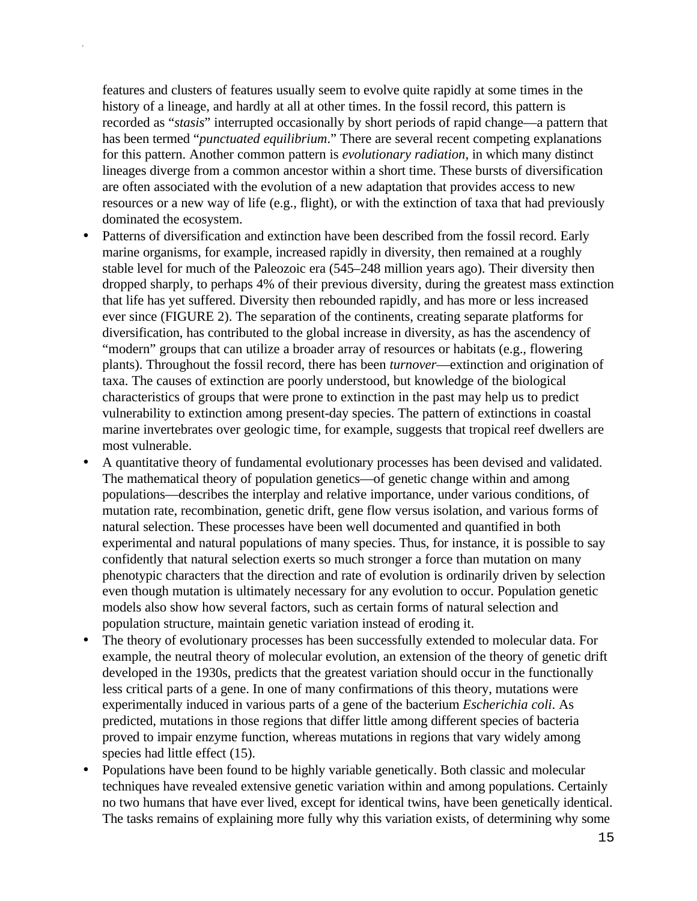features and clusters of features usually seem to evolve quite rapidly at some times in the history of a lineage, and hardly at all at other times. In the fossil record, this pattern is recorded as "*stasis*" interrupted occasionally by short periods of rapid change—a pattern that has been termed "*punctuated equilibrium*." There are several recent competing explanations for this pattern. Another common pattern is *evolutionary radiation*, in which many distinct lineages diverge from a common ancestor within a short time. These bursts of diversification are often associated with the evolution of a new adaptation that provides access to new resources or a new way of life (e.g., flight), or with the extinction of taxa that had previously dominated the ecosystem.

- Patterns of diversification and extinction have been described from the fossil record. Early marine organisms, for example, increased rapidly in diversity, then remained at a roughly stable level for much of the Paleozoic era (545–248 million years ago). Their diversity then dropped sharply, to perhaps 4% of their previous diversity, during the greatest mass extinction that life has yet suffered. Diversity then rebounded rapidly, and has more or less increased ever since (FIGURE 2). The separation of the continents, creating separate platforms for diversification, has contributed to the global increase in diversity, as has the ascendency of "modern" groups that can utilize a broader array of resources or habitats (e.g., flowering plants). Throughout the fossil record, there has been *turnover*—extinction and origination of taxa. The causes of extinction are poorly understood, but knowledge of the biological characteristics of groups that were prone to extinction in the past may help us to predict vulnerability to extinction among present-day species. The pattern of extinctions in coastal marine invertebrates over geologic time, for example, suggests that tropical reef dwellers are most vulnerable.
- A quantitative theory of fundamental evolutionary processes has been devised and validated. The mathematical theory of population genetics—of genetic change within and among populations—describes the interplay and relative importance, under various conditions, of mutation rate, recombination, genetic drift, gene flow versus isolation, and various forms of natural selection. These processes have been well documented and quantified in both experimental and natural populations of many species. Thus, for instance, it is possible to say confidently that natural selection exerts so much stronger a force than mutation on many phenotypic characters that the direction and rate of evolution is ordinarily driven by selection even though mutation is ultimately necessary for any evolution to occur. Population genetic models also show how several factors, such as certain forms of natural selection and population structure, maintain genetic variation instead of eroding it.
- The theory of evolutionary processes has been successfully extended to molecular data. For example, the neutral theory of molecular evolution, an extension of the theory of genetic drift developed in the 1930s, predicts that the greatest variation should occur in the functionally less critical parts of a gene. In one of many confirmations of this theory, mutations were experimentally induced in various parts of a gene of the bacterium *Escherichia coli*. As predicted, mutations in those regions that differ little among different species of bacteria proved to impair enzyme function, whereas mutations in regions that vary widely among species had little effect (15).
- Populations have been found to be highly variable genetically. Both classic and molecular techniques have revealed extensive genetic variation within and among populations. Certainly no two humans that have ever lived, except for identical twins, have been genetically identical. The tasks remains of explaining more fully why this variation exists, of determining why some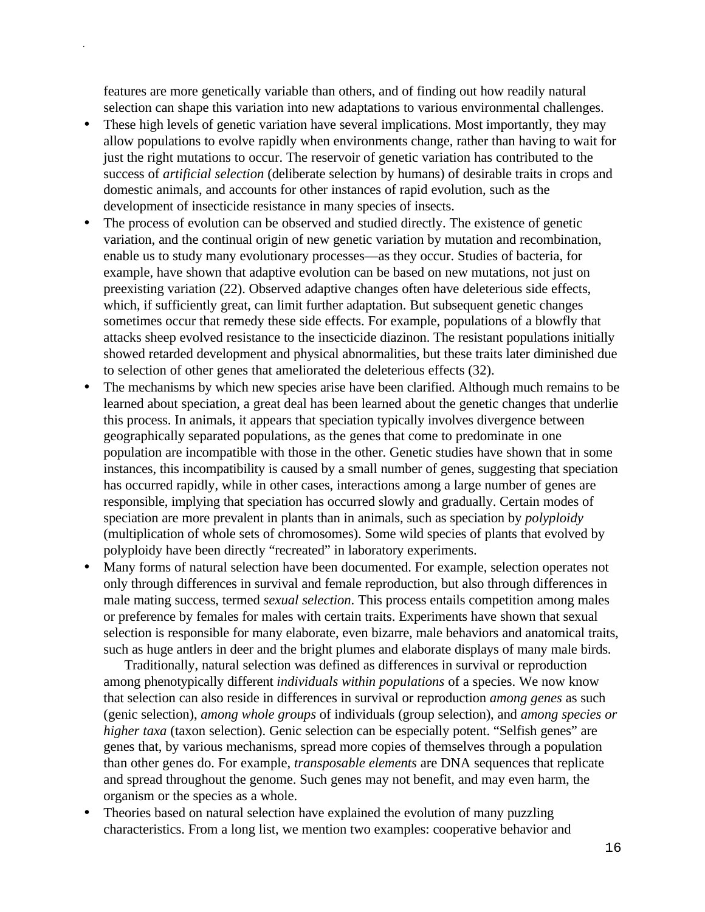features are more genetically variable than others, and of finding out how readily natural selection can shape this variation into new adaptations to various environmental challenges.

- These high levels of genetic variation have several implications. Most importantly, they may allow populations to evolve rapidly when environments change, rather than having to wait for just the right mutations to occur. The reservoir of genetic variation has contributed to the success of *artificial selection* (deliberate selection by humans) of desirable traits in crops and domestic animals, and accounts for other instances of rapid evolution, such as the development of insecticide resistance in many species of insects.
- The process of evolution can be observed and studied directly. The existence of genetic variation, and the continual origin of new genetic variation by mutation and recombination, enable us to study many evolutionary processes—as they occur. Studies of bacteria, for example, have shown that adaptive evolution can be based on new mutations, not just on preexisting variation (22). Observed adaptive changes often have deleterious side effects, which, if sufficiently great, can limit further adaptation. But subsequent genetic changes sometimes occur that remedy these side effects. For example, populations of a blowfly that attacks sheep evolved resistance to the insecticide diazinon. The resistant populations initially showed retarded development and physical abnormalities, but these traits later diminished due to selection of other genes that ameliorated the deleterious effects (32).
- The mechanisms by which new species arise have been clarified. Although much remains to be learned about speciation, a great deal has been learned about the genetic changes that underlie this process. In animals, it appears that speciation typically involves divergence between geographically separated populations, as the genes that come to predominate in one population are incompatible with those in the other. Genetic studies have shown that in some instances, this incompatibility is caused by a small number of genes, suggesting that speciation has occurred rapidly, while in other cases, interactions among a large number of genes are responsible, implying that speciation has occurred slowly and gradually. Certain modes of speciation are more prevalent in plants than in animals, such as speciation by *polyploidy* (multiplication of whole sets of chromosomes). Some wild species of plants that evolved by polyploidy have been directly "recreated" in laboratory experiments.
- Many forms of natural selection have been documented. For example, selection operates not only through differences in survival and female reproduction, but also through differences in male mating success, termed *sexual selection*. This process entails competition among males or preference by females for males with certain traits. Experiments have shown that sexual selection is responsible for many elaborate, even bizarre, male behaviors and anatomical traits, such as huge antlers in deer and the bright plumes and elaborate displays of many male birds.

  Traditionally, natural selection was defined as differences in survival or reproduction among phenotypically different *individuals within populations* of a species. We now know that selection can also reside in differences in survival or reproduction *among genes* as such (genic selection), *among whole groups* of individuals (group selection), and *among species or higher taxa* (taxon selection). Genic selection can be especially potent. "Selfish genes" are genes that, by various mechanisms, spread more copies of themselves through a population than other genes do. For example, *transposable elements* are DNA sequences that replicate and spread throughout the genome. Such genes may not benefit, and may even harm, the organism or the species as a whole.
- Theories based on natural selection have explained the evolution of many puzzling characteristics. From a long list, we mention two examples: cooperative behavior and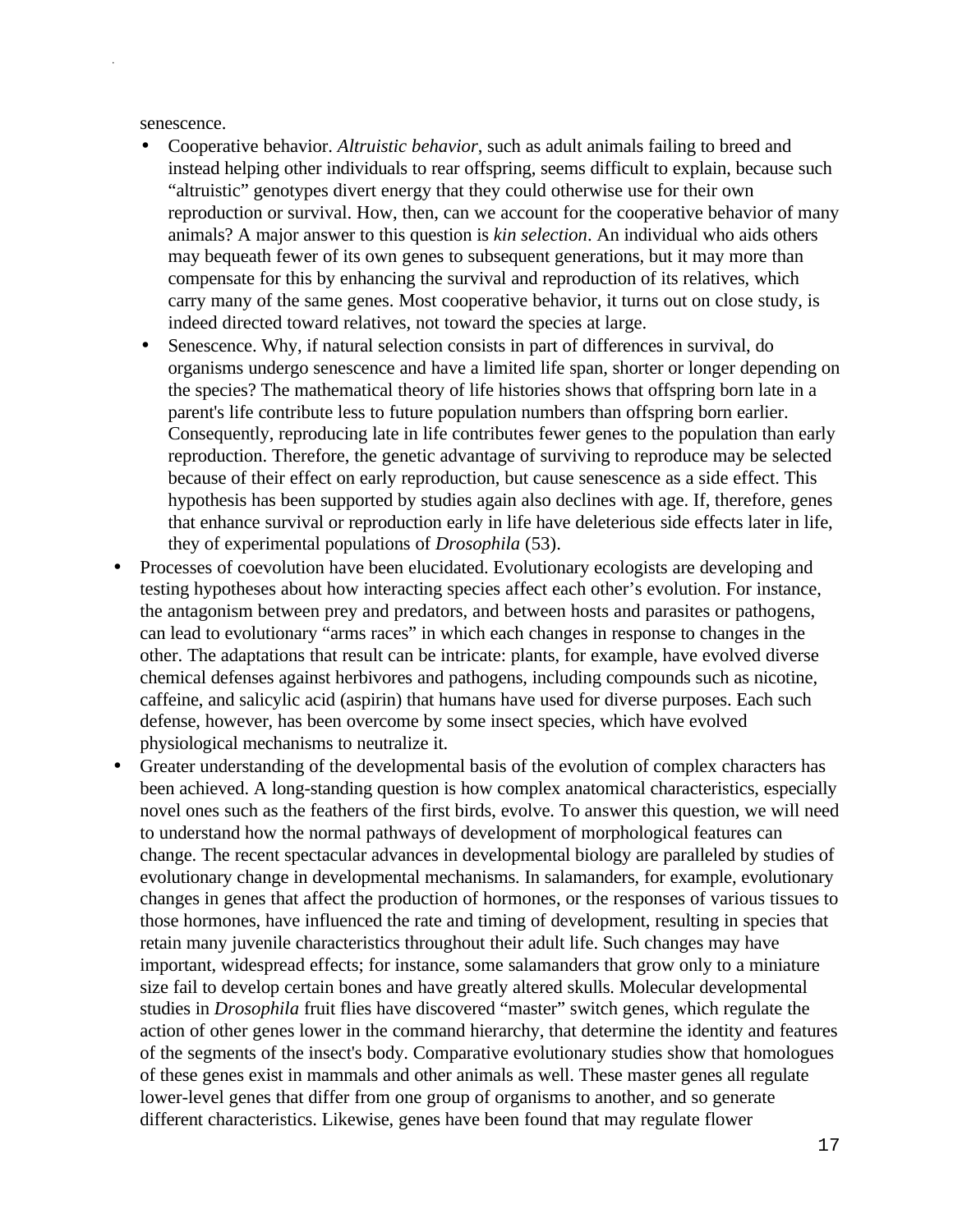senescence.

- Cooperative behavior. *Altruistic behavior*, such as adult animals failing to breed and instead helping other individuals to rear offspring, seems difficult to explain, because such “altruistic” genotypes divert energy that they could otherwise use for their own reproduction or survival. How, then, can we account for the cooperative behavior of many animals? A major answer to this question is *kin selection*. An individual who aids others may bequeath fewer of its own genes to subsequent generations, but it may more than compensate for this by enhancing the survival and reproduction of its relatives, which carry many of the same genes. Most cooperative behavior, it turns out on close study, is indeed directed toward relatives, not toward the species at large.
- Senescence. Why, if natural selection consists in part of differences in survival, do organisms undergo senescence and have a limited life span, shorter or longer depending on the species? The mathematical theory of life histories shows that offspring born late in a parent's life contribute less to future population numbers than offspring born earlier. Consequently, reproducing late in life contributes fewer genes to the population than early reproduction. Therefore, the genetic advantage of surviving to reproduce may be selected because of their effect on early reproduction, but cause senescence as a side effect. This hypothesis has been supported by studies again also declines with age. If, therefore, genes that enhance survival or reproduction early in life have deleterious side effects later in life, they of experimental populations of *Drosophila* (53).

- Processes of coevolution have been elucidated. Evolutionary ecologists are developing and testing hypotheses about how interacting species affect each other’s evolution. For instance, the antagonism between prey and predators, and between hosts and parasites or pathogens, can lead to evolutionary “arms races” in which each changes in response to changes in the other. The adaptations that result can be intricate: plants, for example, have evolved diverse chemical defenses against herbivores and pathogens, including compounds such as nicotine, caffeine, and salicylic acid (aspirin) that humans have used for diverse purposes. Each such defense, however, has been overcome by some insect species, which have evolved physiological mechanisms to neutralize it.
- Greater understanding of the developmental basis of the evolution of complex characters has been achieved. A long-standing question is how complex anatomical characteristics, especially novel ones such as the feathers of the first birds, evolve. To answer this question, we will need to understand how the normal pathways of development of morphological features can change. The recent spectacular advances in developmental biology are paralleled by studies of evolutionary change in developmental mechanisms. In salamanders, for example, evolutionary changes in genes that affect the production of hormones, or the responses of various tissues to those hormones, have influenced the rate and timing of development, resulting in species that retain many juvenile characteristics throughout their adult life. Such changes may have important, widespread effects; for instance, some salamanders that grow only to a miniature size fail to develop certain bones and have greatly altered skulls. Molecular developmental studies in *Drosophila* fruit flies have discovered “master” switch genes, which regulate the action of other genes lower in the command hierarchy, that determine the identity and features of the segments of the insect's body. Comparative evolutionary studies show that homologues of these genes exist in mammals and other animals as well. These master genes all regulate lower-level genes that differ from one group of organisms to another, and so generate different characteristics. Likewise, genes have been found that may regulate flower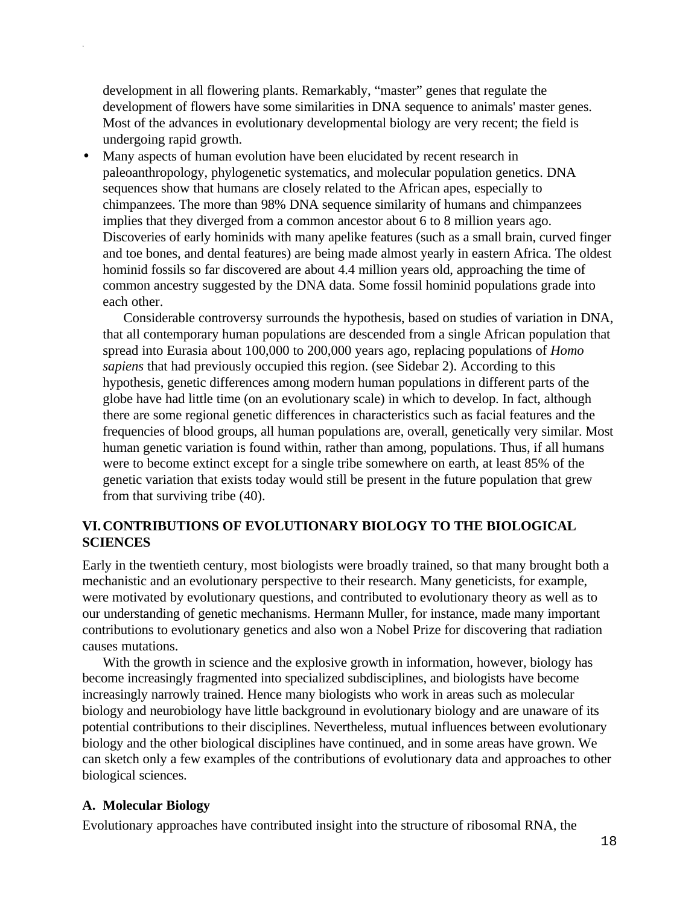development in all flowering plants. Remarkably, “master” genes that regulate the development of flowers have some similarities in DNA sequence to animals' master genes. Most of the advances in evolutionary developmental biology are very recent; the field is undergoing rapid growth.

- Many aspects of human evolution have been elucidated by recent research in paleoanthropology, phylogenetic systematics, and molecular population genetics. DNA sequences show that humans are closely related to the African apes, especially to chimpanzees. The more than 98% DNA sequence similarity of humans and chimpanzees implies that they diverged from a common ancestor about 6 to 8 million years ago. Discoveries of early hominids with many apelike features (such as a small brain, curved finger and toe bones, and dental features) are being made almost yearly in eastern Africa. The oldest hominid fossils so far discovered are about 4.4 million years old, approaching the time of common ancestry suggested by the DNA data. Some fossil hominid populations grade into each other.

  Considerable controversy surrounds the hypothesis, based on studies of variation in DNA, that all contemporary human populations are descended from a single African population that spread into Eurasia about 100,000 to 200,000 years ago, replacing populations of *Homo sapiens* that had previously occupied this region. (see Sidebar 2). According to this hypothesis, genetic differences among modern human populations in different parts of the globe have had little time (on an evolutionary scale) in which to develop. In fact, although there are some regional genetic differences in characteristics such as facial features and the frequencies of blood groups, all human populations are, overall, genetically very similar. Most human genetic variation is found within, rather than among, populations. Thus, if all humans were to become extinct except for a single tribe somewhere on earth, at least 85% of the genetic variation that exists today would still be present in the future population that grew from that surviving tribe (40).

## VI. CONTRIBUTIONS OF EVOLUTIONARY BIOLOGY TO THE BIOLOGICAL SCIENCES

Early in the twentieth century, most biologists were broadly trained, so that many brought both a mechanistic and an evolutionary perspective to their research. Many geneticists, for example, were motivated by evolutionary questions, and contributed to evolutionary theory as well as to our understanding of genetic mechanisms. Hermann Muller, for instance, made many important contributions to evolutionary genetics and also won a Nobel Prize for discovering that radiation causes mutations.

With the growth in science and the explosive growth in information, however, biology has become increasingly fragmented into specialized subdisciplines, and biologists have become increasingly narrowly trained. Hence many biologists who work in areas such as molecular biology and neurobiology have little background in evolutionary biology and are unaware of its potential contributions to their disciplines. Nevertheless, mutual influences between evolutionary biology and the other biological disciplines have continued, and in some areas have grown. We can sketch only a few examples of the contributions of evolutionary data and approaches to other biological sciences.

### A. Molecular Biology

Evolutionary approaches have contributed insight into the structure of ribosomal RNA, the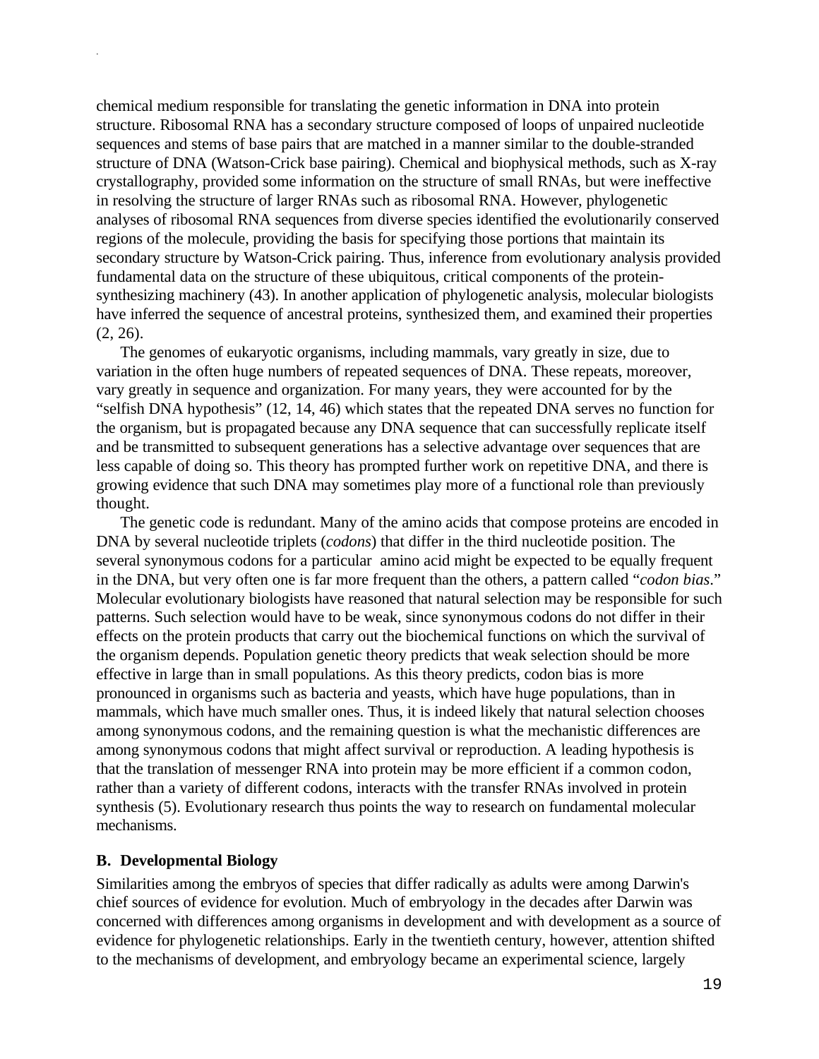chemical medium responsible for translating the genetic information in DNA into protein structure. Ribosomal RNA has a secondary structure composed of loops of unpaired nucleotide sequences and stems of base pairs that are matched in a manner similar to the double-stranded structure of DNA (Watson-Crick base pairing). Chemical and biophysical methods, such as X-ray crystallography, provided some information on the structure of small RNAs, but were ineffective in resolving the structure of larger RNAs such as ribosomal RNA. However, phylogenetic analyses of ribosomal RNA sequences from diverse species identified the evolutionarily conserved regions of the molecule, providing the basis for specifying those portions that maintain its secondary structure by Watson-Crick pairing. Thus, inference from evolutionary analysis provided fundamental data on the structure of these ubiquitous, critical components of the protein-synthesizing machinery (43). In another application of phylogenetic analysis, molecular biologists have inferred the sequence of ancestral proteins, synthesized them, and examined their properties (2, 26).

The genomes of eukaryotic organisms, including mammals, vary greatly in size, due to variation in the often huge numbers of repeated sequences of DNA. These repeats, moreover, vary greatly in sequence and organization. For many years, they were accounted for by the "selfish DNA hypothesis" (12, 14, 46) which states that the repeated DNA serves no function for the organism, but is propagated because any DNA sequence that can successfully replicate itself and be transmitted to subsequent generations has a selective advantage over sequences that are less capable of doing so. This theory has prompted further work on repetitive DNA, and there is growing evidence that such DNA may sometimes play more of a functional role than previously thought.

The genetic code is redundant. Many of the amino acids that compose proteins are encoded in DNA by several nucleotide triplets (*codons*) that differ in the third nucleotide position. The several synonymous codons for a particular amino acid might be expected to be equally frequent in the DNA, but very often one is far more frequent than the others, a pattern called "*codon bias*." Molecular evolutionary biologists have reasoned that natural selection may be responsible for such patterns. Such selection would have to be weak, since synonymous codons do not differ in their effects on the protein products that carry out the biochemical functions on which the survival of the organism depends. Population genetic theory predicts that weak selection should be more effective in large than in small populations. As this theory predicts, codon bias is more pronounced in organisms such as bacteria and yeasts, which have huge populations, than in mammals, which have much smaller ones. Thus, it is indeed likely that natural selection chooses among synonymous codons, and the remaining question is what the mechanistic differences are among synonymous codons that might affect survival or reproduction. A leading hypothesis is that the translation of messenger RNA into protein may be more efficient if a common codon, rather than a variety of different codons, interacts with the transfer RNAs involved in protein synthesis (5). Evolutionary research thus points the way to research on fundamental molecular mechanisms.

## B. Developmental Biology

Similarities among the embryos of species that differ radically as adults were among Darwin's chief sources of evidence for evolution. Much of embryology in the decades after Darwin was concerned with differences among organisms in development and with development as a source of evidence for phylogenetic relationships. Early in the twentieth century, however, attention shifted to the mechanisms of development, and embryology became an experimental science, largely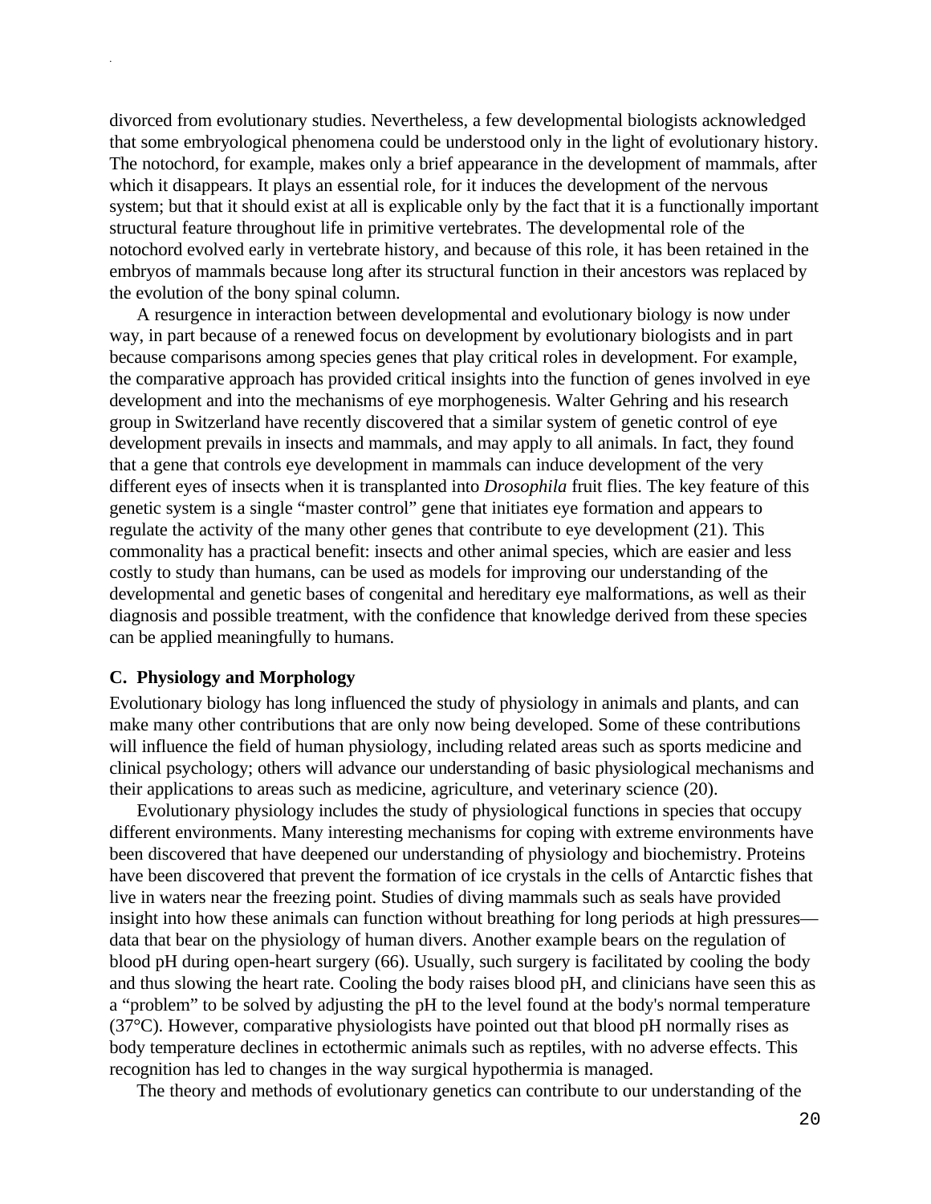divorced from evolutionary studies. Nevertheless, a few developmental biologists acknowledged that some embryological phenomena could be understood only in the light of evolutionary history. The notochord, for example, makes only a brief appearance in the development of mammals, after which it disappears. It plays an essential role, for it induces the development of the nervous system; but that it should exist at all is explicable only by the fact that it is a functionally important structural feature throughout life in primitive vertebrates. The developmental role of the notochord evolved early in vertebrate history, and because of this role, it has been retained in the embryos of mammals because long after its structural function in their ancestors was replaced by the evolution of the bony spinal column.

A resurgence in interaction between developmental and evolutionary biology is now under way, in part because of a renewed focus on development by evolutionary biologists and in part because comparisons among species genes that play critical roles in development. For example, the comparative approach has provided critical insights into the function of genes involved in eye development and into the mechanisms of eye morphogenesis. Walter Gehring and his research group in Switzerland have recently discovered that a similar system of genetic control of eye development prevails in insects and mammals, and may apply to all animals. In fact, they found that a gene that controls eye development in mammals can induce development of the very different eyes of insects when it is transplanted into *Drosophila* fruit flies. The key feature of this genetic system is a single "master control" gene that initiates eye formation and appears to regulate the activity of the many other genes that contribute to eye development (21). This commonality has a practical benefit: insects and other animal species, which are easier and less costly to study than humans, can be used as models for improving our understanding of the developmental and genetic bases of congenital and hereditary eye malformations, as well as their diagnosis and possible treatment, with the confidence that knowledge derived from these species can be applied meaningfully to humans.

### C. Physiology and Morphology

Evolutionary biology has long influenced the study of physiology in animals and plants, and can make many other contributions that are only now being developed. Some of these contributions will influence the field of human physiology, including related areas such as sports medicine and clinical psychology; others will advance our understanding of basic physiological mechanisms and their applications to areas such as medicine, agriculture, and veterinary science (20).

Evolutionary physiology includes the study of physiological functions in species that occupy different environments. Many interesting mechanisms for coping with extreme environments have been discovered that have deepened our understanding of physiology and biochemistry. Proteins have been discovered that prevent the formation of ice crystals in the cells of Antarctic fishes that live in waters near the freezing point. Studies of diving mammals such as seals have provided insight into how these animals can function without breathing for long periods at high pressures—data that bear on the physiology of human divers. Another example bears on the regulation of blood pH during open-heart surgery (66). Usually, such surgery is facilitated by cooling the body and thus slowing the heart rate. Cooling the body raises blood pH, and clinicians have seen this as a "problem" to be solved by adjusting the pH to the level found at the body's normal temperature (37°C). However, comparative physiologists have pointed out that blood pH normally rises as body temperature declines in ectothermic animals such as reptiles, with no adverse effects. This recognition has led to changes in the way surgical hypothermia is managed.

The theory and methods of evolutionary genetics can contribute to our understanding of the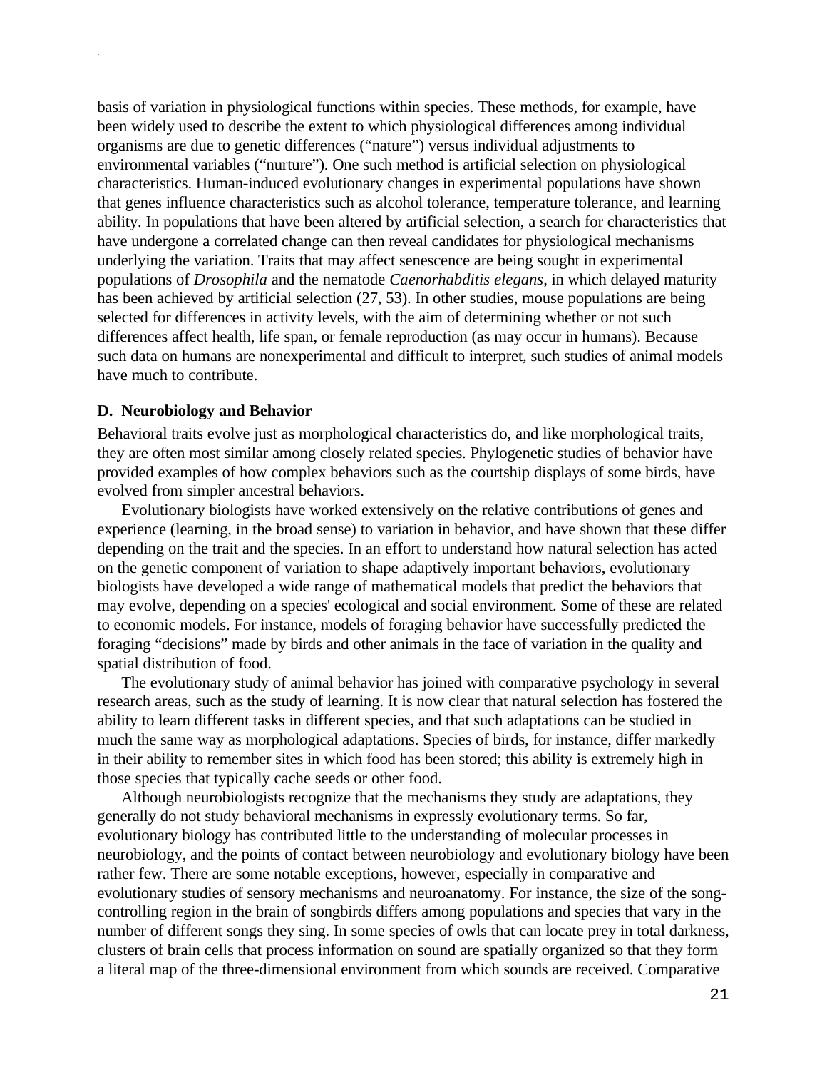basis of variation in physiological functions within species. These methods, for example, have been widely used to describe the extent to which physiological differences among individual organisms are due to genetic differences ("nature") versus individual adjustments to environmental variables ("nurture"). One such method is artificial selection on physiological characteristics. Human-induced evolutionary changes in experimental populations have shown that genes influence characteristics such as alcohol tolerance, temperature tolerance, and learning ability. In populations that have been altered by artificial selection, a search for characteristics that have undergone a correlated change can then reveal candidates for physiological mechanisms underlying the variation. Traits that may affect senescence are being sought in experimental populations of *Drosophila* and the nematode *Caenorhabditis elegans*, in which delayed maturity has been achieved by artificial selection (27, 53). In other studies, mouse populations are being selected for differences in activity levels, with the aim of determining whether or not such differences affect health, life span, or female reproduction (as may occur in humans). Because such data on humans are nonexperimental and difficult to interpret, such studies of animal models have much to contribute.

### D. Neurobiology and Behavior

Behavioral traits evolve just as morphological characteristics do, and like morphological traits, they are often most similar among closely related species. Phylogenetic studies of behavior have provided examples of how complex behaviors such as the courtship displays of some birds, have evolved from simpler ancestral behaviors.

Evolutionary biologists have worked extensively on the relative contributions of genes and experience (learning, in the broad sense) to variation in behavior, and have shown that these differ depending on the trait and the species. In an effort to understand how natural selection has acted on the genetic component of variation to shape adaptively important behaviors, evolutionary biologists have developed a wide range of mathematical models that predict the behaviors that may evolve, depending on a species' ecological and social environment. Some of these are related to economic models. For instance, models of foraging behavior have successfully predicted the foraging "decisions" made by birds and other animals in the face of variation in the quality and spatial distribution of food.

The evolutionary study of animal behavior has joined with comparative psychology in several research areas, such as the study of learning. It is now clear that natural selection has fostered the ability to learn different tasks in different species, and that such adaptations can be studied in much the same way as morphological adaptations. Species of birds, for instance, differ markedly in their ability to remember sites in which food has been stored; this ability is extremely high in those species that typically cache seeds or other food.

Although neurobiologists recognize that the mechanisms they study are adaptations, they generally do not study behavioral mechanisms in expressly evolutionary terms. So far, evolutionary biology has contributed little to the understanding of molecular processes in neurobiology, and the points of contact between neurobiology and evolutionary biology have been rather few. There are some notable exceptions, however, especially in comparative and evolutionary studies of sensory mechanisms and neuroanatomy. For instance, the size of the song-controlling region in the brain of songbirds differs among populations and species that vary in the number of different songs they sing. In some species of owls that can locate prey in total darkness, clusters of brain cells that process information on sound are spatially organized so that they form a literal map of the three-dimensional environment from which sounds are received. Comparative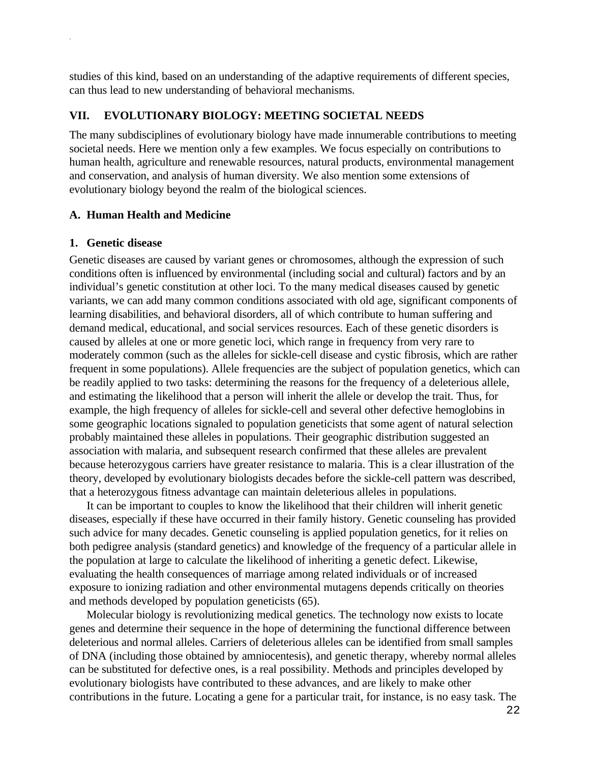studies of this kind, based on an understanding of the adaptive requirements of different species, can thus lead to new understanding of behavioral mechanisms.

## VII. EVOLUTIONARY BIOLOGY: MEETING SOCIETAL NEEDS

The many subdisciplines of evolutionary biology have made innumerable contributions to meeting societal needs. Here we mention only a few examples. We focus especially on contributions to human health, agriculture and renewable resources, natural products, environmental management and conservation, and analysis of human diversity. We also mention some extensions of evolutionary biology beyond the realm of the biological sciences.

### A. Human Health and Medicine

#### 1. Genetic disease

Genetic diseases are caused by variant genes or chromosomes, although the expression of such conditions often is influenced by environmental (including social and cultural) factors and by an individual's genetic constitution at other loci. To the many medical diseases caused by genetic variants, we can add many common conditions associated with old age, significant components of learning disabilities, and behavioral disorders, all of which contribute to human suffering and demand medical, educational, and social services resources. Each of these genetic disorders is caused by alleles at one or more genetic loci, which range in frequency from very rare to moderately common (such as the alleles for sickle-cell disease and cystic fibrosis, which are rather frequent in some populations). Allele frequencies are the subject of population genetics, which can be readily applied to two tasks: determining the reasons for the frequency of a deleterious allele, and estimating the likelihood that a person will inherit the allele or develop the trait. Thus, for example, the high frequency of alleles for sickle-cell and several other defective hemoglobins in some geographic locations signaled to population geneticists that some agent of natural selection probably maintained these alleles in populations. Their geographic distribution suggested an association with malaria, and subsequent research confirmed that these alleles are prevalent because heterozygous carriers have greater resistance to malaria. This is a clear illustration of the theory, developed by evolutionary biologists decades before the sickle-cell pattern was described, that a heterozygous fitness advantage can maintain deleterious alleles in populations.

It can be important to couples to know the likelihood that their children will inherit genetic diseases, especially if these have occurred in their family history. Genetic counseling has provided such advice for many decades. Genetic counseling is applied population genetics, for it relies on both pedigree analysis (standard genetics) and knowledge of the frequency of a particular allele in the population at large to calculate the likelihood of inheriting a genetic defect. Likewise, evaluating the health consequences of marriage among related individuals or of increased exposure to ionizing radiation and other environmental mutagens depends critically on theories and methods developed by population geneticists (65).

Molecular biology is revolutionizing medical genetics. The technology now exists to locate genes and determine their sequence in the hope of determining the functional difference between deleterious and normal alleles. Carriers of deleterious alleles can be identified from small samples of DNA (including those obtained by amniocentesis), and genetic therapy, whereby normal alleles can be substituted for defective ones, is a real possibility. Methods and principles developed by evolutionary biologists have contributed to these advances, and are likely to make other contributions in the future. Locating a gene for a particular trait, for instance, is no easy task. The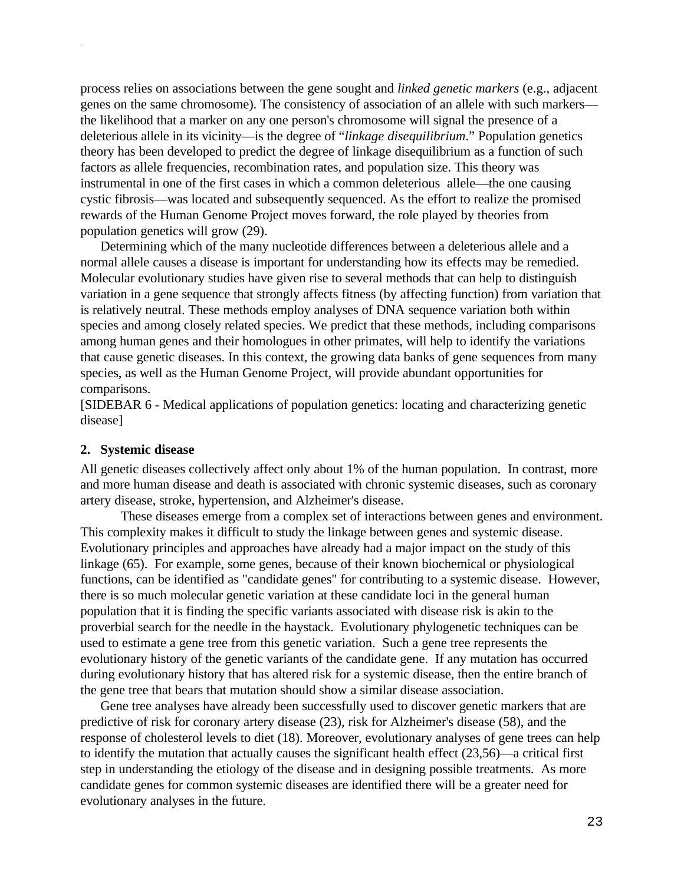process relies on associations between the gene sought and *linked genetic markers* (e.g., adjacent genes on the same chromosome). The consistency of association of an allele with such markers—the likelihood that a marker on any one person's chromosome will signal the presence of a deleterious allele in its vicinity—is the degree of "*linkage disequilibrium*." Population genetics theory has been developed to predict the degree of linkage disequilibrium as a function of such factors as allele frequencies, recombination rates, and population size. This theory was instrumental in one of the first cases in which a common deleterious allele—the one causing cystic fibrosis—was located and subsequently sequenced. As the effort to realize the promised rewards of the Human Genome Project moves forward, the role played by theories from population genetics will grow (29).

Determining which of the many nucleotide differences between a deleterious allele and a normal allele causes a disease is important for understanding how its effects may be remedied. Molecular evolutionary studies have given rise to several methods that can help to distinguish variation in a gene sequence that strongly affects fitness (by affecting function) from variation that is relatively neutral. These methods employ analyses of DNA sequence variation both within species and among closely related species. We predict that these methods, including comparisons among human genes and their homologues in other primates, will help to identify the variations that cause genetic diseases. In this context, the growing data banks of gene sequences from many species, as well as the Human Genome Project, will provide abundant opportunities for comparisons.

[SIDEBAR 6 - Medical applications of population genetics: locating and characterizing genetic disease]

**2. Systemic disease**

All genetic diseases collectively affect only about 1% of the human population. In contrast, more and more human disease and death is associated with chronic systemic diseases, such as coronary artery disease, stroke, hypertension, and Alzheimer's disease.

These diseases emerge from a complex set of interactions between genes and environment. This complexity makes it difficult to study the linkage between genes and systemic disease. Evolutionary principles and approaches have already had a major impact on the study of this linkage (65). For example, some genes, because of their known biochemical or physiological functions, can be identified as "candidate genes" for contributing to a systemic disease. However, there is so much molecular genetic variation at these candidate loci in the general human population that it is finding the specific variants associated with disease risk is akin to the proverbial search for the needle in the haystack. Evolutionary phylogenetic techniques can be used to estimate a gene tree from this genetic variation. Such a gene tree represents the evolutionary history of the genetic variants of the candidate gene. If any mutation has occurred during evolutionary history that has altered risk for a systemic disease, then the entire branch of the gene tree that bears that mutation should show a similar disease association.

Gene tree analyses have already been successfully used to discover genetic markers that are predictive of risk for coronary artery disease (23), risk for Alzheimer's disease (58), and the response of cholesterol levels to diet (18). Moreover, evolutionary analyses of gene trees can help to identify the mutation that actually causes the significant health effect (23,56)—a critical first step in understanding the etiology of the disease and in designing possible treatments. As more candidate genes for common systemic diseases are identified there will be a greater need for evolutionary analyses in the future.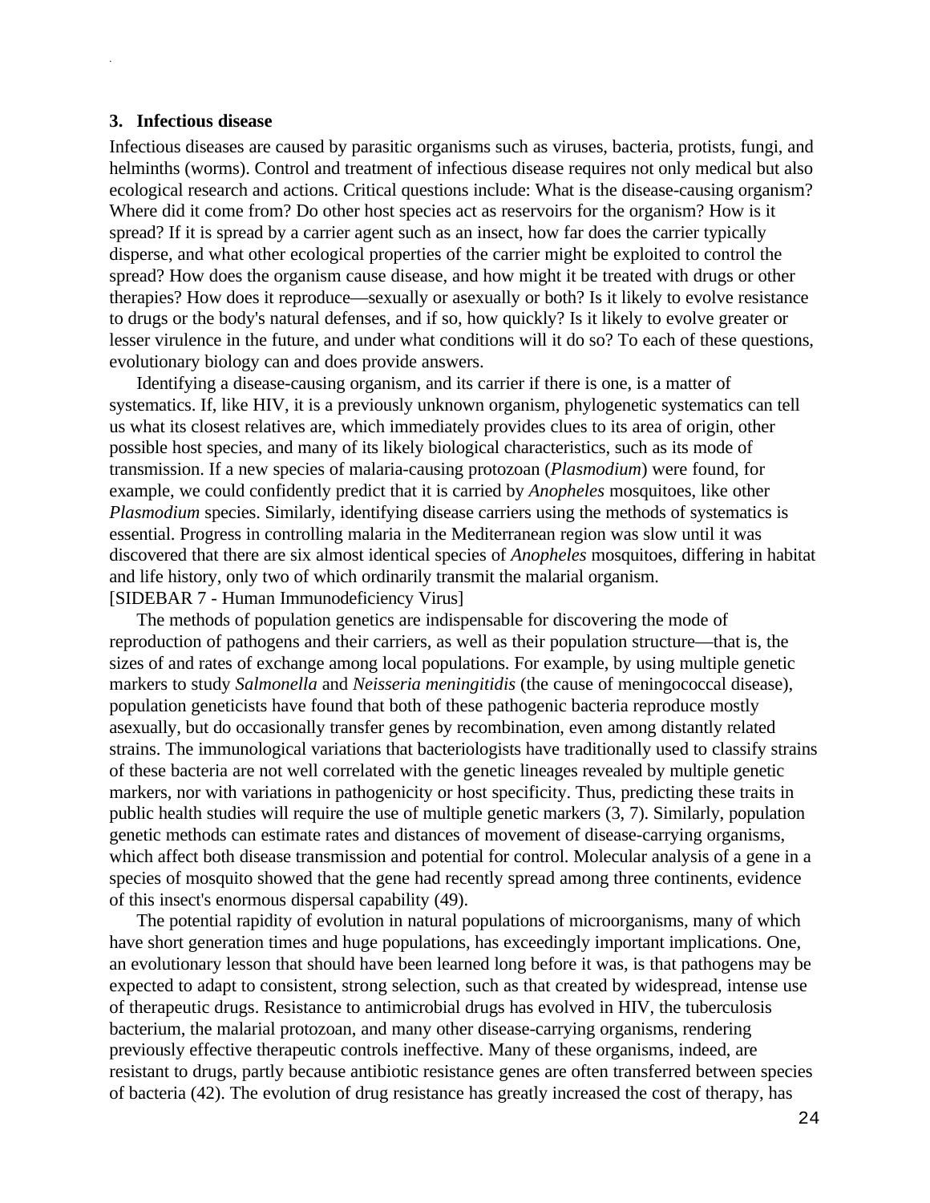### 3. Infectious disease

Infectious diseases are caused by parasitic organisms such as viruses, bacteria, protists, fungi, and helminths (worms). Control and treatment of infectious disease requires not only medical but also ecological research and actions. Critical questions include: What is the disease-causing organism? Where did it come from? Do other host species act as reservoirs for the organism? How is it spread? If it is spread by a carrier agent such as an insect, how far does the carrier typically disperse, and what other ecological properties of the carrier might be exploited to control the spread? How does the organism cause disease, and how might it be treated with drugs or other therapies? How does it reproduce—sexually or asexually or both? Is it likely to evolve resistance to drugs or the body's natural defenses, and if so, how quickly? Is it likely to evolve greater or lesser virulence in the future, and under what conditions will it do so? To each of these questions, evolutionary biology can and does provide answers.

Identifying a disease-causing organism, and its carrier if there is one, is a matter of systematics. If, like HIV, it is a previously unknown organism, phylogenetic systematics can tell us what its closest relatives are, which immediately provides clues to its area of origin, other possible host species, and many of its likely biological characteristics, such as its mode of transmission. If a new species of malaria-causing protozoan (*Plasmodium*) were found, for example, we could confidently predict that it is carried by *Anopheles* mosquitoes, like other *Plasmodium* species. Similarly, identifying disease carriers using the methods of systematics is essential. Progress in controlling malaria in the Mediterranean region was slow until it was discovered that there are six almost identical species of *Anopheles* mosquitoes, differing in habitat and life history, only two of which ordinarily transmit the malarial organism.

[SIDEBAR 7 - Human Immunodeficiency Virus]

The methods of population genetics are indispensable for discovering the mode of reproduction of pathogens and their carriers, as well as their population structure—that is, the sizes of and rates of exchange among local populations. For example, by using multiple genetic markers to study *Salmonella* and *Neisseria meningitidis* (the cause of meningococcal disease), population geneticists have found that both of these pathogenic bacteria reproduce mostly asexually, but do occasionally transfer genes by recombination, even among distantly related strains. The immunological variations that bacteriologists have traditionally used to classify strains of these bacteria are not well correlated with the genetic lineages revealed by multiple genetic markers, nor with variations in pathogenicity or host specificity. Thus, predicting these traits in public health studies will require the use of multiple genetic markers (3, 7). Similarly, population genetic methods can estimate rates and distances of movement of disease-carrying organisms, which affect both disease transmission and potential for control. Molecular analysis of a gene in a species of mosquito showed that the gene had recently spread among three continents, evidence of this insect's enormous dispersal capability (49).

The potential rapidity of evolution in natural populations of microorganisms, many of which have short generation times and huge populations, has exceedingly important implications. One, an evolutionary lesson that should have been learned long before it was, is that pathogens may be expected to adapt to consistent, strong selection, such as that created by widespread, intense use of therapeutic drugs. Resistance to antimicrobial drugs has evolved in HIV, the tuberculosis bacterium, the malarial protozoan, and many other disease-carrying organisms, rendering previously effective therapeutic controls ineffective. Many of these organisms, indeed, are resistant to drugs, partly because antibiotic resistance genes are often transferred between species of bacteria (42). The evolution of drug resistance has greatly increased the cost of therapy, has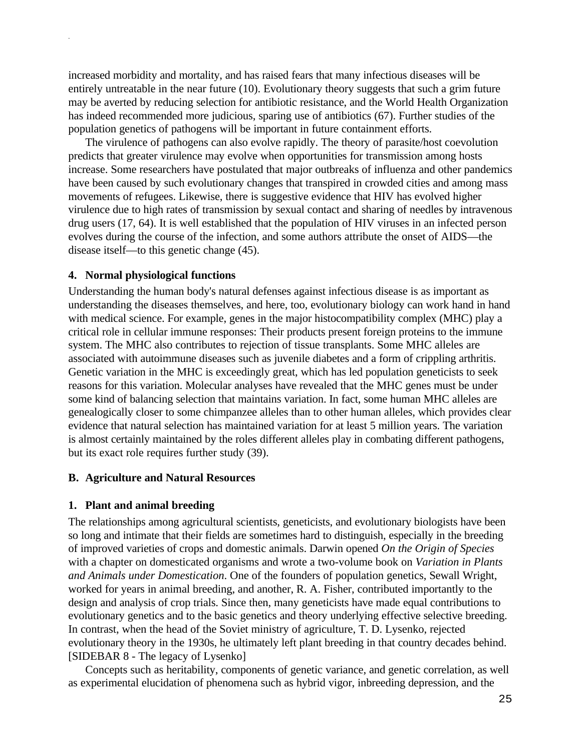increased morbidity and mortality, and has raised fears that many infectious diseases will be entirely untreatable in the near future (10). Evolutionary theory suggests that such a grim future may be averted by reducing selection for antibiotic resistance, and the World Health Organization has indeed recommended more judicious, sparing use of antibiotics (67). Further studies of the population genetics of pathogens will be important in future containment efforts.

The virulence of pathogens can also evolve rapidly. The theory of parasite/host coevolution predicts that greater virulence may evolve when opportunities for transmission among hosts increase. Some researchers have postulated that major outbreaks of influenza and other pandemics have been caused by such evolutionary changes that transpired in crowded cities and among mass movements of refugees. Likewise, there is suggestive evidence that HIV has evolved higher virulence due to high rates of transmission by sexual contact and sharing of needles by intravenous drug users (17, 64). It is well established that the population of HIV viruses in an infected person evolves during the course of the infection, and some authors attribute the onset of AIDS—the disease itself—to this genetic change (45).

#### 4. Normal physiological functions

Understanding the human body's natural defenses against infectious disease is as important as understanding the diseases themselves, and here, too, evolutionary biology can work hand in hand with medical science. For example, genes in the major histocompatibility complex (MHC) play a critical role in cellular immune responses: Their products present foreign proteins to the immune system. The MHC also contributes to rejection of tissue transplants. Some MHC alleles are associated with autoimmune diseases such as juvenile diabetes and a form of crippling arthritis. Genetic variation in the MHC is exceedingly great, which has led population geneticists to seek reasons for this variation. Molecular analyses have revealed that the MHC genes must be under some kind of balancing selection that maintains variation. In fact, some human MHC alleles are genealogically closer to some chimpanzee alleles than to other human alleles, which provides clear evidence that natural selection has maintained variation for at least 5 million years. The variation is almost certainly maintained by the roles different alleles play in combating different pathogens, but its exact role requires further study (39).

### B. Agriculture and Natural Resources

#### 1. Plant and animal breeding

The relationships among agricultural scientists, geneticists, and evolutionary biologists have been so long and intimate that their fields are sometimes hard to distinguish, especially in the breeding of improved varieties of crops and domestic animals. Darwin opened *On the Origin of Species* with a chapter on domesticated organisms and wrote a two-volume book on *Variation in Plants and Animals under Domestication*. One of the founders of population genetics, Sewall Wright, worked for years in animal breeding, and another, R. A. Fisher, contributed importantly to the design and analysis of crop trials. Since then, many geneticists have made equal contributions to evolutionary genetics and to the basic genetics and theory underlying effective selective breeding. In contrast, when the head of the Soviet ministry of agriculture, T. D. Lysenko, rejected evolutionary theory in the 1930s, he ultimately left plant breeding in that country decades behind. [SIDEBAR 8 - The legacy of Lysenko]

Concepts such as heritability, components of genetic variance, and genetic correlation, as well as experimental elucidation of phenomena such as hybrid vigor, inbreeding depression, and the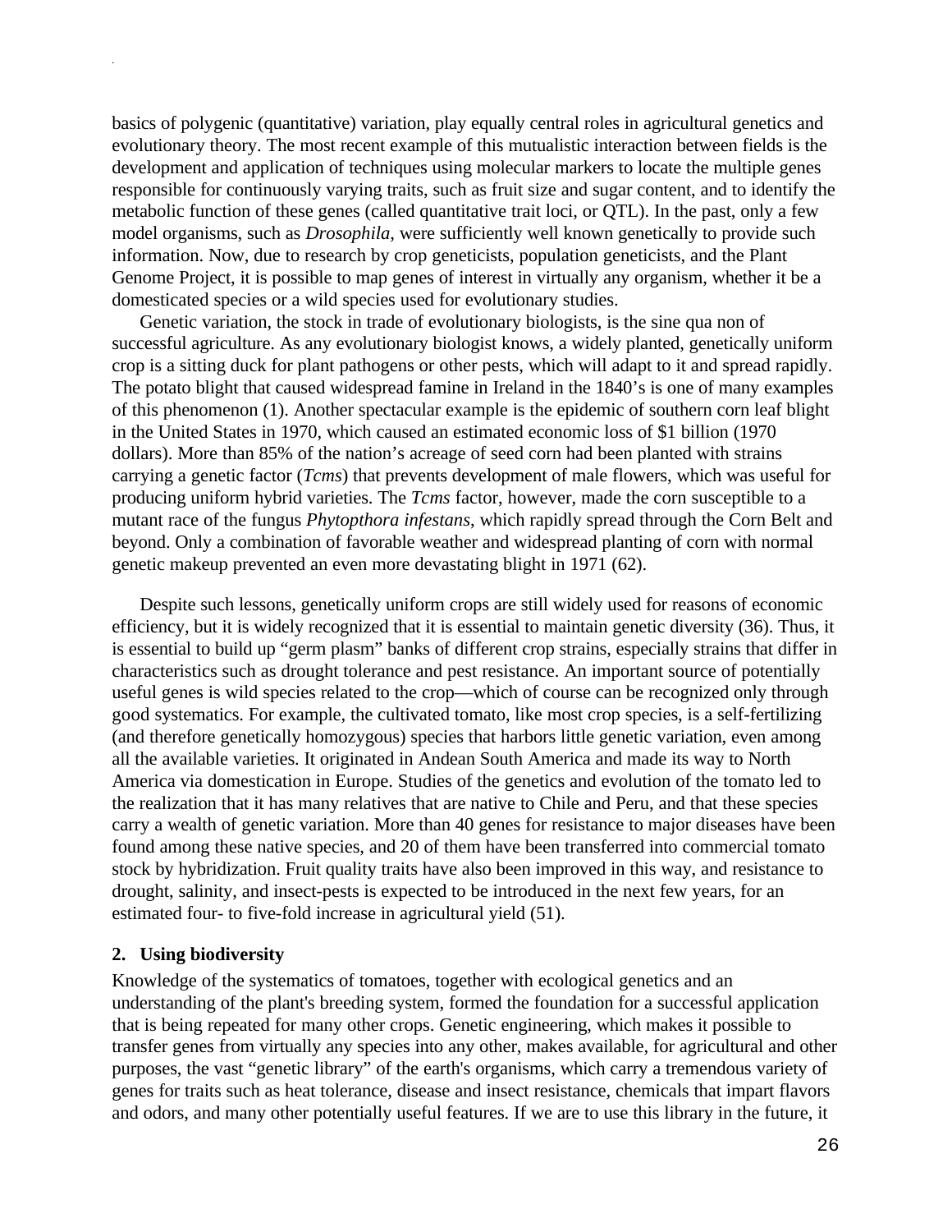basics of polygenic (quantitative) variation, play equally central roles in agricultural genetics and evolutionary theory. The most recent example of this mutualistic interaction between fields is the development and application of techniques using molecular markers to locate the multiple genes responsible for continuously varying traits, such as fruit size and sugar content, and to identify the metabolic function of these genes (called quantitative trait loci, or QTL). In the past, only a few model organisms, such as *Drosophila*, were sufficiently well known genetically to provide such information. Now, due to research by crop geneticists, population geneticists, and the Plant Genome Project, it is possible to map genes of interest in virtually any organism, whether it be a domesticated species or a wild species used for evolutionary studies.

Genetic variation, the stock in trade of evolutionary biologists, is the sine qua non of successful agriculture. As any evolutionary biologist knows, a widely planted, genetically uniform crop is a sitting duck for plant pathogens or other pests, which will adapt to it and spread rapidly. The potato blight that caused widespread famine in Ireland in the 1840's is one of many examples of this phenomenon (1). Another spectacular example is the epidemic of southern corn leaf blight in the United States in 1970, which caused an estimated economic loss of $1 billion (1970 dollars). More than 85% of the nation's acreage of seed corn had been planted with strains carrying a genetic factor (*Tcms*) that prevents development of male flowers, which was useful for producing uniform hybrid varieties. The *Tcms* factor, however, made the corn susceptible to a mutant race of the fungus *Phytopthora infestans*, which rapidly spread through the Corn Belt and beyond. Only a combination of favorable weather and widespread planting of corn with normal genetic makeup prevented an even more devastating blight in 1971 (62).

Despite such lessons, genetically uniform crops are still widely used for reasons of economic efficiency, but it is widely recognized that it is essential to maintain genetic diversity (36). Thus, it is essential to build up "germ plasm" banks of different crop strains, especially strains that differ in characteristics such as drought tolerance and pest resistance. An important source of potentially useful genes is wild species related to the crop—which of course can be recognized only through good systematics. For example, the cultivated tomato, like most crop species, is a self-fertilizing (and therefore genetically homozygous) species that harbors little genetic variation, even among all the available varieties. It originated in Andean South America and made its way to North America via domestication in Europe. Studies of the genetics and evolution of the tomato led to the realization that it has many relatives that are native to Chile and Peru, and that these species carry a wealth of genetic variation. More than 40 genes for resistance to major diseases have been found among these native species, and 20 of them have been transferred into commercial tomato stock by hybridization. Fruit quality traits have also been improved in this way, and resistance to drought, salinity, and insect-pests is expected to be introduced in the next few years, for an estimated four- to five-fold increase in agricultural yield (51).

### 2. Using biodiversity

Knowledge of the systematics of tomatoes, together with ecological genetics and an understanding of the plant's breeding system, formed the foundation for a successful application that is being repeated for many other crops. Genetic engineering, which makes it possible to transfer genes from virtually any species into any other, makes available, for agricultural and other purposes, the vast "genetic library" of the earth's organisms, which carry a tremendous variety of genes for traits such as heat tolerance, disease and insect resistance, chemicals that impart flavors and odors, and many other potentially useful features. If we are to use this library in the future, it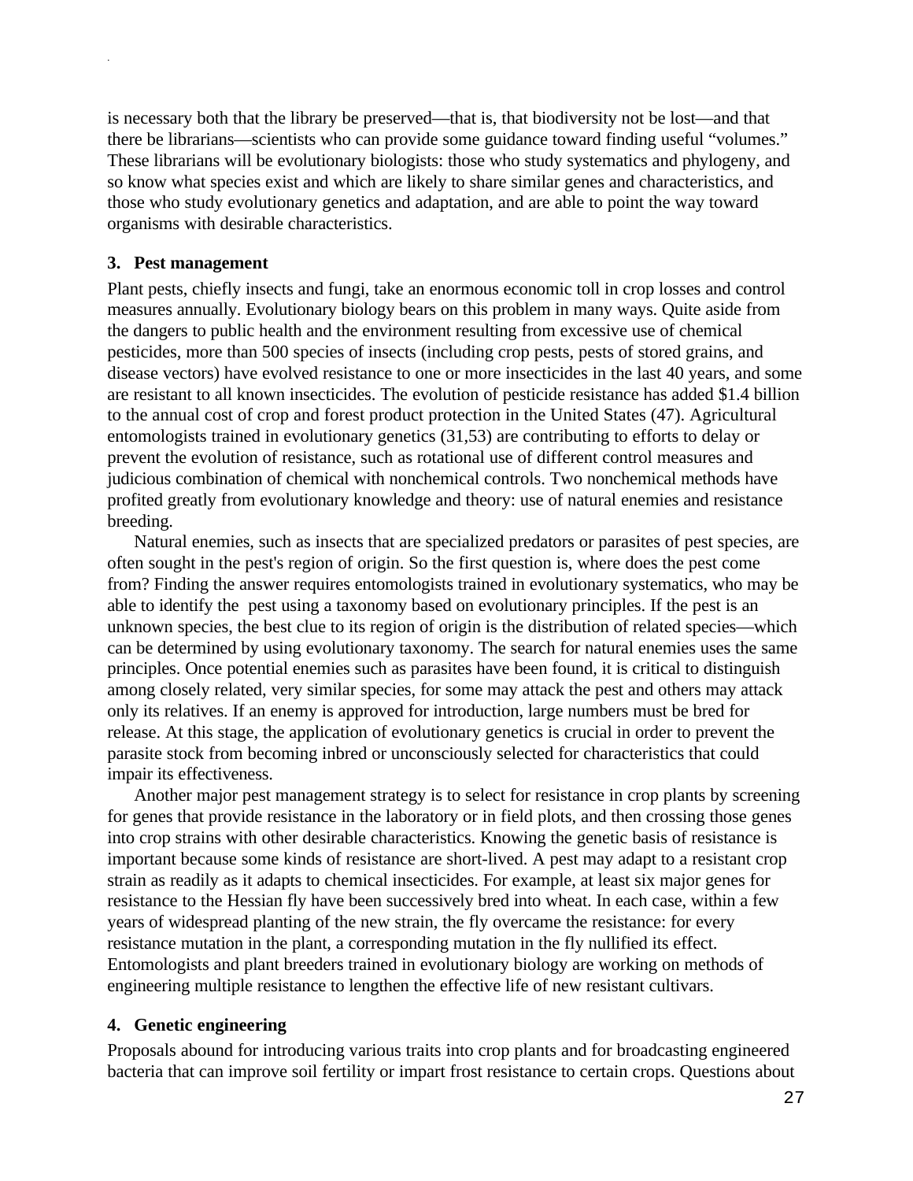is necessary both that the library be preserved—that is, that biodiversity not be lost—and that there be librarians—scientists who can provide some guidance toward finding useful "volumes." These librarians will be evolutionary biologists: those who study systematics and phylogeny, and so know what species exist and which are likely to share similar genes and characteristics, and those who study evolutionary genetics and adaptation, and are able to point the way toward organisms with desirable characteristics.

### 3. Pest management

Plant pests, chiefly insects and fungi, take an enormous economic toll in crop losses and control measures annually. Evolutionary biology bears on this problem in many ways. Quite aside from the dangers to public health and the environment resulting from excessive use of chemical pesticides, more than 500 species of insects (including crop pests, pests of stored grains, and disease vectors) have evolved resistance to one or more insecticides in the last 40 years, and some are resistant to all known insecticides. The evolution of pesticide resistance has added $1.4 billion to the annual cost of crop and forest product protection in the United States (47). Agricultural entomologists trained in evolutionary genetics (31,53) are contributing to efforts to delay or prevent the evolution of resistance, such as rotational use of different control measures and judicious combination of chemical with nonchemical controls. Two nonchemical methods have profited greatly from evolutionary knowledge and theory: use of natural enemies and resistance breeding.

Natural enemies, such as insects that are specialized predators or parasites of pest species, are often sought in the pest's region of origin. So the first question is, where does the pest come from? Finding the answer requires entomologists trained in evolutionary systematics, who may be able to identify the pest using a taxonomy based on evolutionary principles. If the pest is an unknown species, the best clue to its region of origin is the distribution of related species—which can be determined by using evolutionary taxonomy. The search for natural enemies uses the same principles. Once potential enemies such as parasites have been found, it is critical to distinguish among closely related, very similar species, for some may attack the pest and others may attack only its relatives. If an enemy is approved for introduction, large numbers must be bred for release. At this stage, the application of evolutionary genetics is crucial in order to prevent the parasite stock from becoming inbred or unconsciously selected for characteristics that could impair its effectiveness.

Another major pest management strategy is to select for resistance in crop plants by screening for genes that provide resistance in the laboratory or in field plots, and then crossing those genes into crop strains with other desirable characteristics. Knowing the genetic basis of resistance is important because some kinds of resistance are short-lived. A pest may adapt to a resistant crop strain as readily as it adapts to chemical insecticides. For example, at least six major genes for resistance to the Hessian fly have been successively bred into wheat. In each case, within a few years of widespread planting of the new strain, the fly overcame the resistance: for every resistance mutation in the plant, a corresponding mutation in the fly nullified its effect. Entomologists and plant breeders trained in evolutionary biology are working on methods of engineering multiple resistance to lengthen the effective life of new resistant cultivars.

### 4. Genetic engineering

Proposals abound for introducing various traits into crop plants and for broadcasting engineered bacteria that can improve soil fertility or impart frost resistance to certain crops. Questions about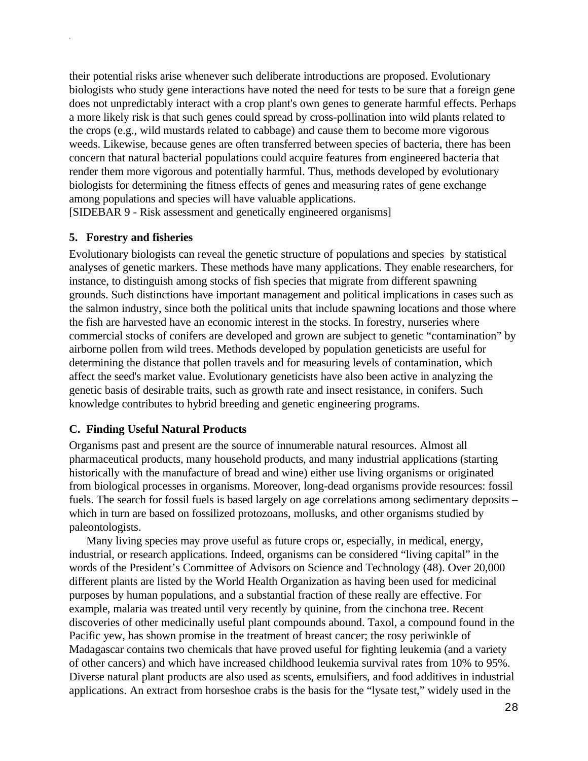their potential risks arise whenever such deliberate introductions are proposed. Evolutionary biologists who study gene interactions have noted the need for tests to be sure that a foreign gene does not unpredictably interact with a crop plant's own genes to generate harmful effects. Perhaps a more likely risk is that such genes could spread by cross-pollination into wild plants related to the crops (e.g., wild mustards related to cabbage) and cause them to become more vigorous weeds. Likewise, because genes are often transferred between species of bacteria, there has been concern that natural bacterial populations could acquire features from engineered bacteria that render them more vigorous and potentially harmful. Thus, methods developed by evolutionary biologists for determining the fitness effects of genes and measuring rates of gene exchange among populations and species will have valuable applications.
[SIDEBAR 9 - Risk assessment and genetically engineered organisms]

### 5. Forestry and fisheries

Evolutionary biologists can reveal the genetic structure of populations and species by statistical analyses of genetic markers. These methods have many applications. They enable researchers, for instance, to distinguish among stocks of fish species that migrate from different spawning grounds. Such distinctions have important management and political implications in cases such as the salmon industry, since both the political units that include spawning locations and those where the fish are harvested have an economic interest in the stocks. In forestry, nurseries where commercial stocks of conifers are developed and grown are subject to genetic "contamination" by airborne pollen from wild trees. Methods developed by population geneticists are useful for determining the distance that pollen travels and for measuring levels of contamination, which affect the seed's market value. Evolutionary geneticists have also been active in analyzing the genetic basis of desirable traits, such as growth rate and insect resistance, in conifers. Such knowledge contributes to hybrid breeding and genetic engineering programs.

## C. Finding Useful Natural Products

Organisms past and present are the source of innumerable natural resources. Almost all pharmaceutical products, many household products, and many industrial applications (starting historically with the manufacture of bread and wine) either use living organisms or originated from biological processes in organisms. Moreover, long-dead organisms provide resources: fossil fuels. The search for fossil fuels is based largely on age correlations among sedimentary deposits – which in turn are based on fossilized protozoans, mollusks, and other organisms studied by paleontologists.

Many living species may prove useful as future crops or, especially, in medical, energy, industrial, or research applications. Indeed, organisms can be considered "living capital" in the words of the President's Committee of Advisors on Science and Technology (48). Over 20,000 different plants are listed by the World Health Organization as having been used for medicinal purposes by human populations, and a substantial fraction of these really are effective. For example, malaria was treated until very recently by quinine, from the cinchona tree. Recent discoveries of other medicinally useful plant compounds abound. Taxol, a compound found in the Pacific yew, has shown promise in the treatment of breast cancer; the rosy periwinkle of Madagascar contains two chemicals that have proved useful for fighting leukemia (and a variety of other cancers) and which have increased childhood leukemia survival rates from 10% to 95%. Diverse natural plant products are also used as scents, emulsifiers, and food additives in industrial applications. An extract from horseshoe crabs is the basis for the "lysate test," widely used in the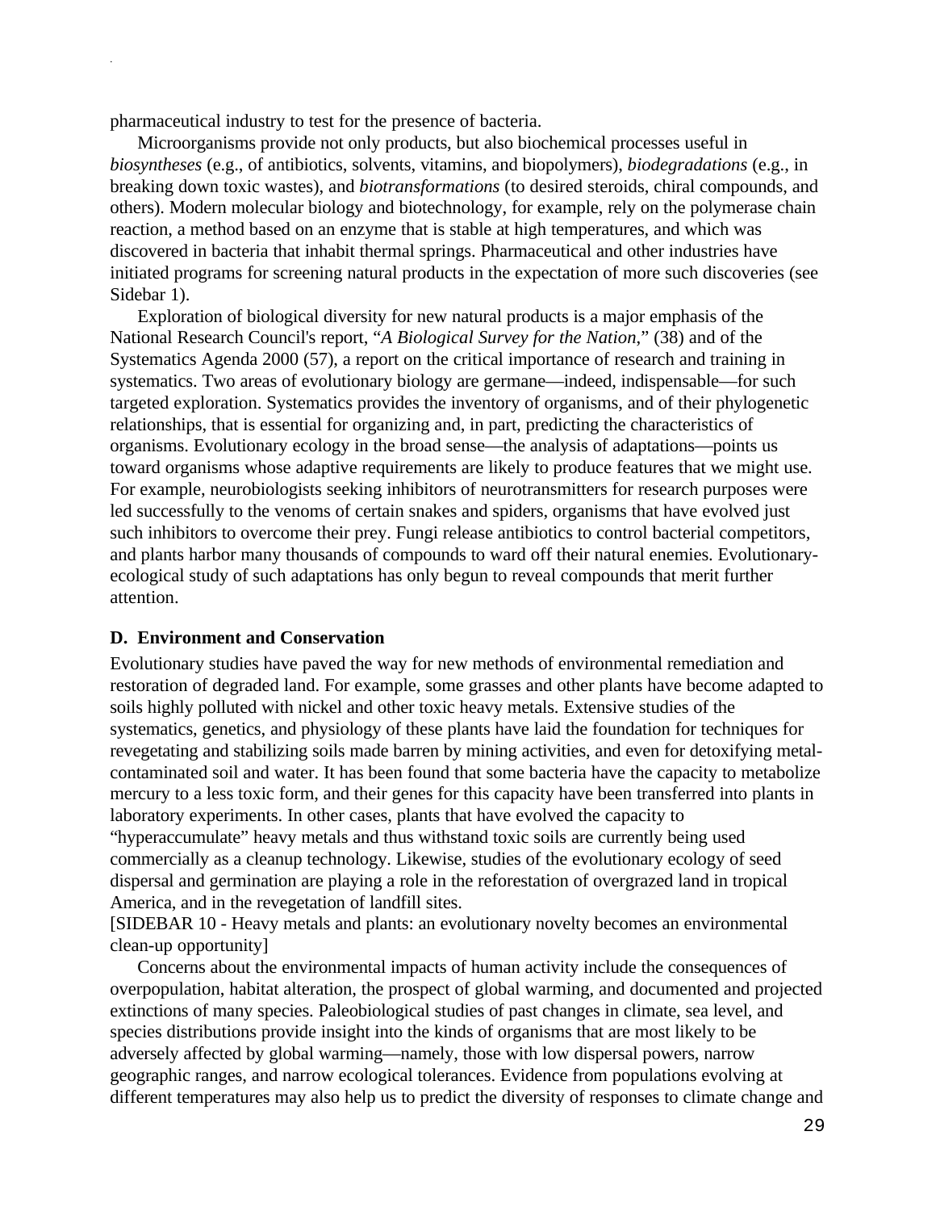pharmaceutical industry to test for the presence of bacteria.

Microorganisms provide not only products, but also biochemical processes useful in *biosyntheses* (e.g., of antibiotics, solvents, vitamins, and biopolymers), *biodegradations* (e.g., in breaking down toxic wastes), and *biotransformations* (to desired steroids, chiral compounds, and others). Modern molecular biology and biotechnology, for example, rely on the polymerase chain reaction, a method based on an enzyme that is stable at high temperatures, and which was discovered in bacteria that inhabit thermal springs. Pharmaceutical and other industries have initiated programs for screening natural products in the expectation of more such discoveries (see Sidebar 1).

Exploration of biological diversity for new natural products is a major emphasis of the National Research Council's report, "*A Biological Survey for the Nation*," (38) and of the Systematics Agenda 2000 (57), a report on the critical importance of research and training in systematics. Two areas of evolutionary biology are germane—indeed, indispensable—for such targeted exploration. Systematics provides the inventory of organisms, and of their phylogenetic relationships, that is essential for organizing and, in part, predicting the characteristics of organisms. Evolutionary ecology in the broad sense—the analysis of adaptations—points us toward organisms whose adaptive requirements are likely to produce features that we might use. For example, neurobiologists seeking inhibitors of neurotransmitters for research purposes were led successfully to the venoms of certain snakes and spiders, organisms that have evolved just such inhibitors to overcome their prey. Fungi release antibiotics to control bacterial competitors, and plants harbor many thousands of compounds to ward off their natural enemies. Evolutionary-ecological study of such adaptations has only begun to reveal compounds that merit further attention.

### D. Environment and Conservation

Evolutionary studies have paved the way for new methods of environmental remediation and restoration of degraded land. For example, some grasses and other plants have become adapted to soils highly polluted with nickel and other toxic heavy metals. Extensive studies of the systematics, genetics, and physiology of these plants have laid the foundation for techniques for revegetating and stabilizing soils made barren by mining activities, and even for detoxifying metal-contaminated soil and water. It has been found that some bacteria have the capacity to metabolize mercury to a less toxic form, and their genes for this capacity have been transferred into plants in laboratory experiments. In other cases, plants that have evolved the capacity to "hyperaccumulate" heavy metals and thus withstand toxic soils are currently being used commercially as a cleanup technology. Likewise, studies of the evolutionary ecology of seed dispersal and germination are playing a role in the reforestation of overgrazed land in tropical America, and in the revegetation of landfill sites.

[SIDEBAR 10 - Heavy metals and plants: an evolutionary novelty becomes an environmental clean-up opportunity]

Concerns about the environmental impacts of human activity include the consequences of overpopulation, habitat alteration, the prospect of global warming, and documented and projected extinctions of many species. Paleobiological studies of past changes in climate, sea level, and species distributions provide insight into the kinds of organisms that are most likely to be adversely affected by global warming—namely, those with low dispersal powers, narrow geographic ranges, and narrow ecological tolerances. Evidence from populations evolving at different temperatures may also help us to predict the diversity of responses to climate change and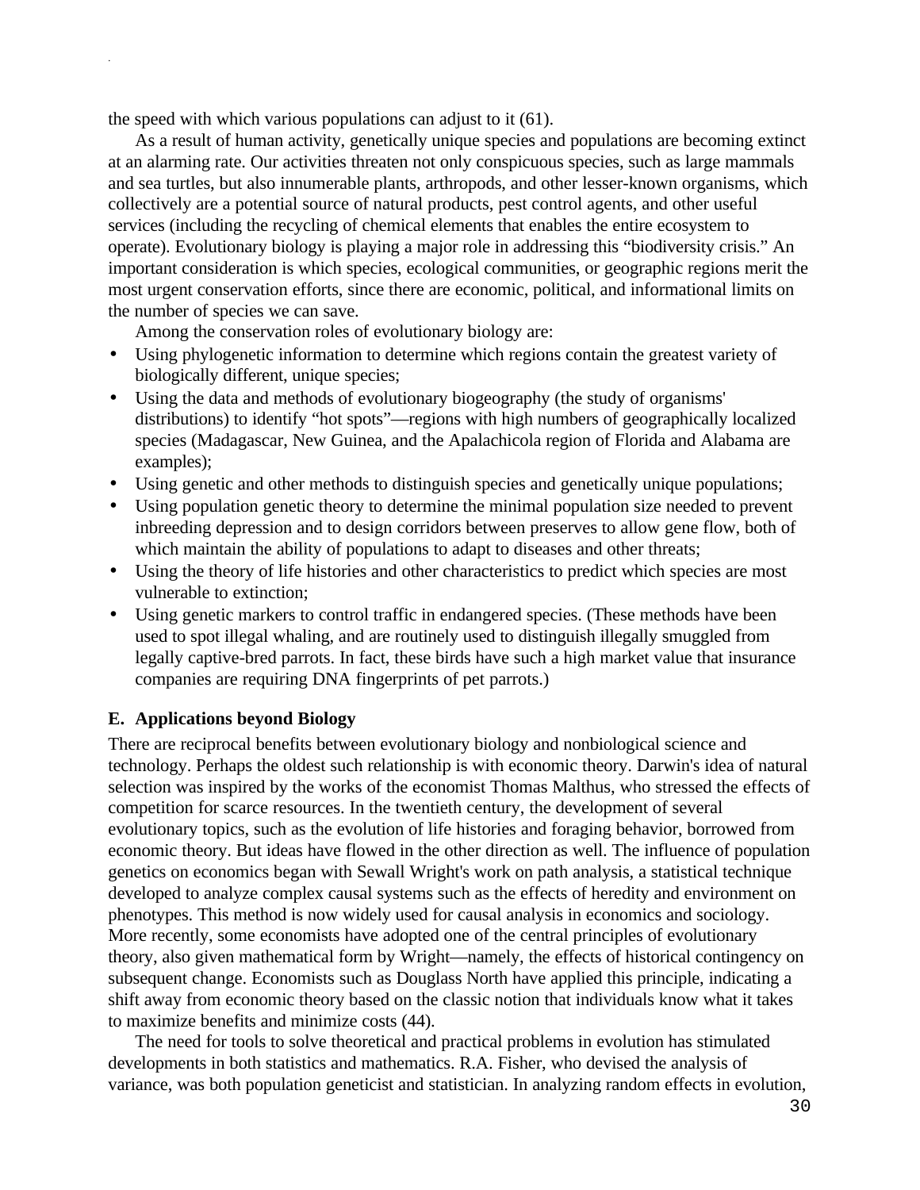the speed with which various populations can adjust to it (61).

As a result of human activity, genetically unique species and populations are becoming extinct at an alarming rate. Our activities threaten not only conspicuous species, such as large mammals and sea turtles, but also innumerable plants, arthropods, and other lesser-known organisms, which collectively are a potential source of natural products, pest control agents, and other useful services (including the recycling of chemical elements that enables the entire ecosystem to operate). Evolutionary biology is playing a major role in addressing this "biodiversity crisis." An important consideration is which species, ecological communities, or geographic regions merit the most urgent conservation efforts, since there are economic, political, and informational limits on the number of species we can save.

Among the conservation roles of evolutionary biology are:

- Using phylogenetic information to determine which regions contain the greatest variety of biologically different, unique species;
- Using the data and methods of evolutionary biogeography (the study of organisms' distributions) to identify "hot spots"—regions with high numbers of geographically localized species (Madagascar, New Guinea, and the Apalachicola region of Florida and Alabama are examples);
- Using genetic and other methods to distinguish species and genetically unique populations;
- Using population genetic theory to determine the minimal population size needed to prevent inbreeding depression and to design corridors between preserves to allow gene flow, both of which maintain the ability of populations to adapt to diseases and other threats;
- Using the theory of life histories and other characteristics to predict which species are most vulnerable to extinction;
- Using genetic markers to control traffic in endangered species. (These methods have been used to spot illegal whaling, and are routinely used to distinguish illegally smuggled from legally captive-bred parrots. In fact, these birds have such a high market value that insurance companies are requiring DNA fingerprints of pet parrots.)

### E. Applications beyond Biology

There are reciprocal benefits between evolutionary biology and nonbiological science and technology. Perhaps the oldest such relationship is with economic theory. Darwin's idea of natural selection was inspired by the works of the economist Thomas Malthus, who stressed the effects of competition for scarce resources. In the twentieth century, the development of several evolutionary topics, such as the evolution of life histories and foraging behavior, borrowed from economic theory. But ideas have flowed in the other direction as well. The influence of population genetics on economics began with Sewall Wright's work on path analysis, a statistical technique developed to analyze complex causal systems such as the effects of heredity and environment on phenotypes. This method is now widely used for causal analysis in economics and sociology. More recently, some economists have adopted one of the central principles of evolutionary theory, also given mathematical form by Wright—namely, the effects of historical contingency on subsequent change. Economists such as Douglass North have applied this principle, indicating a shift away from economic theory based on the classic notion that individuals know what it takes to maximize benefits and minimize costs (44).

The need for tools to solve theoretical and practical problems in evolution has stimulated developments in both statistics and mathematics. R.A. Fisher, who devised the analysis of variance, was both population geneticist and statistician. In analyzing random effects in evolution,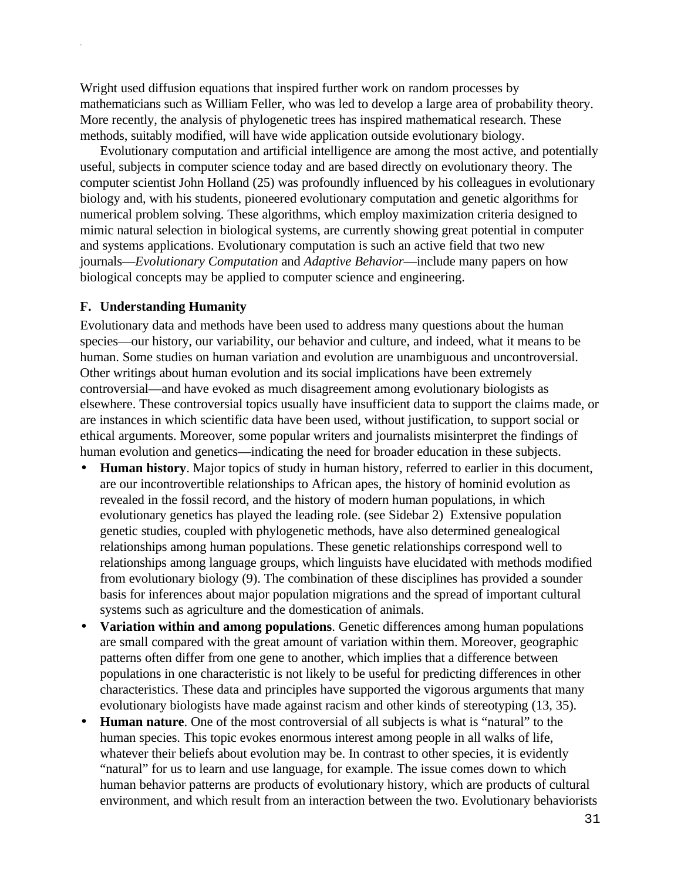Wright used diffusion equations that inspired further work on random processes by mathematicians such as William Feller, who was led to develop a large area of probability theory. More recently, the analysis of phylogenetic trees has inspired mathematical research. These methods, suitably modified, will have wide application outside evolutionary biology.

Evolutionary computation and artificial intelligence are among the most active, and potentially useful, subjects in computer science today and are based directly on evolutionary theory. The computer scientist John Holland (25) was profoundly influenced by his colleagues in evolutionary biology and, with his students, pioneered evolutionary computation and genetic algorithms for numerical problem solving. These algorithms, which employ maximization criteria designed to mimic natural selection in biological systems, are currently showing great potential in computer and systems applications. Evolutionary computation is such an active field that two new journals—*Evolutionary Computation* and *Adaptive Behavior*—include many papers on how biological concepts may be applied to computer science and engineering.

### F. Understanding Humanity

Evolutionary data and methods have been used to address many questions about the human species—our history, our variability, our behavior and culture, and indeed, what it means to be human. Some studies on human variation and evolution are unambiguous and uncontroversial. Other writings about human evolution and its social implications have been extremely controversial—and have evoked as much disagreement among evolutionary biologists as elsewhere. These controversial topics usually have insufficient data to support the claims made, or are instances in which scientific data have been used, without justification, to support social or ethical arguments. Moreover, some popular writers and journalists misinterpret the findings of human evolution and genetics—indicating the need for broader education in these subjects.

- **Human history**. Major topics of study in human history, referred to earlier in this document, are our incontrovertible relationships to African apes, the history of hominid evolution as revealed in the fossil record, and the history of modern human populations, in which evolutionary genetics has played the leading role. (see Sidebar 2) Extensive population genetic studies, coupled with phylogenetic methods, have also determined genealogical relationships among human populations. These genetic relationships correspond well to relationships among language groups, which linguists have elucidated with methods modified from evolutionary biology (9). The combination of these disciplines has provided a sounder basis for inferences about major population migrations and the spread of important cultural systems such as agriculture and the domestication of animals.
- **Variation within and among populations**. Genetic differences among human populations are small compared with the great amount of variation within them. Moreover, geographic patterns often differ from one gene to another, which implies that a difference between populations in one characteristic is not likely to be useful for predicting differences in other characteristics. These data and principles have supported the vigorous arguments that many evolutionary biologists have made against racism and other kinds of stereotyping (13, 35).
- **Human nature**. One of the most controversial of all subjects is what is "natural" to the human species. This topic evokes enormous interest among people in all walks of life, whatever their beliefs about evolution may be. In contrast to other species, it is evidently "natural" for us to learn and use language, for example. The issue comes down to which human behavior patterns are products of evolutionary history, which are products of cultural environment, and which result from an interaction between the two. Evolutionary behaviorists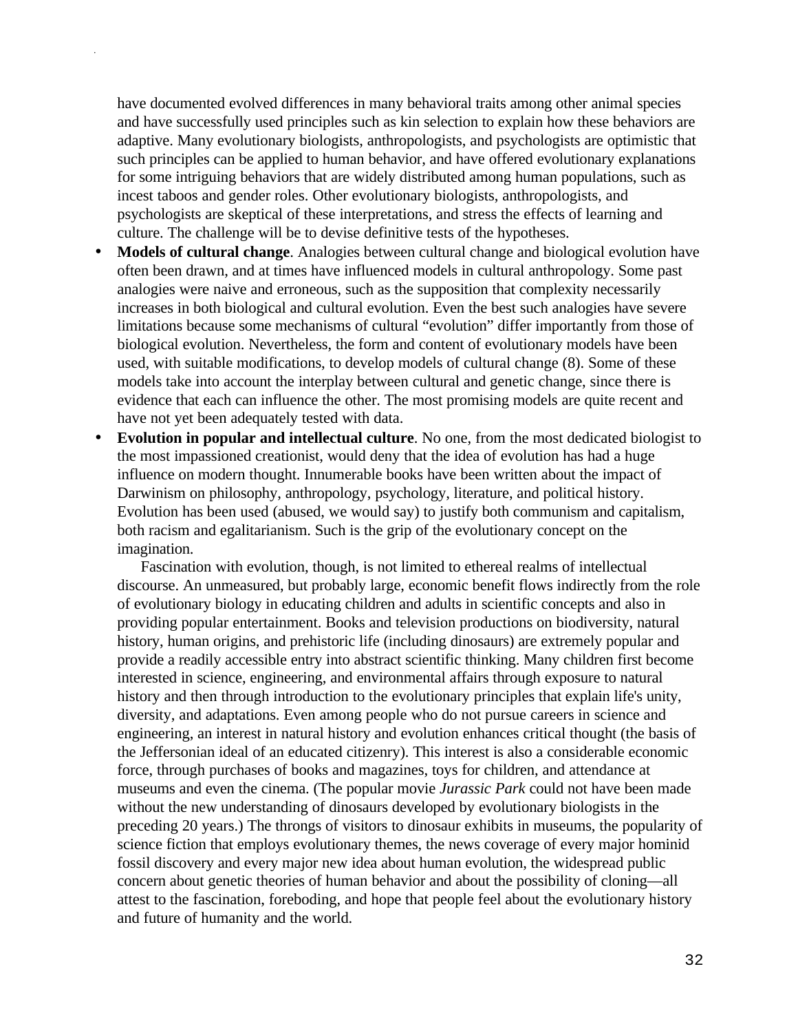have documented evolved differences in many behavioral traits among other animal species and have successfully used principles such as kin selection to explain how these behaviors are adaptive. Many evolutionary biologists, anthropologists, and psychologists are optimistic that such principles can be applied to human behavior, and have offered evolutionary explanations for some intriguing behaviors that are widely distributed among human populations, such as incest taboos and gender roles. Other evolutionary biologists, anthropologists, and psychologists are skeptical of these interpretations, and stress the effects of learning and culture. The challenge will be to devise definitive tests of the hypotheses.

- **Models of cultural change**. Analogies between cultural change and biological evolution have often been drawn, and at times have influenced models in cultural anthropology. Some past analogies were naive and erroneous, such as the supposition that complexity necessarily increases in both biological and cultural evolution. Even the best such analogies have severe limitations because some mechanisms of cultural "evolution" differ importantly from those of biological evolution. Nevertheless, the form and content of evolutionary models have been used, with suitable modifications, to develop models of cultural change (8). Some of these models take into account the interplay between cultural and genetic change, since there is evidence that each can influence the other. The most promising models are quite recent and have not yet been adequately tested with data.
- **Evolution in popular and intellectual culture**. No one, from the most dedicated biologist to the most impassioned creationist, would deny that the idea of evolution has had a huge influence on modern thought. Innumerable books have been written about the impact of Darwinism on philosophy, anthropology, psychology, literature, and political history. Evolution has been used (abused, we would say) to justify both communism and capitalism, both racism and egalitarianism. Such is the grip of the evolutionary concept on the imagination.

  Fascination with evolution, though, is not limited to ethereal realms of intellectual discourse. An unmeasured, but probably large, economic benefit flows indirectly from the role of evolutionary biology in educating children and adults in scientific concepts and also in providing popular entertainment. Books and television productions on biodiversity, natural history, human origins, and prehistoric life (including dinosaurs) are extremely popular and provide a readily accessible entry into abstract scientific thinking. Many children first become interested in science, engineering, and environmental affairs through exposure to natural history and then through introduction to the evolutionary principles that explain life's unity, diversity, and adaptations. Even among people who do not pursue careers in science and engineering, an interest in natural history and evolution enhances critical thought (the basis of the Jeffersonian ideal of an educated citizenry). This interest is also a considerable economic force, through purchases of books and magazines, toys for children, and attendance at museums and even the cinema. (The popular movie *Jurassic Park* could not have been made without the new understanding of dinosaurs developed by evolutionary biologists in the preceding 20 years.) The throngs of visitors to dinosaur exhibits in museums, the popularity of science fiction that employs evolutionary themes, the news coverage of every major hominid fossil discovery and every major new idea about human evolution, the widespread public concern about genetic theories of human behavior and about the possibility of cloning—all attest to the fascination, foreboding, and hope that people feel about the evolutionary history and future of humanity and the world.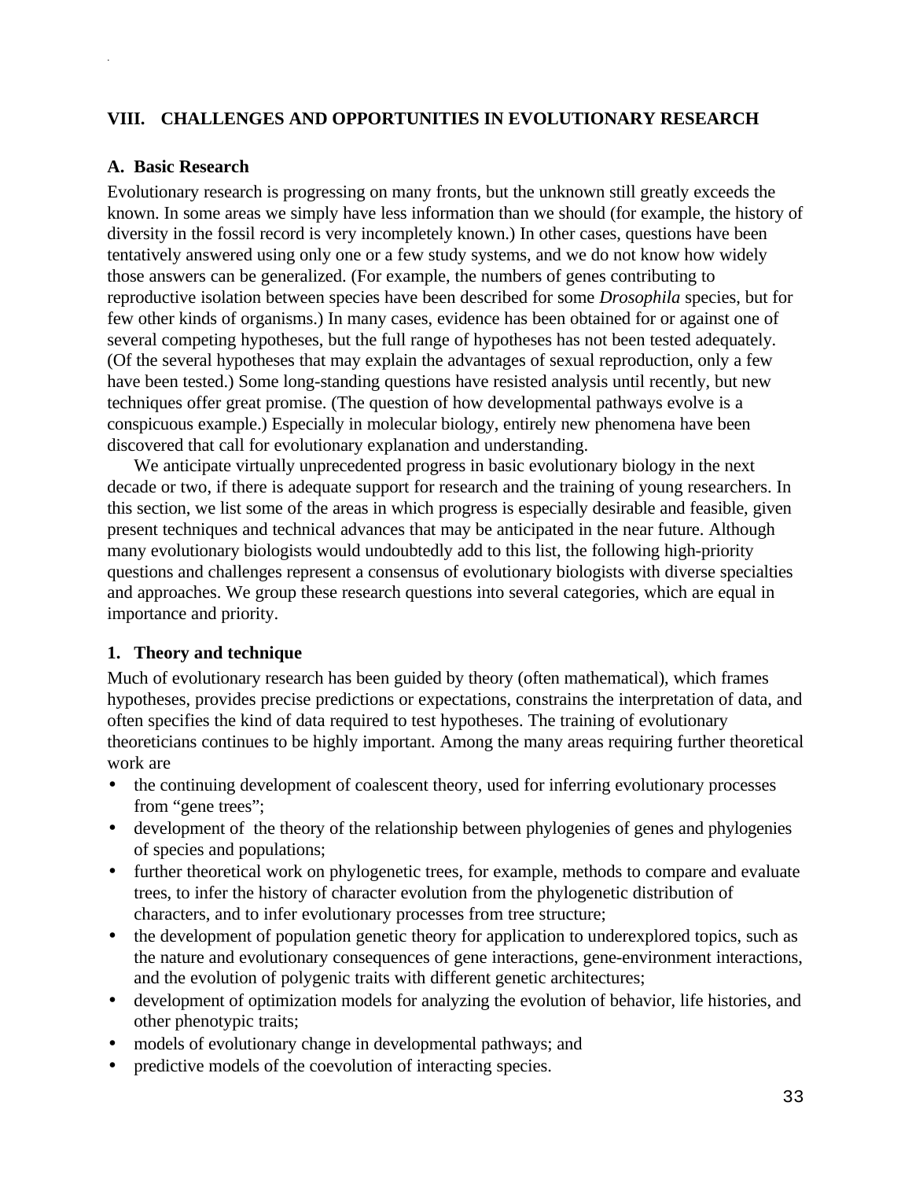## VIII. CHALLENGES AND OPPORTUNITIES IN EVOLUTIONARY RESEARCH

### A. Basic Research

Evolutionary research is progressing on many fronts, but the unknown still greatly exceeds the known. In some areas we simply have less information than we should (for example, the history of diversity in the fossil record is very incompletely known.) In other cases, questions have been tentatively answered using only one or a few study systems, and we do not know how widely those answers can be generalized. (For example, the numbers of genes contributing to reproductive isolation between species have been described for some *Drosophila* species, but for few other kinds of organisms.) In many cases, evidence has been obtained for or against one of several competing hypotheses, but the full range of hypotheses has not been tested adequately. (Of the several hypotheses that may explain the advantages of sexual reproduction, only a few have been tested.) Some long-standing questions have resisted analysis until recently, but new techniques offer great promise. (The question of how developmental pathways evolve is a conspicuous example.) Especially in molecular biology, entirely new phenomena have been discovered that call for evolutionary explanation and understanding.

We anticipate virtually unprecedented progress in basic evolutionary biology in the next decade or two, if there is adequate support for research and the training of young researchers. In this section, we list some of the areas in which progress is especially desirable and feasible, given present techniques and technical advances that may be anticipated in the near future. Although many evolutionary biologists would undoubtedly add to this list, the following high-priority questions and challenges represent a consensus of evolutionary biologists with diverse specialties and approaches. We group these research questions into several categories, which are equal in importance and priority.

#### 1. Theory and technique

Much of evolutionary research has been guided by theory (often mathematical), which frames hypotheses, provides precise predictions or expectations, constrains the interpretation of data, and often specifies the kind of data required to test hypotheses. The training of evolutionary theoreticians continues to be highly important. Among the many areas requiring further theoretical work are

- the continuing development of coalescent theory, used for inferring evolutionary processes from "gene trees";
- development of the theory of the relationship between phylogenies of genes and phylogenies of species and populations;
- further theoretical work on phylogenetic trees, for example, methods to compare and evaluate trees, to infer the history of character evolution from the phylogenetic distribution of characters, and to infer evolutionary processes from tree structure;
- the development of population genetic theory for application to underexplored topics, such as the nature and evolutionary consequences of gene interactions, gene-environment interactions, and the evolution of polygenic traits with different genetic architectures;
- development of optimization models for analyzing the evolution of behavior, life histories, and other phenotypic traits;
- models of evolutionary change in developmental pathways; and
- predictive models of the coevolution of interacting species.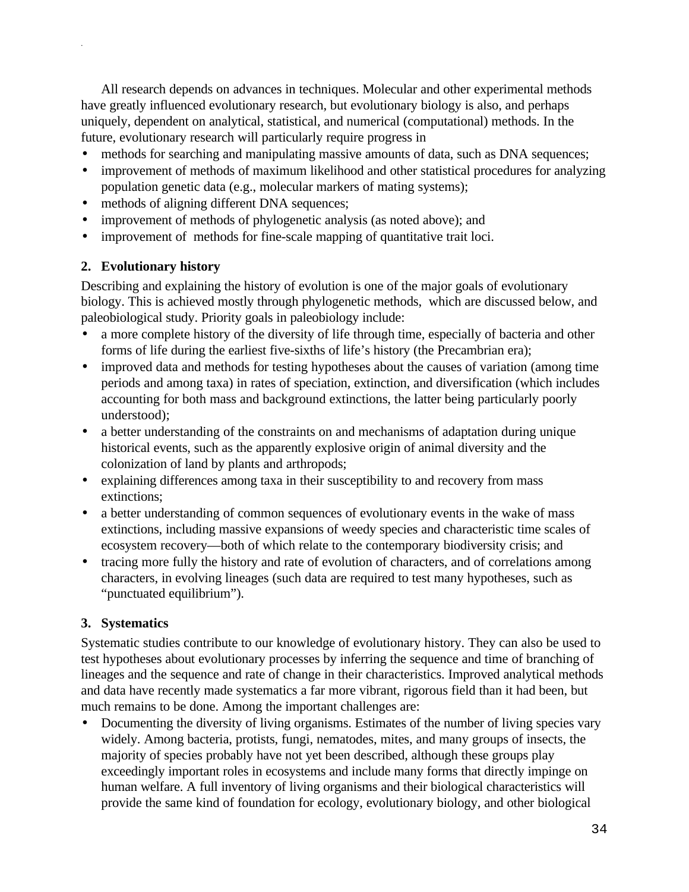All research depends on advances in techniques. Molecular and other experimental methods have greatly influenced evolutionary research, but evolutionary biology is also, and perhaps uniquely, dependent on analytical, statistical, and numerical (computational) methods. In the future, evolutionary research will particularly require progress in

- methods for searching and manipulating massive amounts of data, such as DNA sequences;
- improvement of methods of maximum likelihood and other statistical procedures for analyzing population genetic data (e.g., molecular markers of mating systems);
- methods of aligning different DNA sequences;
- improvement of methods of phylogenetic analysis (as noted above); and
- improvement of methods for fine-scale mapping of quantitative trait loci.

### 2. Evolutionary history

Describing and explaining the history of evolution is one of the major goals of evolutionary biology. This is achieved mostly through phylogenetic methods, which are discussed below, and paleobiological study. Priority goals in paleobiology include:

- a more complete history of the diversity of life through time, especially of bacteria and other forms of life during the earliest five-sixths of life's history (the Precambrian era);
- improved data and methods for testing hypotheses about the causes of variation (among time periods and among taxa) in rates of speciation, extinction, and diversification (which includes accounting for both mass and background extinctions, the latter being particularly poorly understood);
- a better understanding of the constraints on and mechanisms of adaptation during unique historical events, such as the apparently explosive origin of animal diversity and the colonization of land by plants and arthropods;
- explaining differences among taxa in their susceptibility to and recovery from mass extinctions;
- a better understanding of common sequences of evolutionary events in the wake of mass extinctions, including massive expansions of weedy species and characteristic time scales of ecosystem recovery—both of which relate to the contemporary biodiversity crisis; and
- tracing more fully the history and rate of evolution of characters, and of correlations among characters, in evolving lineages (such data are required to test many hypotheses, such as "punctuated equilibrium").

### 3. Systematics

Systematic studies contribute to our knowledge of evolutionary history. They can also be used to test hypotheses about evolutionary processes by inferring the sequence and time of branching of lineages and the sequence and rate of change in their characteristics. Improved analytical methods and data have recently made systematics a far more vibrant, rigorous field than it had been, but much remains to be done. Among the important challenges are:

- Documenting the diversity of living organisms. Estimates of the number of living species vary widely. Among bacteria, protists, fungi, nematodes, mites, and many groups of insects, the majority of species probably have not yet been described, although these groups play exceedingly important roles in ecosystems and include many forms that directly impinge on human welfare. A full inventory of living organisms and their biological characteristics will provide the same kind of foundation for ecology, evolutionary biology, and other biological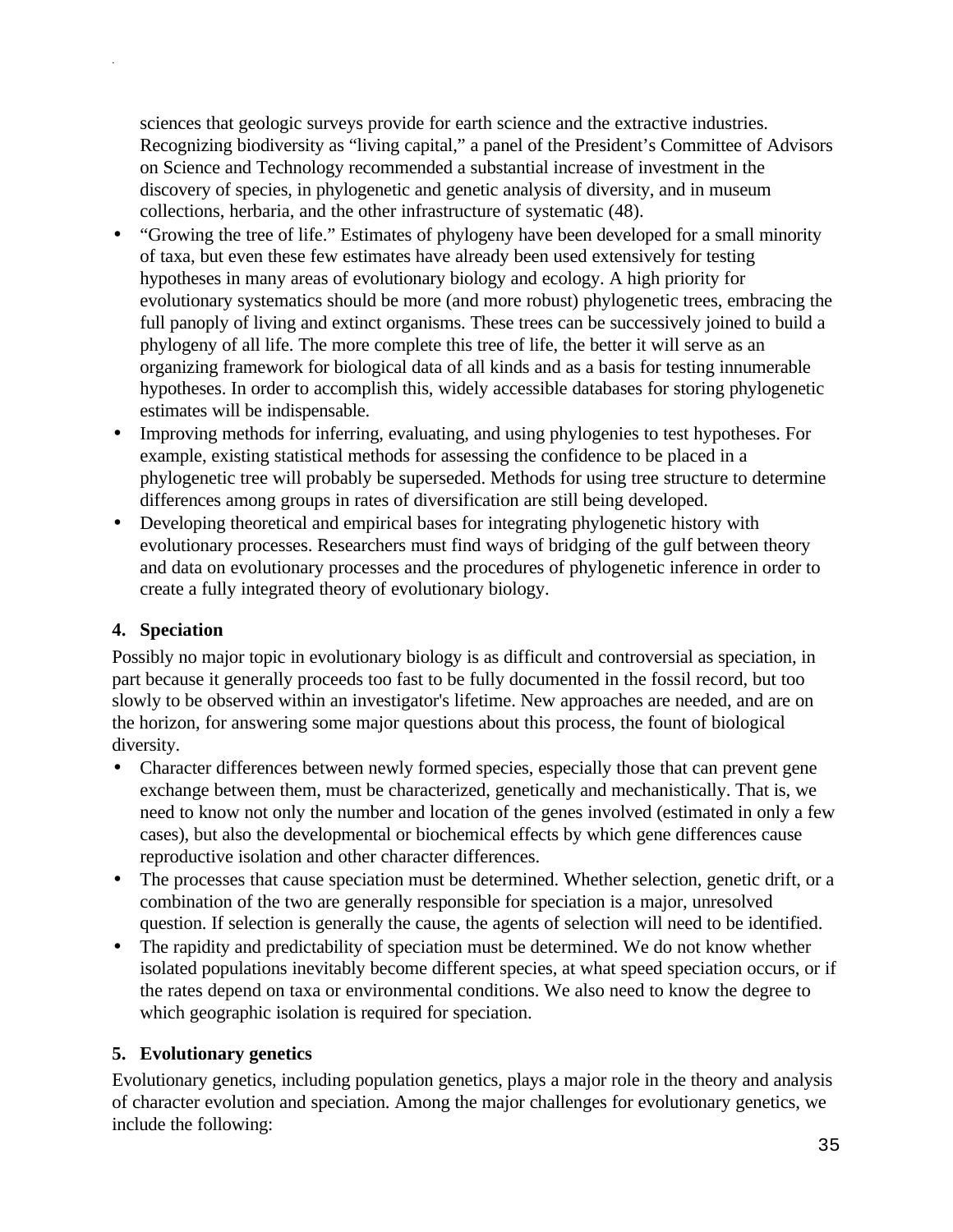sciences that geologic surveys provide for earth science and the extractive industries. Recognizing biodiversity as "living capital," a panel of the President's Committee of Advisors on Science and Technology recommended a substantial increase of investment in the discovery of species, in phylogenetic and genetic analysis of diversity, and in museum collections, herbaria, and the other infrastructure of systematic (48).

- "Growing the tree of life." Estimates of phylogeny have been developed for a small minority of taxa, but even these few estimates have already been used extensively for testing hypotheses in many areas of evolutionary biology and ecology. A high priority for evolutionary systematics should be more (and more robust) phylogenetic trees, embracing the full panoply of living and extinct organisms. These trees can be successively joined to build a phylogeny of all life. The more complete this tree of life, the better it will serve as an organizing framework for biological data of all kinds and as a basis for testing innumerable hypotheses. In order to accomplish this, widely accessible databases for storing phylogenetic estimates will be indispensable.
- Improving methods for inferring, evaluating, and using phylogenies to test hypotheses. For example, existing statistical methods for assessing the confidence to be placed in a phylogenetic tree will probably be superseded. Methods for using tree structure to determine differences among groups in rates of diversification are still being developed.
- Developing theoretical and empirical bases for integrating phylogenetic history with evolutionary processes. Researchers must find ways of bridging of the gulf between theory and data on evolutionary processes and the procedures of phylogenetic inference in order to create a fully integrated theory of evolutionary biology.

**4. Speciation**

Possibly no major topic in evolutionary biology is as difficult and controversial as speciation, in part because it generally proceeds too fast to be fully documented in the fossil record, but too slowly to be observed within an investigator's lifetime. New approaches are needed, and are on the horizon, for answering some major questions about this process, the fount of biological diversity.

- Character differences between newly formed species, especially those that can prevent gene exchange between them, must be characterized, genetically and mechanistically. That is, we need to know not only the number and location of the genes involved (estimated in only a few cases), but also the developmental or biochemical effects by which gene differences cause reproductive isolation and other character differences.
- The processes that cause speciation must be determined. Whether selection, genetic drift, or a combination of the two are generally responsible for speciation is a major, unresolved question. If selection is generally the cause, the agents of selection will need to be identified.
- The rapidity and predictability of speciation must be determined. We do not know whether isolated populations inevitably become different species, at what speed speciation occurs, or if the rates depend on taxa or environmental conditions. We also need to know the degree to which geographic isolation is required for speciation.

**5. Evolutionary genetics**

Evolutionary genetics, including population genetics, plays a major role in the theory and analysis of character evolution and speciation. Among the major challenges for evolutionary genetics, we include the following: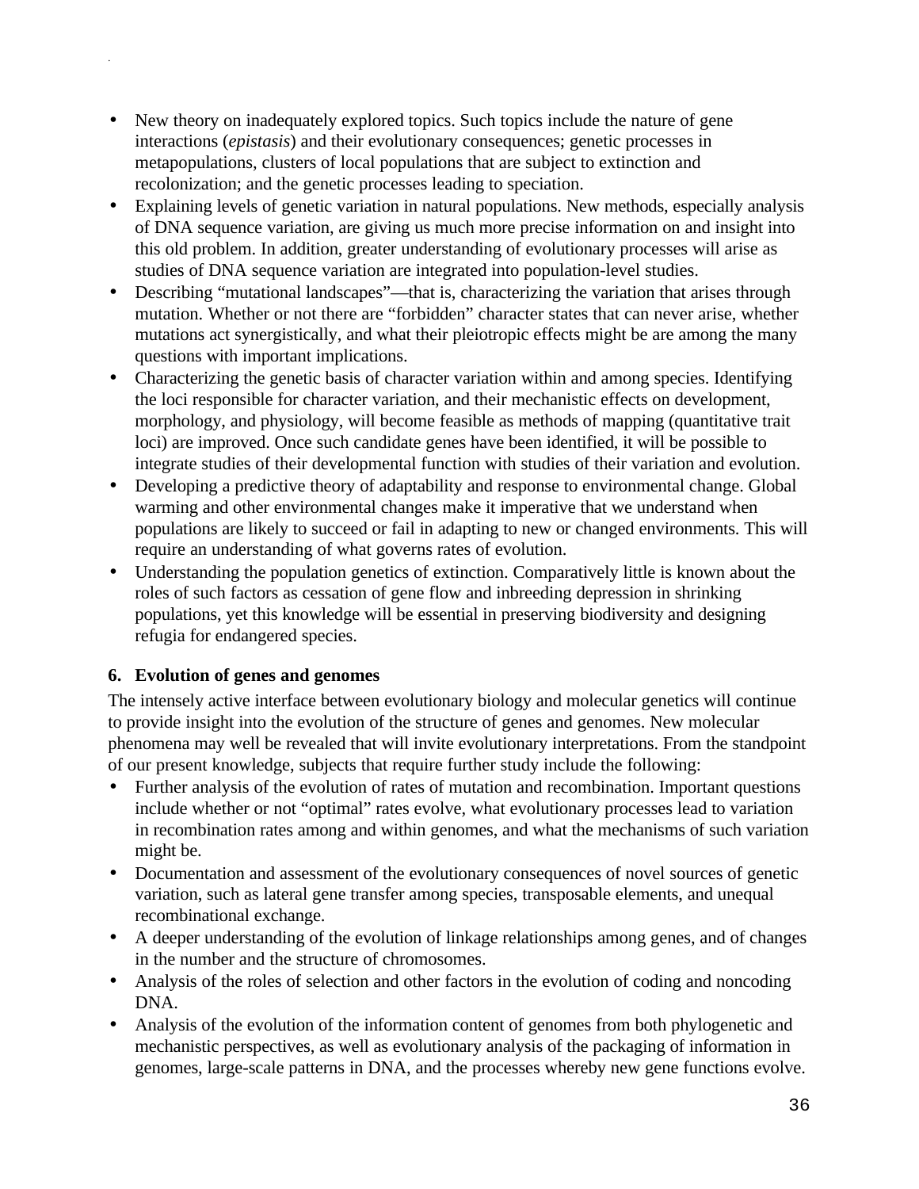- New theory on inadequately explored topics. Such topics include the nature of gene interactions (*epistasis*) and their evolutionary consequences; genetic processes in metapopulations, clusters of local populations that are subject to extinction and recolonization; and the genetic processes leading to speciation.
- Explaining levels of genetic variation in natural populations. New methods, especially analysis of DNA sequence variation, are giving us much more precise information on and insight into this old problem. In addition, greater understanding of evolutionary processes will arise as studies of DNA sequence variation are integrated into population-level studies.
- Describing "mutational landscapes"—that is, characterizing the variation that arises through mutation. Whether or not there are "forbidden" character states that can never arise, whether mutations act synergistically, and what their pleiotropic effects might be are among the many questions with important implications.
- Characterizing the genetic basis of character variation within and among species. Identifying the loci responsible for character variation, and their mechanistic effects on development, morphology, and physiology, will become feasible as methods of mapping (quantitative trait loci) are improved. Once such candidate genes have been identified, it will be possible to integrate studies of their developmental function with studies of their variation and evolution.
- Developing a predictive theory of adaptability and response to environmental change. Global warming and other environmental changes make it imperative that we understand when populations are likely to succeed or fail in adapting to new or changed environments. This will require an understanding of what governs rates of evolution.
- Understanding the population genetics of extinction. Comparatively little is known about the roles of such factors as cessation of gene flow and inbreeding depression in shrinking populations, yet this knowledge will be essential in preserving biodiversity and designing refugia for endangered species.

## 6. Evolution of genes and genomes

The intensely active interface between evolutionary biology and molecular genetics will continue to provide insight into the evolution of the structure of genes and genomes. New molecular phenomena may well be revealed that will invite evolutionary interpretations. From the standpoint of our present knowledge, subjects that require further study include the following:

- Further analysis of the evolution of rates of mutation and recombination. Important questions include whether or not "optimal" rates evolve, what evolutionary processes lead to variation in recombination rates among and within genomes, and what the mechanisms of such variation might be.
- Documentation and assessment of the evolutionary consequences of novel sources of genetic variation, such as lateral gene transfer among species, transposable elements, and unequal recombinational exchange.
- A deeper understanding of the evolution of linkage relationships among genes, and of changes in the number and the structure of chromosomes.
- Analysis of the roles of selection and other factors in the evolution of coding and noncoding DNA.
- Analysis of the evolution of the information content of genomes from both phylogenetic and mechanistic perspectives, as well as evolutionary analysis of the packaging of information in genomes, large-scale patterns in DNA, and the processes whereby new gene functions evolve.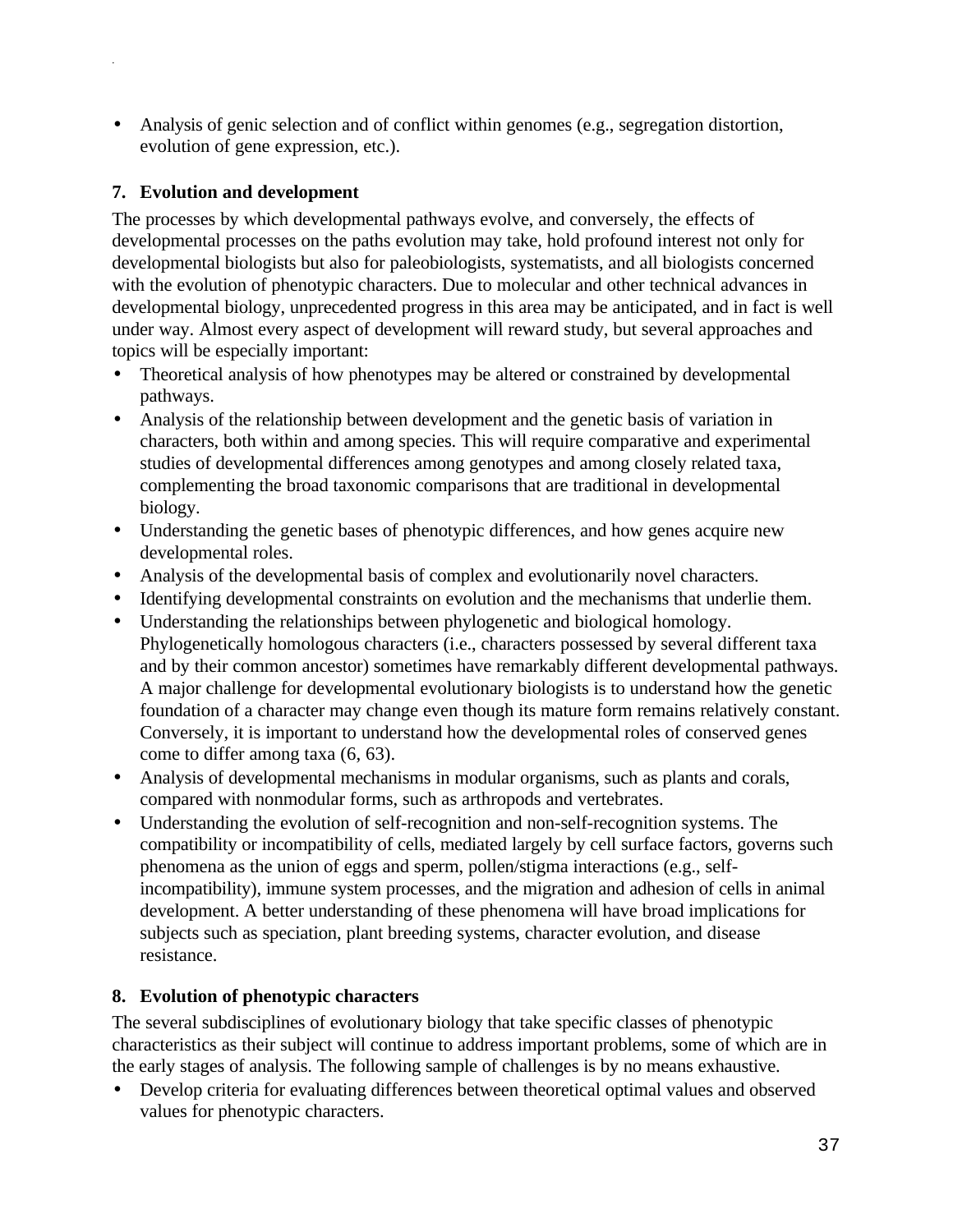- Analysis of genic selection and of conflict within genomes (e.g., segregation distortion, evolution of gene expression, etc.).

### 7. Evolution and development

The processes by which developmental pathways evolve, and conversely, the effects of developmental processes on the paths evolution may take, hold profound interest not only for developmental biologists but also for paleobiologists, systematists, and all biologists concerned with the evolution of phenotypic characters. Due to molecular and other technical advances in developmental biology, unprecedented progress in this area may be anticipated, and in fact is well under way. Almost every aspect of development will reward study, but several approaches and topics will be especially important:

- Theoretical analysis of how phenotypes may be altered or constrained by developmental pathways.
- Analysis of the relationship between development and the genetic basis of variation in characters, both within and among species. This will require comparative and experimental studies of developmental differences among genotypes and among closely related taxa, complementing the broad taxonomic comparisons that are traditional in developmental biology.
- Understanding the genetic bases of phenotypic differences, and how genes acquire new developmental roles.
- Analysis of the developmental basis of complex and evolutionarily novel characters.
- Identifying developmental constraints on evolution and the mechanisms that underlie them.
- Understanding the relationships between phylogenetic and biological homology. Phylogenetically homologous characters (i.e., characters possessed by several different taxa and by their common ancestor) sometimes have remarkably different developmental pathways. A major challenge for developmental evolutionary biologists is to understand how the genetic foundation of a character may change even though its mature form remains relatively constant. Conversely, it is important to understand how the developmental roles of conserved genes come to differ among taxa (6, 63).
- Analysis of developmental mechanisms in modular organisms, such as plants and corals, compared with nonmodular forms, such as arthropods and vertebrates.
- Understanding the evolution of self-recognition and non-self-recognition systems. The compatibility or incompatibility of cells, mediated largely by cell surface factors, governs such phenomena as the union of eggs and sperm, pollen/stigma interactions (e.g., self-incompatibility), immune system processes, and the migration and adhesion of cells in animal development. A better understanding of these phenomena will have broad implications for subjects such as speciation, plant breeding systems, character evolution, and disease resistance.

### 8. Evolution of phenotypic characters

The several subdisciplines of evolutionary biology that take specific classes of phenotypic characteristics as their subject will continue to address important problems, some of which are in the early stages of analysis. The following sample of challenges is by no means exhaustive.

- Develop criteria for evaluating differences between theoretical optimal values and observed values for phenotypic characters.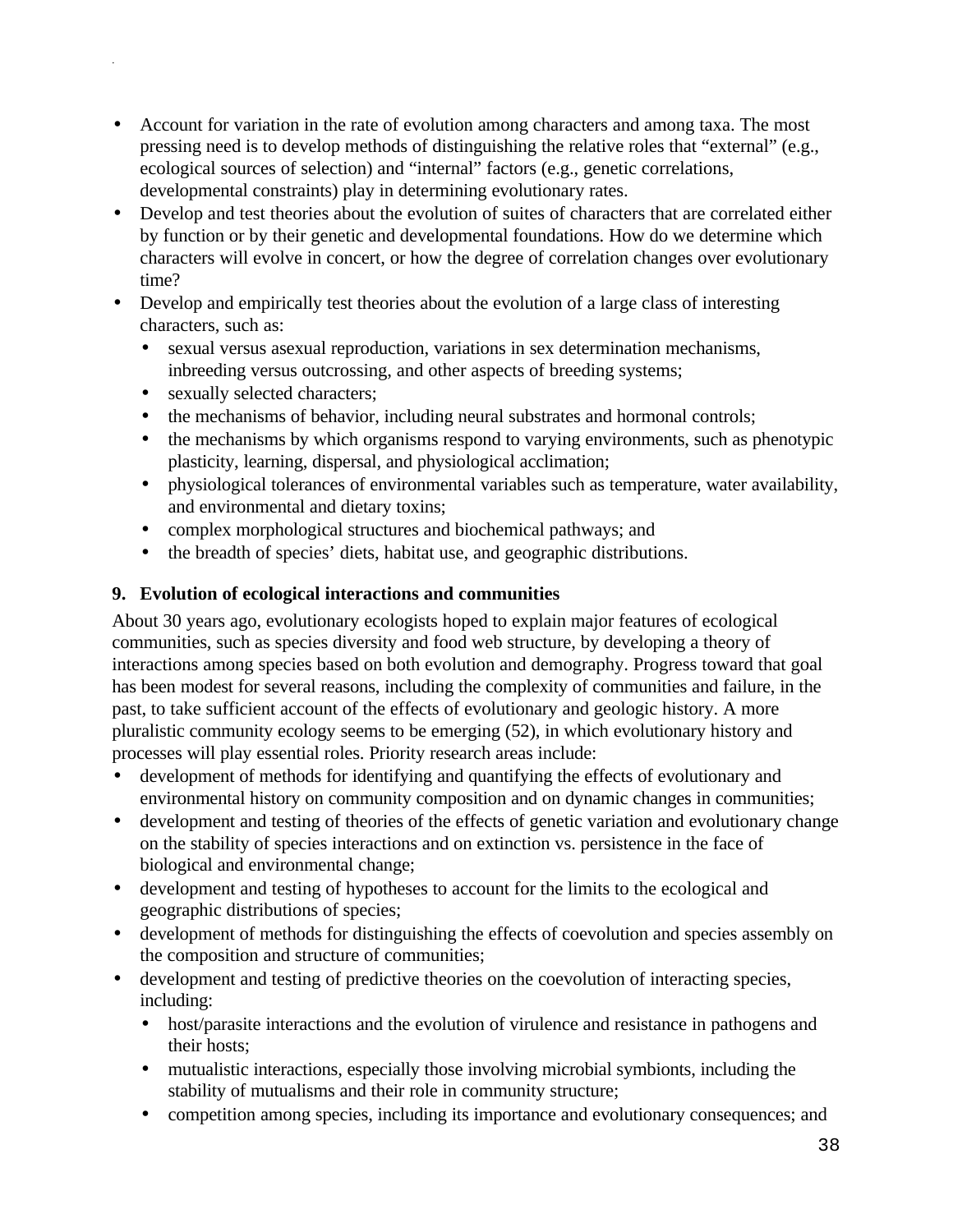- Account for variation in the rate of evolution among characters and among taxa. The most pressing need is to develop methods of distinguishing the relative roles that “external” (e.g., ecological sources of selection) and “internal” factors (e.g., genetic correlations, developmental constraints) play in determining evolutionary rates.
- Develop and test theories about the evolution of suites of characters that are correlated either by function or by their genetic and developmental foundations. How do we determine which characters will evolve in concert, or how the degree of correlation changes over evolutionary time?
- Develop and empirically test theories about the evolution of a large class of interesting characters, such as:
  - sexual versus asexual reproduction, variations in sex determination mechanisms, inbreeding versus outcrossing, and other aspects of breeding systems;
  - sexually selected characters;
  - the mechanisms of behavior, including neural substrates and hormonal controls;
  - the mechanisms by which organisms respond to varying environments, such as phenotypic plasticity, learning, dispersal, and physiological acclimation;
  - physiological tolerances of environmental variables such as temperature, water availability, and environmental and dietary toxins;
  - complex morphological structures and biochemical pathways; and
  - the breadth of species’ diets, habitat use, and geographic distributions.

**9. Evolution of ecological interactions and communities**

About 30 years ago, evolutionary ecologists hoped to explain major features of ecological communities, such as species diversity and food web structure, by developing a theory of interactions among species based on both evolution and demography. Progress toward that goal has been modest for several reasons, including the complexity of communities and failure, in the past, to take sufficient account of the effects of evolutionary and geologic history. A more pluralistic community ecology seems to be emerging (52), in which evolutionary history and processes will play essential roles. Priority research areas include:

- development of methods for identifying and quantifying the effects of evolutionary and environmental history on community composition and on dynamic changes in communities;
- development and testing of theories of the effects of genetic variation and evolutionary change on the stability of species interactions and on extinction vs. persistence in the face of biological and environmental change;
- development and testing of hypotheses to account for the limits to the ecological and geographic distributions of species;
- development of methods for distinguishing the effects of coevolution and species assembly on the composition and structure of communities;
- development and testing of predictive theories on the coevolution of interacting species, including:
  - host/parasite interactions and the evolution of virulence and resistance in pathogens and their hosts;
  - mutualistic interactions, especially those involving microbial symbionts, including the stability of mutualisms and their role in community structure;
  - competition among species, including its importance and evolutionary consequences; and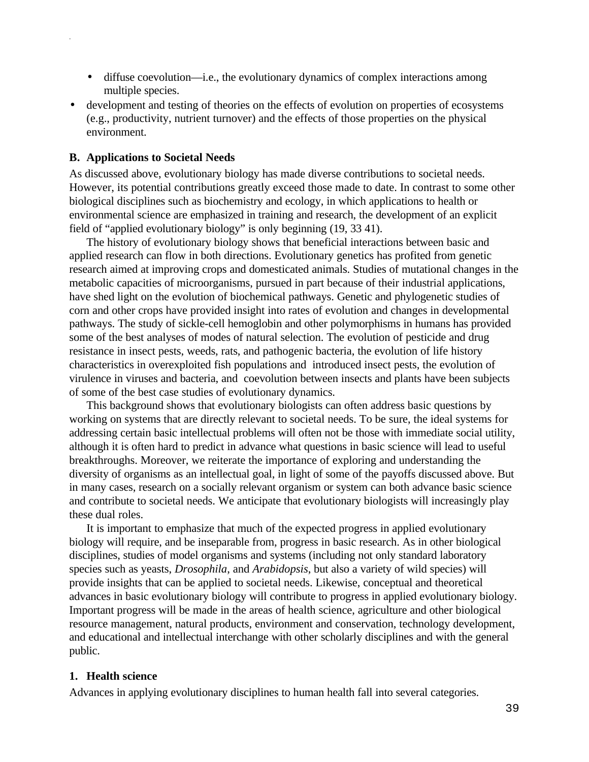- diffuse coevolution—i.e., the evolutionary dynamics of complex interactions among multiple species.
- development and testing of theories on the effects of evolution on properties of ecosystems (e.g., productivity, nutrient turnover) and the effects of those properties on the physical environment.

### B. Applications to Societal Needs

As discussed above, evolutionary biology has made diverse contributions to societal needs. However, its potential contributions greatly exceed those made to date. In contrast to some other biological disciplines such as biochemistry and ecology, in which applications to health or environmental science are emphasized in training and research, the development of an explicit field of "applied evolutionary biology" is only beginning (19, 33 41).

The history of evolutionary biology shows that beneficial interactions between basic and applied research can flow in both directions. Evolutionary genetics has profited from genetic research aimed at improving crops and domesticated animals. Studies of mutational changes in the metabolic capacities of microorganisms, pursued in part because of their industrial applications, have shed light on the evolution of biochemical pathways. Genetic and phylogenetic studies of corn and other crops have provided insight into rates of evolution and changes in developmental pathways. The study of sickle-cell hemoglobin and other polymorphisms in humans has provided some of the best analyses of modes of natural selection. The evolution of pesticide and drug resistance in insect pests, weeds, rats, and pathogenic bacteria, the evolution of life history characteristics in overexploited fish populations and introduced insect pests, the evolution of virulence in viruses and bacteria, and coevolution between insects and plants have been subjects of some of the best case studies of evolutionary dynamics.

This background shows that evolutionary biologists can often address basic questions by working on systems that are directly relevant to societal needs. To be sure, the ideal systems for addressing certain basic intellectual problems will often not be those with immediate social utility, although it is often hard to predict in advance what questions in basic science will lead to useful breakthroughs. Moreover, we reiterate the importance of exploring and understanding the diversity of organisms as an intellectual goal, in light of some of the payoffs discussed above. But in many cases, research on a socially relevant organism or system can both advance basic science and contribute to societal needs. We anticipate that evolutionary biologists will increasingly play these dual roles.

It is important to emphasize that much of the expected progress in applied evolutionary biology will require, and be inseparable from, progress in basic research. As in other biological disciplines, studies of model organisms and systems (including not only standard laboratory species such as yeasts, *Drosophila*, and *Arabidopsis*, but also a variety of wild species) will provide insights that can be applied to societal needs. Likewise, conceptual and theoretical advances in basic evolutionary biology will contribute to progress in applied evolutionary biology. Important progress will be made in the areas of health science, agriculture and other biological resource management, natural products, environment and conservation, technology development, and educational and intellectual interchange with other scholarly disciplines and with the general public.

#### 1. Health science

Advances in applying evolutionary disciplines to human health fall into several categories.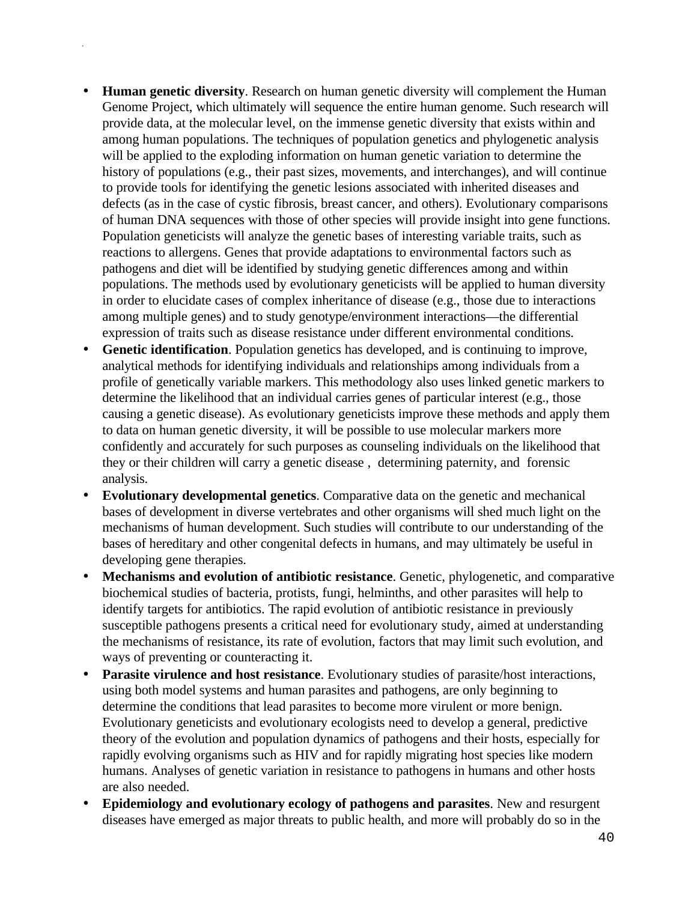- **Human genetic diversity**. Research on human genetic diversity will complement the Human Genome Project, which ultimately will sequence the entire human genome. Such research will provide data, at the molecular level, on the immense genetic diversity that exists within and among human populations. The techniques of population genetics and phylogenetic analysis will be applied to the exploding information on human genetic variation to determine the history of populations (e.g., their past sizes, movements, and interchanges), and will continue to provide tools for identifying the genetic lesions associated with inherited diseases and defects (as in the case of cystic fibrosis, breast cancer, and others). Evolutionary comparisons of human DNA sequences with those of other species will provide insight into gene functions. Population geneticists will analyze the genetic bases of interesting variable traits, such as reactions to allergens. Genes that provide adaptations to environmental factors such as pathogens and diet will be identified by studying genetic differences among and within populations. The methods used by evolutionary geneticists will be applied to human diversity in order to elucidate cases of complex inheritance of disease (e.g., those due to interactions among multiple genes) and to study genotype/environment interactions—the differential expression of traits such as disease resistance under different environmental conditions.
- **Genetic identification**. Population genetics has developed, and is continuing to improve, analytical methods for identifying individuals and relationships among individuals from a profile of genetically variable markers. This methodology also uses linked genetic markers to determine the likelihood that an individual carries genes of particular interest (e.g., those causing a genetic disease). As evolutionary geneticists improve these methods and apply them to data on human genetic diversity, it will be possible to use molecular markers more confidently and accurately for such purposes as counseling individuals on the likelihood that they or their children will carry a genetic disease , determining paternity, and forensic analysis.
- **Evolutionary developmental genetics**. Comparative data on the genetic and mechanical bases of development in diverse vertebrates and other organisms will shed much light on the mechanisms of human development. Such studies will contribute to our understanding of the bases of hereditary and other congenital defects in humans, and may ultimately be useful in developing gene therapies.
- **Mechanisms and evolution of antibiotic resistance**. Genetic, phylogenetic, and comparative biochemical studies of bacteria, protists, fungi, helminths, and other parasites will help to identify targets for antibiotics. The rapid evolution of antibiotic resistance in previously susceptible pathogens presents a critical need for evolutionary study, aimed at understanding the mechanisms of resistance, its rate of evolution, factors that may limit such evolution, and ways of preventing or counteracting it.
- **Parasite virulence and host resistance**. Evolutionary studies of parasite/host interactions, using both model systems and human parasites and pathogens, are only beginning to determine the conditions that lead parasites to become more virulent or more benign. Evolutionary geneticists and evolutionary ecologists need to develop a general, predictive theory of the evolution and population dynamics of pathogens and their hosts, especially for rapidly evolving organisms such as HIV and for rapidly migrating host species like modern humans. Analyses of genetic variation in resistance to pathogens in humans and other hosts are also needed.
- **Epidemiology and evolutionary ecology of pathogens and parasites**. New and resurgent diseases have emerged as major threats to public health, and more will probably do so in the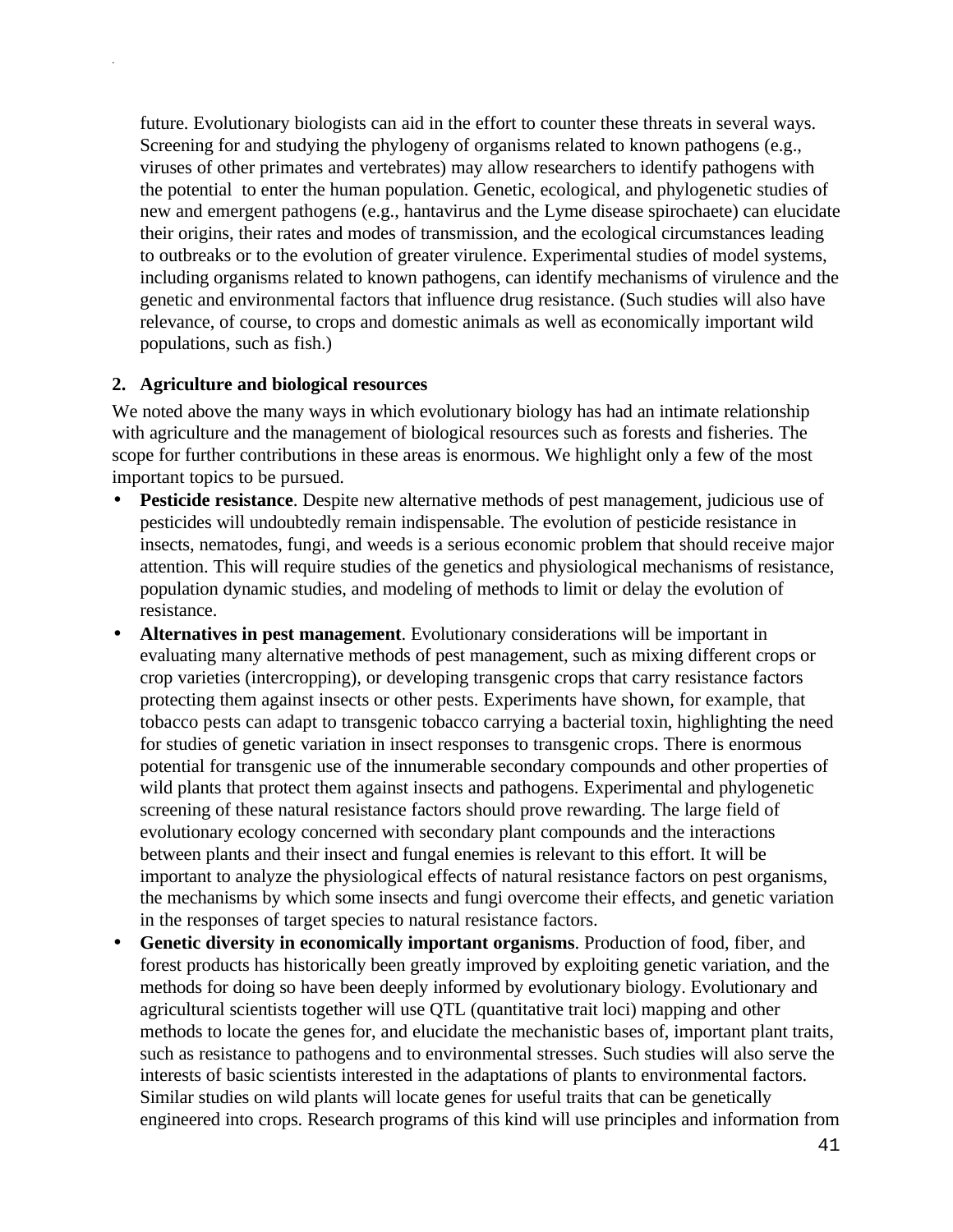future. Evolutionary biologists can aid in the effort to counter these threats in several ways. Screening for and studying the phylogeny of organisms related to known pathogens (e.g., viruses of other primates and vertebrates) may allow researchers to identify pathogens with the potential to enter the human population. Genetic, ecological, and phylogenetic studies of new and emergent pathogens (e.g., hantavirus and the Lyme disease spirochaete) can elucidate their origins, their rates and modes of transmission, and the ecological circumstances leading to outbreaks or to the evolution of greater virulence. Experimental studies of model systems, including organisms related to known pathogens, can identify mechanisms of virulence and the genetic and environmental factors that influence drug resistance. (Such studies will also have relevance, of course, to crops and domestic animals as well as economically important wild populations, such as fish.)

**2. Agriculture and biological resources**

We noted above the many ways in which evolutionary biology has had an intimate relationship with agriculture and the management of biological resources such as forests and fisheries. The scope for further contributions in these areas is enormous. We highlight only a few of the most important topics to be pursued.

- **Pesticide resistance**. Despite new alternative methods of pest management, judicious use of pesticides will undoubtedly remain indispensable. The evolution of pesticide resistance in insects, nematodes, fungi, and weeds is a serious economic problem that should receive major attention. This will require studies of the genetics and physiological mechanisms of resistance, population dynamic studies, and modeling of methods to limit or delay the evolution of resistance.
- **Alternatives in pest management**. Evolutionary considerations will be important in evaluating many alternative methods of pest management, such as mixing different crops or crop varieties (intercropping), or developing transgenic crops that carry resistance factors protecting them against insects or other pests. Experiments have shown, for example, that tobacco pests can adapt to transgenic tobacco carrying a bacterial toxin, highlighting the need for studies of genetic variation in insect responses to transgenic crops. There is enormous potential for transgenic use of the innumerable secondary compounds and other properties of wild plants that protect them against insects and pathogens. Experimental and phylogenetic screening of these natural resistance factors should prove rewarding. The large field of evolutionary ecology concerned with secondary plant compounds and the interactions between plants and their insect and fungal enemies is relevant to this effort. It will be important to analyze the physiological effects of natural resistance factors on pest organisms, the mechanisms by which some insects and fungi overcome their effects, and genetic variation in the responses of target species to natural resistance factors.
- **Genetic diversity in economically important organisms**. Production of food, fiber, and forest products has historically been greatly improved by exploiting genetic variation, and the methods for doing so have been deeply informed by evolutionary biology. Evolutionary and agricultural scientists together will use QTL (quantitative trait loci) mapping and other methods to locate the genes for, and elucidate the mechanistic bases of, important plant traits, such as resistance to pathogens and to environmental stresses. Such studies will also serve the interests of basic scientists interested in the adaptations of plants to environmental factors. Similar studies on wild plants will locate genes for useful traits that can be genetically engineered into crops. Research programs of this kind will use principles and information from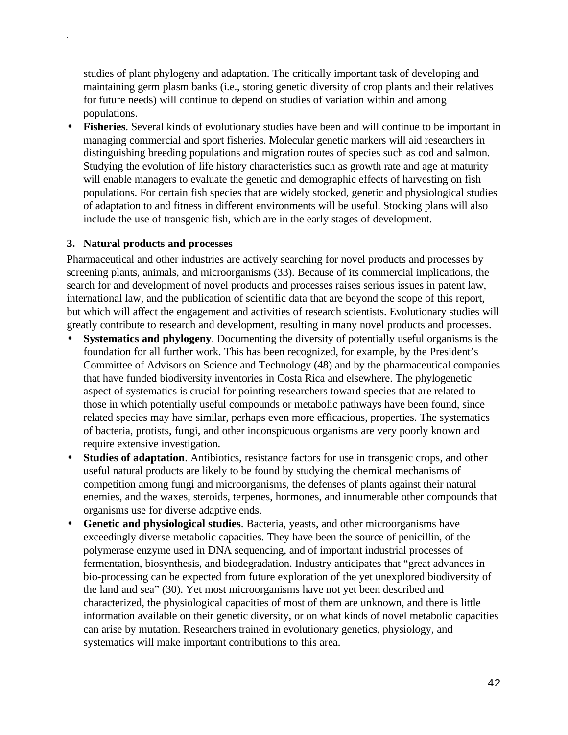studies of plant phylogeny and adaptation. The critically important task of developing and maintaining germ plasm banks (i.e., storing genetic diversity of crop plants and their relatives for future needs) will continue to depend on studies of variation within and among populations.

- **Fisheries**. Several kinds of evolutionary studies have been and will continue to be important in managing commercial and sport fisheries. Molecular genetic markers will aid researchers in distinguishing breeding populations and migration routes of species such as cod and salmon. Studying the evolution of life history characteristics such as growth rate and age at maturity will enable managers to evaluate the genetic and demographic effects of harvesting on fish populations. For certain fish species that are widely stocked, genetic and physiological studies of adaptation to and fitness in different environments will be useful. Stocking plans will also include the use of transgenic fish, which are in the early stages of development.

### 3. Natural products and processes

Pharmaceutical and other industries are actively searching for novel products and processes by screening plants, animals, and microorganisms (33). Because of its commercial implications, the search for and development of novel products and processes raises serious issues in patent law, international law, and the publication of scientific data that are beyond the scope of this report, but which will affect the engagement and activities of research scientists. Evolutionary studies will greatly contribute to research and development, resulting in many novel products and processes.

- **Systematics and phylogeny**. Documenting the diversity of potentially useful organisms is the foundation for all further work. This has been recognized, for example, by the President's Committee of Advisors on Science and Technology (48) and by the pharmaceutical companies that have funded biodiversity inventories in Costa Rica and elsewhere. The phylogenetic aspect of systematics is crucial for pointing researchers toward species that are related to those in which potentially useful compounds or metabolic pathways have been found, since related species may have similar, perhaps even more efficacious, properties. The systematics of bacteria, protists, fungi, and other inconspicuous organisms are very poorly known and require extensive investigation.
- **Studies of adaptation**. Antibiotics, resistance factors for use in transgenic crops, and other useful natural products are likely to be found by studying the chemical mechanisms of competition among fungi and microorganisms, the defenses of plants against their natural enemies, and the waxes, steroids, terpenes, hormones, and innumerable other compounds that organisms use for diverse adaptive ends.
- **Genetic and physiological studies**. Bacteria, yeasts, and other microorganisms have exceedingly diverse metabolic capacities. They have been the source of penicillin, of the polymerase enzyme used in DNA sequencing, and of important industrial processes of fermentation, biosynthesis, and biodegradation. Industry anticipates that "great advances in bio-processing can be expected from future exploration of the yet unexplored biodiversity of the land and sea" (30). Yet most microorganisms have not yet been described and characterized, the physiological capacities of most of them are unknown, and there is little information available on their genetic diversity, or on what kinds of novel metabolic capacities can arise by mutation. Researchers trained in evolutionary genetics, physiology, and systematics will make important contributions to this area.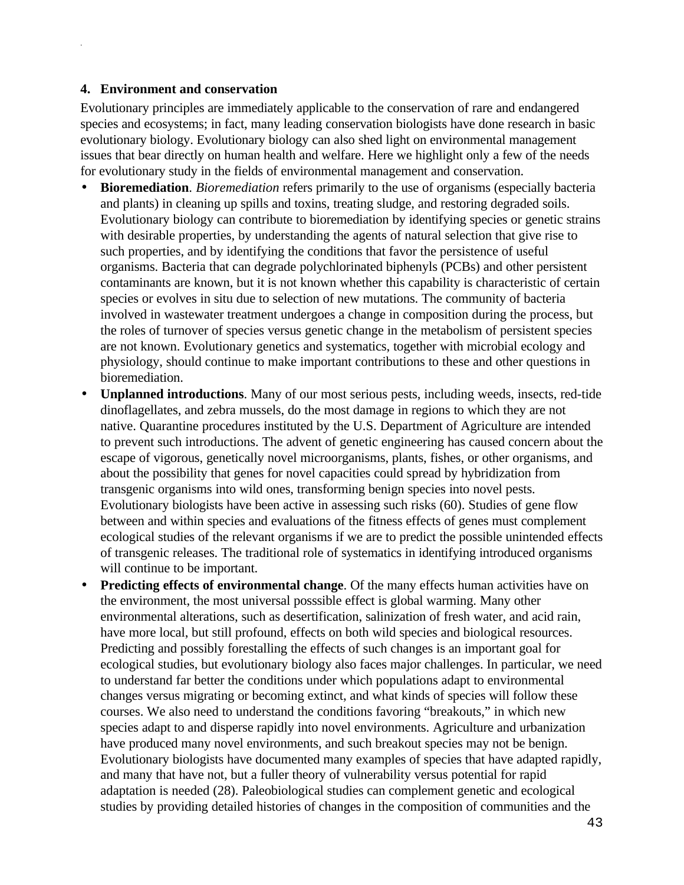## 4. Environment and conservation

Evolutionary principles are immediately applicable to the conservation of rare and endangered species and ecosystems; in fact, many leading conservation biologists have done research in basic evolutionary biology. Evolutionary biology can also shed light on environmental management issues that bear directly on human health and welfare. Here we highlight only a few of the needs for evolutionary study in the fields of environmental management and conservation.

- **Bioremediation**. *Bioremediation* refers primarily to the use of organisms (especially bacteria and plants) in cleaning up spills and toxins, treating sludge, and restoring degraded soils. Evolutionary biology can contribute to bioremediation by identifying species or genetic strains with desirable properties, by understanding the agents of natural selection that give rise to such properties, and by identifying the conditions that favor the persistence of useful organisms. Bacteria that can degrade polychlorinated biphenyls (PCBs) and other persistent contaminants are known, but it is not known whether this capability is characteristic of certain species or evolves in situ due to selection of new mutations. The community of bacteria involved in wastewater treatment undergoes a change in composition during the process, but the roles of turnover of species versus genetic change in the metabolism of persistent species are not known. Evolutionary genetics and systematics, together with microbial ecology and physiology, should continue to make important contributions to these and other questions in bioremediation.
- **Unplanned introductions**. Many of our most serious pests, including weeds, insects, red-tide dinoflagellates, and zebra mussels, do the most damage in regions to which they are not native. Quarantine procedures instituted by the U.S. Department of Agriculture are intended to prevent such introductions. The advent of genetic engineering has caused concern about the escape of vigorous, genetically novel microorganisms, plants, fishes, or other organisms, and about the possibility that genes for novel capacities could spread by hybridization from transgenic organisms into wild ones, transforming benign species into novel pests. Evolutionary biologists have been active in assessing such risks (60). Studies of gene flow between and within species and evaluations of the fitness effects of genes must complement ecological studies of the relevant organisms if we are to predict the possible unintended effects of transgenic releases. The traditional role of systematics in identifying introduced organisms will continue to be important.
- **Predicting effects of environmental change**. Of the many effects human activities have on the environment, the most universal posssible effect is global warming. Many other environmental alterations, such as desertification, salinization of fresh water, and acid rain, have more local, but still profound, effects on both wild species and biological resources. Predicting and possibly forestalling the effects of such changes is an important goal for ecological studies, but evolutionary biology also faces major challenges. In particular, we need to understand far better the conditions under which populations adapt to environmental changes versus migrating or becoming extinct, and what kinds of species will follow these courses. We also need to understand the conditions favoring "breakouts," in which new species adapt to and disperse rapidly into novel environments. Agriculture and urbanization have produced many novel environments, and such breakout species may not be benign. Evolutionary biologists have documented many examples of species that have adapted rapidly, and many that have not, but a fuller theory of vulnerability versus potential for rapid adaptation is needed (28). Paleobiological studies can complement genetic and ecological studies by providing detailed histories of changes in the composition of communities and the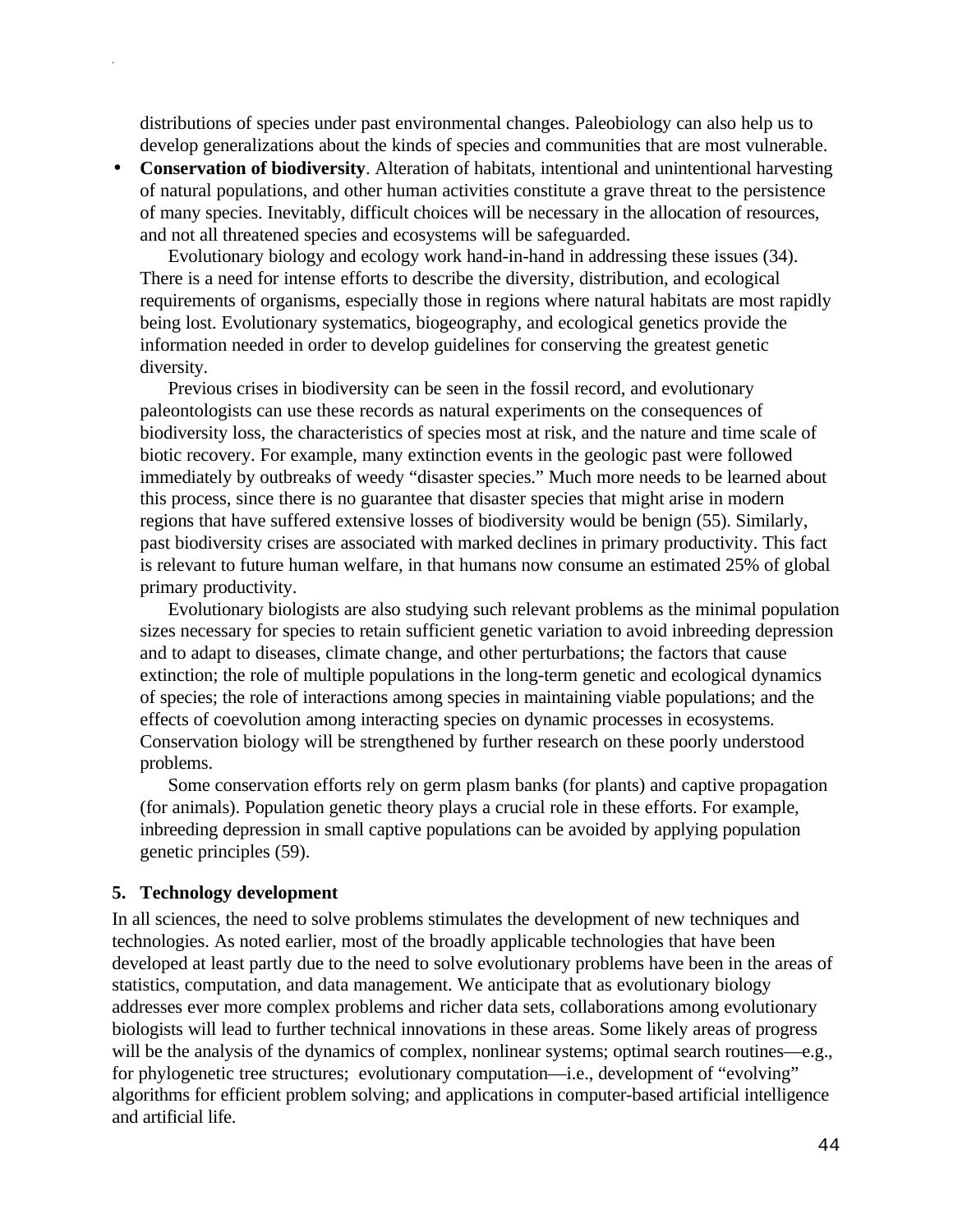distributions of species under past environmental changes. Paleobiology can also help us to develop generalizations about the kinds of species and communities that are most vulnerable.

- **Conservation of biodiversity**. Alteration of habitats, intentional and unintentional harvesting of natural populations, and other human activities constitute a grave threat to the persistence of many species. Inevitably, difficult choices will be necessary in the allocation of resources, and not all threatened species and ecosystems will be safeguarded.

  Evolutionary biology and ecology work hand-in-hand in addressing these issues (34). There is a need for intense efforts to describe the diversity, distribution, and ecological requirements of organisms, especially those in regions where natural habitats are most rapidly being lost. Evolutionary systematics, biogeography, and ecological genetics provide the information needed in order to develop guidelines for conserving the greatest genetic diversity.

  Previous crises in biodiversity can be seen in the fossil record, and evolutionary paleontologists can use these records as natural experiments on the consequences of biodiversity loss, the characteristics of species most at risk, and the nature and time scale of biotic recovery. For example, many extinction events in the geologic past were followed immediately by outbreaks of weedy "disaster species." Much more needs to be learned about this process, since there is no guarantee that disaster species that might arise in modern regions that have suffered extensive losses of biodiversity would be benign (55). Similarly, past biodiversity crises are associated with marked declines in primary productivity. This fact is relevant to future human welfare, in that humans now consume an estimated 25% of global primary productivity.

  Evolutionary biologists are also studying such relevant problems as the minimal population sizes necessary for species to retain sufficient genetic variation to avoid inbreeding depression and to adapt to diseases, climate change, and other perturbations; the factors that cause extinction; the role of multiple populations in the long-term genetic and ecological dynamics of species; the role of interactions among species in maintaining viable populations; and the effects of coevolution among interacting species on dynamic processes in ecosystems. Conservation biology will be strengthened by further research on these poorly understood problems.

  Some conservation efforts rely on germ plasm banks (for plants) and captive propagation (for animals). Population genetic theory plays a crucial role in these efforts. For example, inbreeding depression in small captive populations can be avoided by applying population genetic principles (59).

### 5. Technology development

In all sciences, the need to solve problems stimulates the development of new techniques and technologies. As noted earlier, most of the broadly applicable technologies that have been developed at least partly due to the need to solve evolutionary problems have been in the areas of statistics, computation, and data management. We anticipate that as evolutionary biology addresses ever more complex problems and richer data sets, collaborations among evolutionary biologists will lead to further technical innovations in these areas. Some likely areas of progress will be the analysis of the dynamics of complex, nonlinear systems; optimal search routines—e.g., for phylogenetic tree structures; evolutionary computation—i.e., development of "evolving" algorithms for efficient problem solving; and applications in computer-based artificial intelligence and artificial life.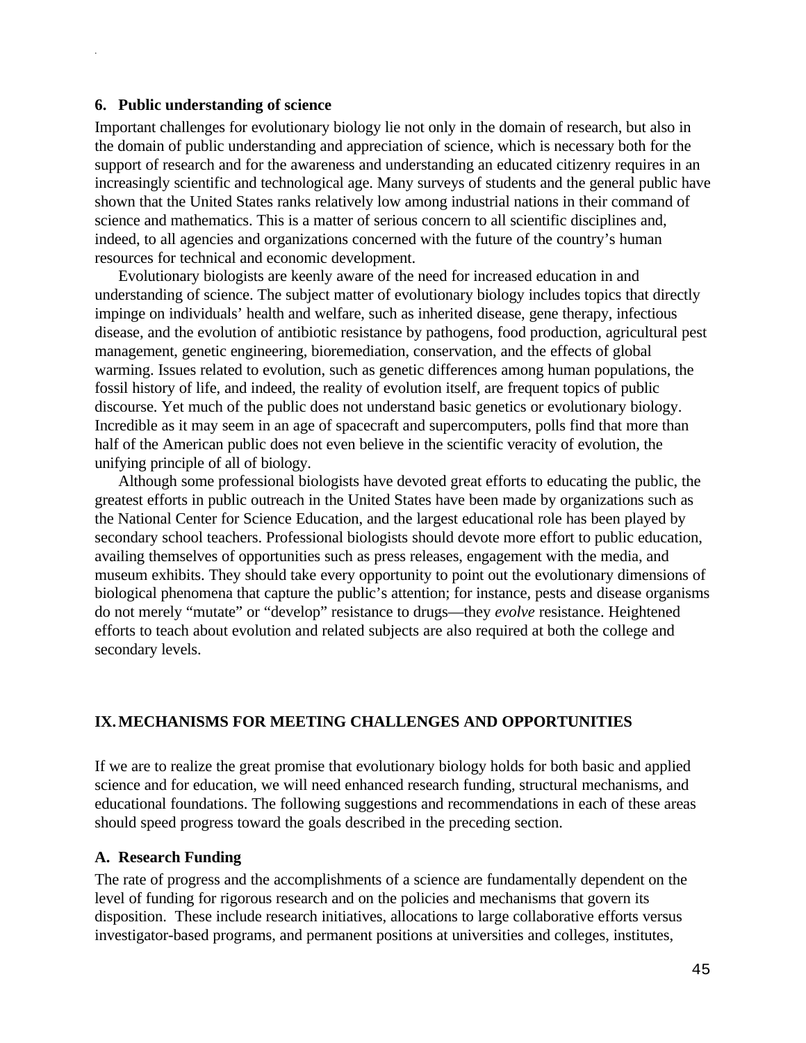### 6. Public understanding of science

Important challenges for evolutionary biology lie not only in the domain of research, but also in the domain of public understanding and appreciation of science, which is necessary both for the support of research and for the awareness and understanding an educated citizenry requires in an increasingly scientific and technological age. Many surveys of students and the general public have shown that the United States ranks relatively low among industrial nations in their command of science and mathematics. This is a matter of serious concern to all scientific disciplines and, indeed, to all agencies and organizations concerned with the future of the country's human resources for technical and economic development.

Evolutionary biologists are keenly aware of the need for increased education in and understanding of science. The subject matter of evolutionary biology includes topics that directly impinge on individuals' health and welfare, such as inherited disease, gene therapy, infectious disease, and the evolution of antibiotic resistance by pathogens, food production, agricultural pest management, genetic engineering, bioremediation, conservation, and the effects of global warming. Issues related to evolution, such as genetic differences among human populations, the fossil history of life, and indeed, the reality of evolution itself, are frequent topics of public discourse. Yet much of the public does not understand basic genetics or evolutionary biology. Incredible as it may seem in an age of spacecraft and supercomputers, polls find that more than half of the American public does not even believe in the scientific veracity of evolution, the unifying principle of all of biology.

Although some professional biologists have devoted great efforts to educating the public, the greatest efforts in public outreach in the United States have been made by organizations such as the National Center for Science Education, and the largest educational role has been played by secondary school teachers. Professional biologists should devote more effort to public education, availing themselves of opportunities such as press releases, engagement with the media, and museum exhibits. They should take every opportunity to point out the evolutionary dimensions of biological phenomena that capture the public's attention; for instance, pests and disease organisms do not merely "mutate" or "develop" resistance to drugs—they *evolve* resistance. Heightened efforts to teach about evolution and related subjects are also required at both the college and secondary levels.

## IX. MECHANISMS FOR MEETING CHALLENGES AND OPPORTUNITIES

If we are to realize the great promise that evolutionary biology holds for both basic and applied science and for education, we will need enhanced research funding, structural mechanisms, and educational foundations. The following suggestions and recommendations in each of these areas should speed progress toward the goals described in the preceding section.

### A. Research Funding

The rate of progress and the accomplishments of a science are fundamentally dependent on the level of funding for rigorous research and on the policies and mechanisms that govern its disposition. These include research initiatives, allocations to large collaborative efforts versus investigator-based programs, and permanent positions at universities and colleges, institutes,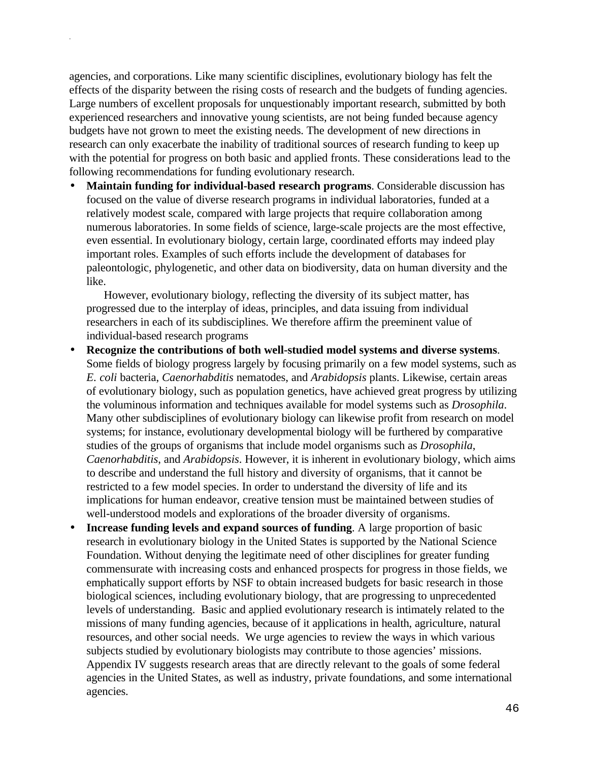agencies, and corporations. Like many scientific disciplines, evolutionary biology has felt the effects of the disparity between the rising costs of research and the budgets of funding agencies. Large numbers of excellent proposals for unquestionably important research, submitted by both experienced researchers and innovative young scientists, are not being funded because agency budgets have not grown to meet the existing needs. The development of new directions in research can only exacerbate the inability of traditional sources of research funding to keep up with the potential for progress on both basic and applied fronts. These considerations lead to the following recommendations for funding evolutionary research.

- **Maintain funding for individual-based research programs**. Considerable discussion has focused on the value of diverse research programs in individual laboratories, funded at a relatively modest scale, compared with large projects that require collaboration among numerous laboratories. In some fields of science, large-scale projects are the most effective, even essential. In evolutionary biology, certain large, coordinated efforts may indeed play important roles. Examples of such efforts include the development of databases for paleontologic, phylogenetic, and other data on biodiversity, data on human diversity and the like.

  However, evolutionary biology, reflecting the diversity of its subject matter, has progressed due to the interplay of ideas, principles, and data issuing from individual researchers in each of its subdisciplines. We therefore affirm the preeminent value of individual-based research programs

- **Recognize the contributions of both well-studied model systems and diverse systems**. Some fields of biology progress largely by focusing primarily on a few model systems, such as *E. coli* bacteria, *Caenorhabditis* nematodes, and *Arabidopsis* plants. Likewise, certain areas of evolutionary biology, such as population genetics, have achieved great progress by utilizing the voluminous information and techniques available for model systems such as *Drosophila*. Many other subdisciplines of evolutionary biology can likewise profit from research on model systems; for instance, evolutionary developmental biology will be furthered by comparative studies of the groups of organisms that include model organisms such as *Drosophila*, *Caenorhabditis*, and *Arabidopsis*. However, it is inherent in evolutionary biology, which aims to describe and understand the full history and diversity of organisms, that it cannot be restricted to a few model species. In order to understand the diversity of life and its implications for human endeavor, creative tension must be maintained between studies of well-understood models and explorations of the broader diversity of organisms.

- **Increase funding levels and expand sources of funding**. A large proportion of basic research in evolutionary biology in the United States is supported by the National Science Foundation. Without denying the legitimate need of other disciplines for greater funding commensurate with increasing costs and enhanced prospects for progress in those fields, we emphatically support efforts by NSF to obtain increased budgets for basic research in those biological sciences, including evolutionary biology, that are progressing to unprecedented levels of understanding. Basic and applied evolutionary research is intimately related to the missions of many funding agencies, because of it applications in health, agriculture, natural resources, and other social needs. We urge agencies to review the ways in which various subjects studied by evolutionary biologists may contribute to those agencies' missions. Appendix IV suggests research areas that are directly relevant to the goals of some federal agencies in the United States, as well as industry, private foundations, and some international agencies.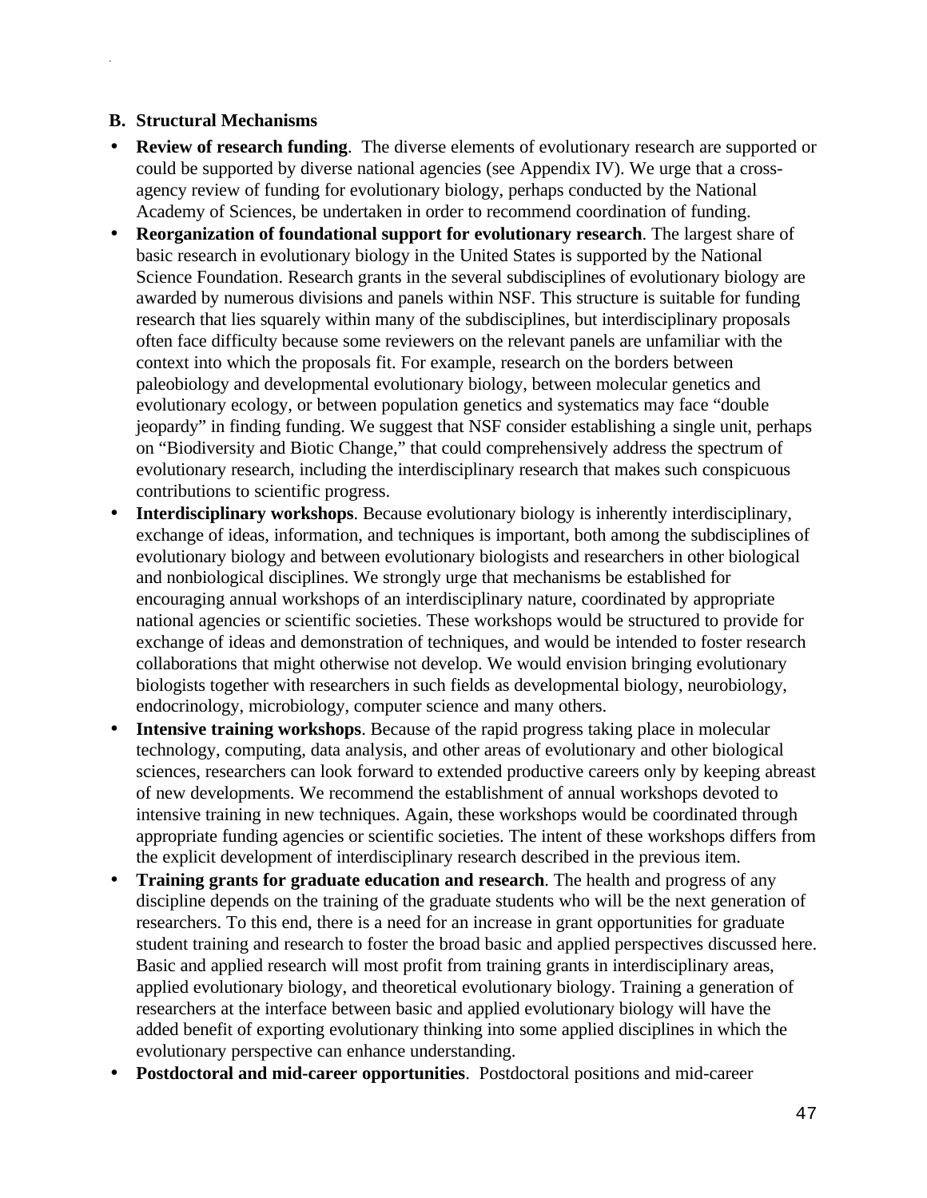### B. Structural Mechanisms

- **Review of research funding**. The diverse elements of evolutionary research are supported or could be supported by diverse national agencies (see Appendix IV). We urge that a cross-agency review of funding for evolutionary biology, perhaps conducted by the National Academy of Sciences, be undertaken in order to recommend coordination of funding.
- **Reorganization of foundational support for evolutionary research**. The largest share of basic research in evolutionary biology in the United States is supported by the National Science Foundation. Research grants in the several subdisciplines of evolutionary biology are awarded by numerous divisions and panels within NSF. This structure is suitable for funding research that lies squarely within many of the subdisciplines, but interdisciplinary proposals often face difficulty because some reviewers on the relevant panels are unfamiliar with the context into which the proposals fit. For example, research on the borders between paleobiology and developmental evolutionary biology, between molecular genetics and evolutionary ecology, or between population genetics and systematics may face "double jeopardy" in finding funding. We suggest that NSF consider establishing a single unit, perhaps on "Biodiversity and Biotic Change," that could comprehensively address the spectrum of evolutionary research, including the interdisciplinary research that makes such conspicuous contributions to scientific progress.
- **Interdisciplinary workshops**. Because evolutionary biology is inherently interdisciplinary, exchange of ideas, information, and techniques is important, both among the subdisciplines of evolutionary biology and between evolutionary biologists and researchers in other biological and nonbiological disciplines. We strongly urge that mechanisms be established for encouraging annual workshops of an interdisciplinary nature, coordinated by appropriate national agencies or scientific societies. These workshops would be structured to provide for exchange of ideas and demonstration of techniques, and would be intended to foster research collaborations that might otherwise not develop. We would envision bringing evolutionary biologists together with researchers in such fields as developmental biology, neurobiology, endocrinology, microbiology, computer science and many others.
- **Intensive training workshops**. Because of the rapid progress taking place in molecular technology, computing, data analysis, and other areas of evolutionary and other biological sciences, researchers can look forward to extended productive careers only by keeping abreast of new developments. We recommend the establishment of annual workshops devoted to intensive training in new techniques. Again, these workshops would be coordinated through appropriate funding agencies or scientific societies. The intent of these workshops differs from the explicit development of interdisciplinary research described in the previous item.
- **Training grants for graduate education and research**. The health and progress of any discipline depends on the training of the graduate students who will be the next generation of researchers. To this end, there is a need for an increase in grant opportunities for graduate student training and research to foster the broad basic and applied perspectives discussed here. Basic and applied research will most profit from training grants in interdisciplinary areas, applied evolutionary biology, and theoretical evolutionary biology. Training a generation of researchers at the interface between basic and applied evolutionary biology will have the added benefit of exporting evolutionary thinking into some applied disciplines in which the evolutionary perspective can enhance understanding.
- **Postdoctoral and mid-career opportunities**. Postdoctoral positions and mid-career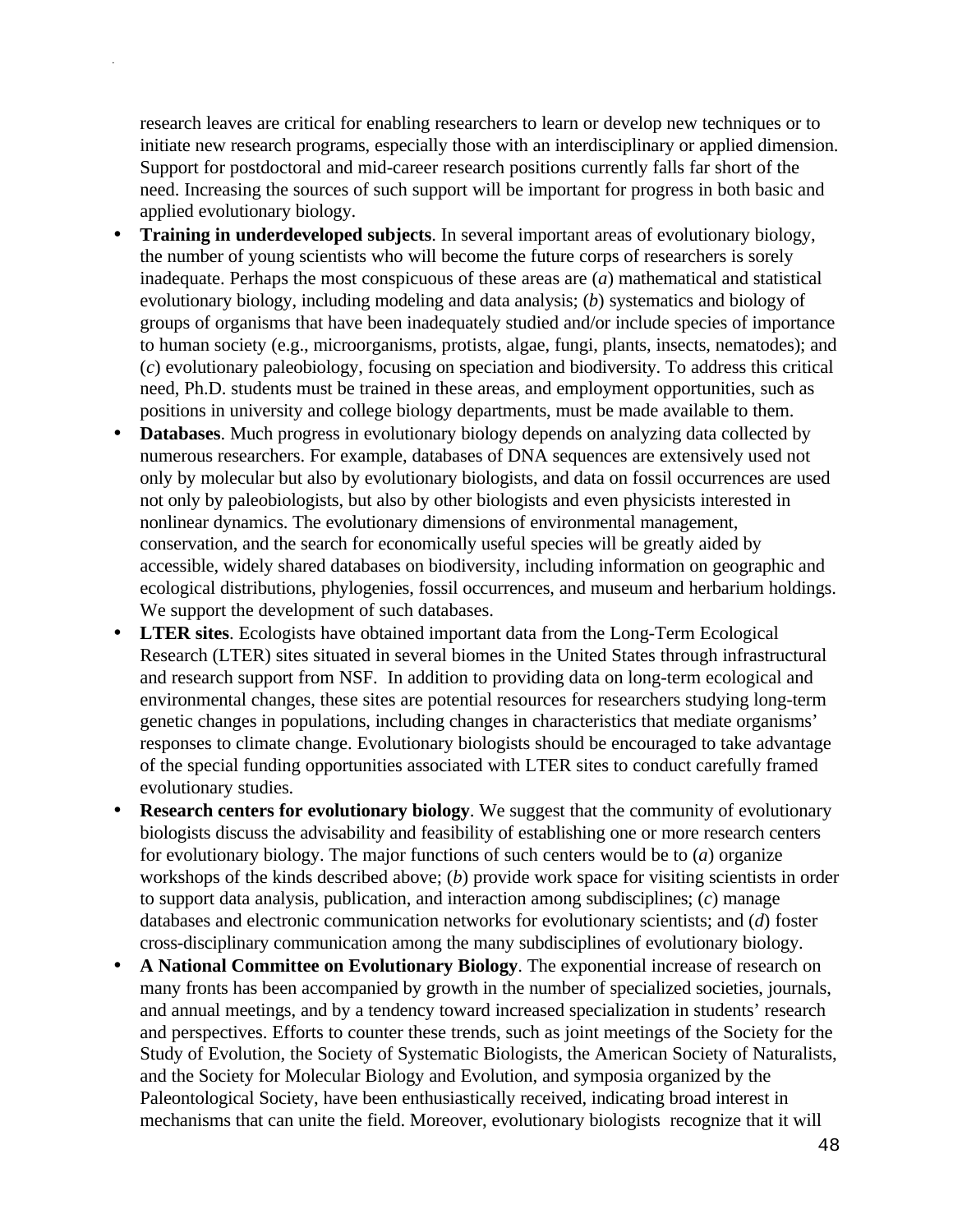research leaves are critical for enabling researchers to learn or develop new techniques or to initiate new research programs, especially those with an interdisciplinary or applied dimension. Support for postdoctoral and mid-career research positions currently falls far short of the need. Increasing the sources of such support will be important for progress in both basic and applied evolutionary biology.

- **Training in underdeveloped subjects**. In several important areas of evolutionary biology, the number of young scientists who will become the future corps of researchers is sorely inadequate. Perhaps the most conspicuous of these areas are (*a*) mathematical and statistical evolutionary biology, including modeling and data analysis; (*b*) systematics and biology of groups of organisms that have been inadequately studied and/or include species of importance to human society (e.g., microorganisms, protists, algae, fungi, plants, insects, nematodes); and (*c*) evolutionary paleobiology, focusing on speciation and biodiversity. To address this critical need, Ph.D. students must be trained in these areas, and employment opportunities, such as positions in university and college biology departments, must be made available to them.
- **Databases**. Much progress in evolutionary biology depends on analyzing data collected by numerous researchers. For example, databases of DNA sequences are extensively used not only by molecular but also by evolutionary biologists, and data on fossil occurrences are used not only by paleobiologists, but also by other biologists and even physicists interested in nonlinear dynamics. The evolutionary dimensions of environmental management, conservation, and the search for economically useful species will be greatly aided by accessible, widely shared databases on biodiversity, including information on geographic and ecological distributions, phylogenies, fossil occurrences, and museum and herbarium holdings. We support the development of such databases.
- **LTER sites**. Ecologists have obtained important data from the Long-Term Ecological Research (LTER) sites situated in several biomes in the United States through infrastructural and research support from NSF. In addition to providing data on long-term ecological and environmental changes, these sites are potential resources for researchers studying long-term genetic changes in populations, including changes in characteristics that mediate organisms' responses to climate change. Evolutionary biologists should be encouraged to take advantage of the special funding opportunities associated with LTER sites to conduct carefully framed evolutionary studies.
- **Research centers for evolutionary biology**. We suggest that the community of evolutionary biologists discuss the advisability and feasibility of establishing one or more research centers for evolutionary biology. The major functions of such centers would be to (*a*) organize workshops of the kinds described above; (*b*) provide work space for visiting scientists in order to support data analysis, publication, and interaction among subdisciplines; (*c*) manage databases and electronic communication networks for evolutionary scientists; and (*d*) foster cross-disciplinary communication among the many subdisciplines of evolutionary biology.
- **A National Committee on Evolutionary Biology**. The exponential increase of research on many fronts has been accompanied by growth in the number of specialized societies, journals, and annual meetings, and by a tendency toward increased specialization in students' research and perspectives. Efforts to counter these trends, such as joint meetings of the Society for the Study of Evolution, the Society of Systematic Biologists, the American Society of Naturalists, and the Society for Molecular Biology and Evolution, and symposia organized by the Paleontological Society, have been enthusiastically received, indicating broad interest in mechanisms that can unite the field. Moreover, evolutionary biologists recognize that it will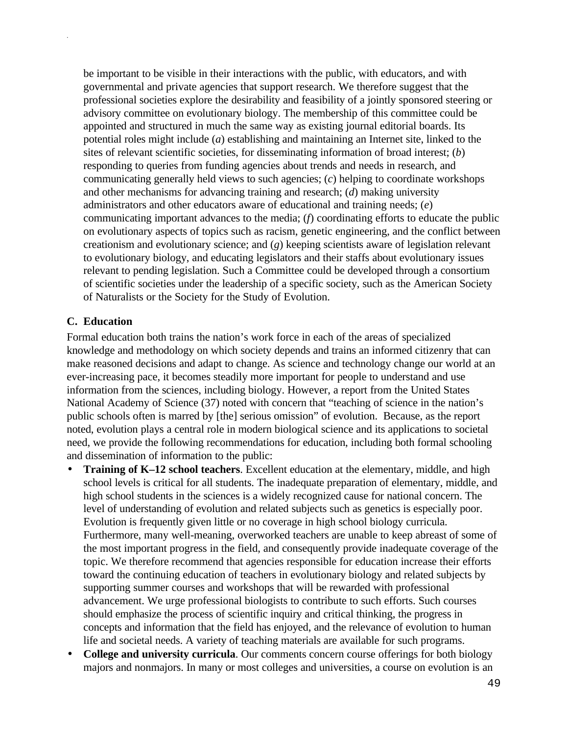be important to be visible in their interactions with the public, with educators, and with governmental and private agencies that support research. We therefore suggest that the professional societies explore the desirability and feasibility of a jointly sponsored steering or advisory committee on evolutionary biology. The membership of this committee could be appointed and structured in much the same way as existing journal editorial boards. Its potential roles might include (*a*) establishing and maintaining an Internet site, linked to the sites of relevant scientific societies, for disseminating information of broad interest; (*b*) responding to queries from funding agencies about trends and needs in research, and communicating generally held views to such agencies; (*c*) helping to coordinate workshops and other mechanisms for advancing training and research; (*d*) making university administrators and other educators aware of educational and training needs; (*e*) communicating important advances to the media; (*f*) coordinating efforts to educate the public on evolutionary aspects of topics such as racism, genetic engineering, and the conflict between creationism and evolutionary science; and (*g*) keeping scientists aware of legislation relevant to evolutionary biology, and educating legislators and their staffs about evolutionary issues relevant to pending legislation. Such a Committee could be developed through a consortium of scientific societies under the leadership of a specific society, such as the American Society of Naturalists or the Society for the Study of Evolution.

### C. Education

Formal education both trains the nation's work force in each of the areas of specialized knowledge and methodology on which society depends and trains an informed citizenry that can make reasoned decisions and adapt to change. As science and technology change our world at an ever-increasing pace, it becomes steadily more important for people to understand and use information from the sciences, including biology. However, a report from the United States National Academy of Science (37) noted with concern that "teaching of science in the nation's public schools often is marred by [the] serious omission" of evolution. Because, as the report noted, evolution plays a central role in modern biological science and its applications to societal need, we provide the following recommendations for education, including both formal schooling and dissemination of information to the public:

- **Training of K–12 school teachers**. Excellent education at the elementary, middle, and high school levels is critical for all students. The inadequate preparation of elementary, middle, and high school students in the sciences is a widely recognized cause for national concern. The level of understanding of evolution and related subjects such as genetics is especially poor. Evolution is frequently given little or no coverage in high school biology curricula. Furthermore, many well-meaning, overworked teachers are unable to keep abreast of some of the most important progress in the field, and consequently provide inadequate coverage of the topic. We therefore recommend that agencies responsible for education increase their efforts toward the continuing education of teachers in evolutionary biology and related subjects by supporting summer courses and workshops that will be rewarded with professional advancement. We urge professional biologists to contribute to such efforts. Such courses should emphasize the process of scientific inquiry and critical thinking, the progress in concepts and information that the field has enjoyed, and the relevance of evolution to human life and societal needs. A variety of teaching materials are available for such programs.
- **College and university curricula**. Our comments concern course offerings for both biology majors and nonmajors. In many or most colleges and universities, a course on evolution is an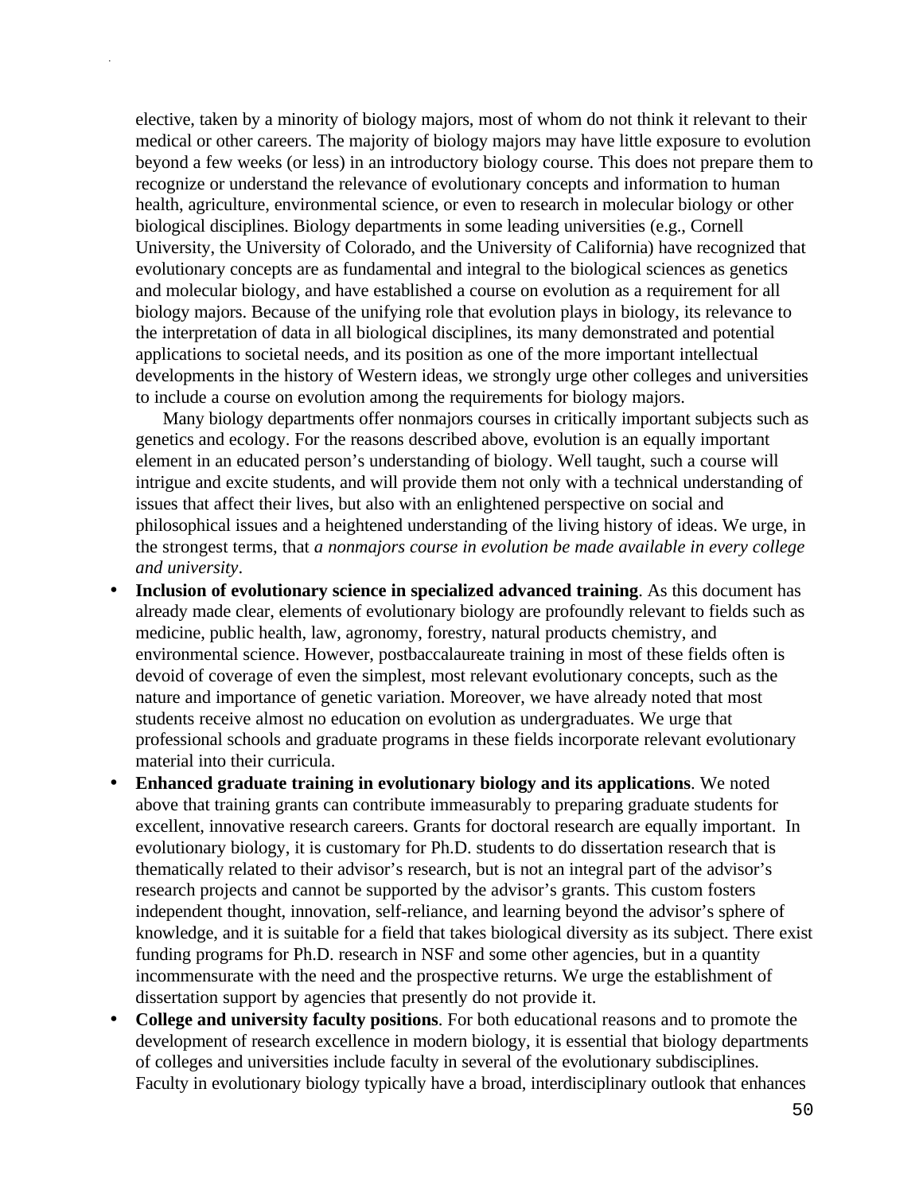elective, taken by a minority of biology majors, most of whom do not think it relevant to their medical or other careers. The majority of biology majors may have little exposure to evolution beyond a few weeks (or less) in an introductory biology course. This does not prepare them to recognize or understand the relevance of evolutionary concepts and information to human health, agriculture, environmental science, or even to research in molecular biology or other biological disciplines. Biology departments in some leading universities (e.g., Cornell University, the University of Colorado, and the University of California) have recognized that evolutionary concepts are as fundamental and integral to the biological sciences as genetics and molecular biology, and have established a course on evolution as a requirement for all biology majors. Because of the unifying role that evolution plays in biology, its relevance to the interpretation of data in all biological disciplines, its many demonstrated and potential applications to societal needs, and its position as one of the more important intellectual developments in the history of Western ideas, we strongly urge other colleges and universities to include a course on evolution among the requirements for biology majors.

Many biology departments offer nonmajors courses in critically important subjects such as genetics and ecology. For the reasons described above, evolution is an equally important element in an educated person's understanding of biology. Well taught, such a course will intrigue and excite students, and will provide them not only with a technical understanding of issues that affect their lives, but also with an enlightened perspective on social and philosophical issues and a heightened understanding of the living history of ideas. We urge, in the strongest terms, that *a nonmajors course in evolution be made available in every college and university*.

- **Inclusion of evolutionary science in specialized advanced training**. As this document has already made clear, elements of evolutionary biology are profoundly relevant to fields such as medicine, public health, law, agronomy, forestry, natural products chemistry, and environmental science. However, postbaccalaureate training in most of these fields often is devoid of coverage of even the simplest, most relevant evolutionary concepts, such as the nature and importance of genetic variation. Moreover, we have already noted that most students receive almost no education on evolution as undergraduates. We urge that professional schools and graduate programs in these fields incorporate relevant evolutionary material into their curricula.
- **Enhanced graduate training in evolutionary biology and its applications**. We noted above that training grants can contribute immeasurably to preparing graduate students for excellent, innovative research careers. Grants for doctoral research are equally important. In evolutionary biology, it is customary for Ph.D. students to do dissertation research that is thematically related to their advisor's research, but is not an integral part of the advisor's research projects and cannot be supported by the advisor's grants. This custom fosters independent thought, innovation, self-reliance, and learning beyond the advisor's sphere of knowledge, and it is suitable for a field that takes biological diversity as its subject. There exist funding programs for Ph.D. research in NSF and some other agencies, but in a quantity incommensurate with the need and the prospective returns. We urge the establishment of dissertation support by agencies that presently do not provide it.
- **College and university faculty positions**. For both educational reasons and to promote the development of research excellence in modern biology, it is essential that biology departments of colleges and universities include faculty in several of the evolutionary subdisciplines. Faculty in evolutionary biology typically have a broad, interdisciplinary outlook that enhances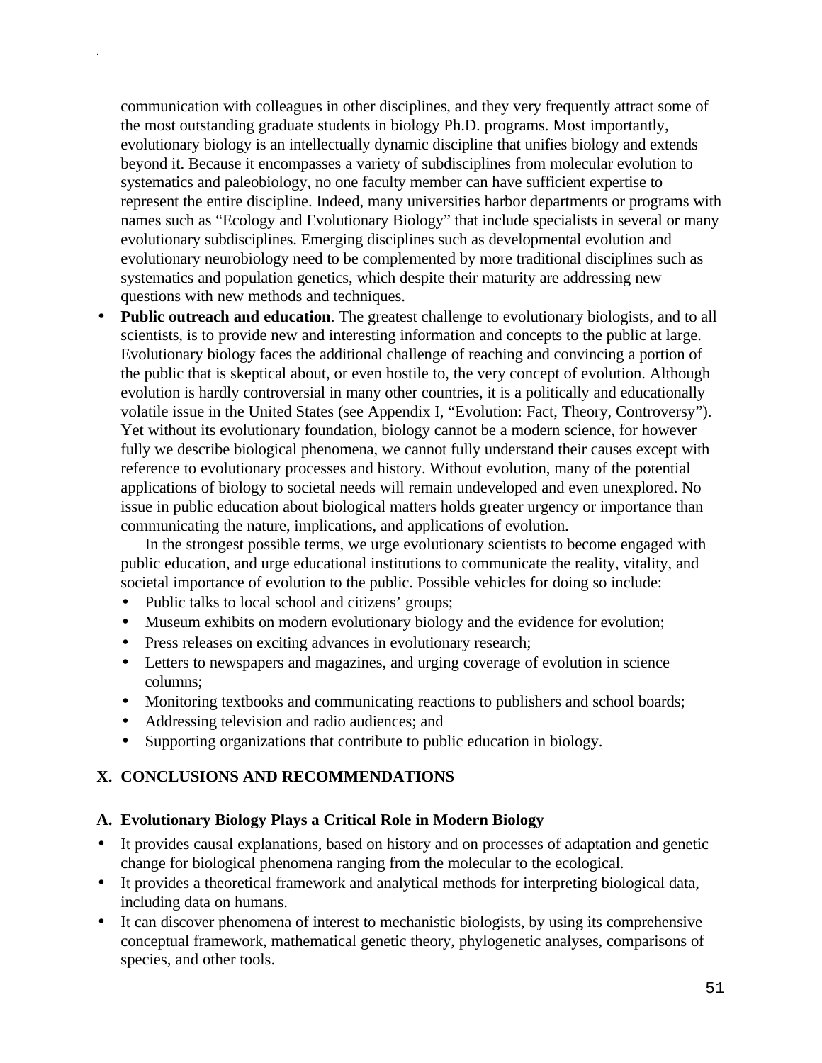communication with colleagues in other disciplines, and they very frequently attract some of the most outstanding graduate students in biology Ph.D. programs. Most importantly, evolutionary biology is an intellectually dynamic discipline that unifies biology and extends beyond it. Because it encompasses a variety of subdisciplines from molecular evolution to systematics and paleobiology, no one faculty member can have sufficient expertise to represent the entire discipline. Indeed, many universities harbor departments or programs with names such as "Ecology and Evolutionary Biology" that include specialists in several or many evolutionary subdisciplines. Emerging disciplines such as developmental evolution and evolutionary neurobiology need to be complemented by more traditional disciplines such as systematics and population genetics, which despite their maturity are addressing new questions with new methods and techniques.

- **Public outreach and education**. The greatest challenge to evolutionary biologists, and to all scientists, is to provide new and interesting information and concepts to the public at large. Evolutionary biology faces the additional challenge of reaching and convincing a portion of the public that is skeptical about, or even hostile to, the very concept of evolution. Although evolution is hardly controversial in many other countries, it is a politically and educationally volatile issue in the United States (see Appendix I, "Evolution: Fact, Theory, Controversy"). Yet without its evolutionary foundation, biology cannot be a modern science, for however fully we describe biological phenomena, we cannot fully understand their causes except with reference to evolutionary processes and history. Without evolution, many of the potential applications of biology to societal needs will remain undeveloped and even unexplored. No issue in public education about biological matters holds greater urgency or importance than communicating the nature, implications, and applications of evolution.

  In the strongest possible terms, we urge evolutionary scientists to become engaged with public education, and urge educational institutions to communicate the reality, vitality, and societal importance of evolution to the public. Possible vehicles for doing so include:

  - Public talks to local school and citizens' groups;
  - Museum exhibits on modern evolutionary biology and the evidence for evolution;
  - Press releases on exciting advances in evolutionary research;
  - Letters to newspapers and magazines, and urging coverage of evolution in science columns;
  - Monitoring textbooks and communicating reactions to publishers and school boards;
  - Addressing television and radio audiences; and
  - Supporting organizations that contribute to public education in biology.

## X. CONCLUSIONS AND RECOMMENDATIONS

### A. Evolutionary Biology Plays a Critical Role in Modern Biology

- It provides causal explanations, based on history and on processes of adaptation and genetic change for biological phenomena ranging from the molecular to the ecological.
- It provides a theoretical framework and analytical methods for interpreting biological data, including data on humans.
- It can discover phenomena of interest to mechanistic biologists, by using its comprehensive conceptual framework, mathematical genetic theory, phylogenetic analyses, comparisons of species, and other tools.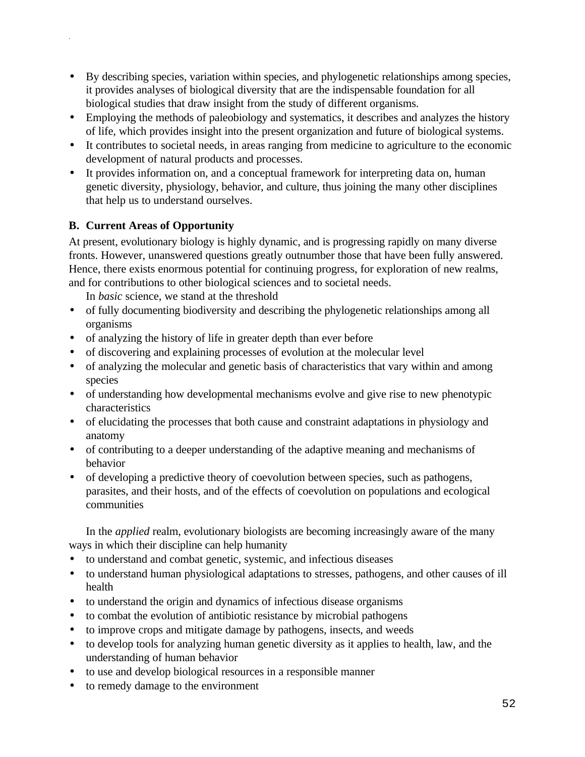- By describing species, variation within species, and phylogenetic relationships among species, it provides analyses of biological diversity that are the indispensable foundation for all biological studies that draw insight from the study of different organisms.
- Employing the methods of paleobiology and systematics, it describes and analyzes the history of life, which provides insight into the present organization and future of biological systems.
- It contributes to societal needs, in areas ranging from medicine to agriculture to the economic development of natural products and processes.
- It provides information on, and a conceptual framework for interpreting data on, human genetic diversity, physiology, behavior, and culture, thus joining the many other disciplines that help us to understand ourselves.

### B. Current Areas of Opportunity

At present, evolutionary biology is highly dynamic, and is progressing rapidly on many diverse fronts. However, unanswered questions greatly outnumber those that have been fully answered. Hence, there exists enormous potential for continuing progress, for exploration of new realms, and for contributions to other biological sciences and to societal needs.

In *basic* science, we stand at the threshold

- of fully documenting biodiversity and describing the phylogenetic relationships among all organisms
- of analyzing the history of life in greater depth than ever before
- of discovering and explaining processes of evolution at the molecular level
- of analyzing the molecular and genetic basis of characteristics that vary within and among species
- of understanding how developmental mechanisms evolve and give rise to new phenotypic characteristics
- of elucidating the processes that both cause and constraint adaptations in physiology and anatomy
- of contributing to a deeper understanding of the adaptive meaning and mechanisms of behavior
- of developing a predictive theory of coevolution between species, such as pathogens, parasites, and their hosts, and of the effects of coevolution on populations and ecological communities

In the *applied* realm, evolutionary biologists are becoming increasingly aware of the many ways in which their discipline can help humanity

- to understand and combat genetic, systemic, and infectious diseases
- to understand human physiological adaptations to stresses, pathogens, and other causes of ill health
- to understand the origin and dynamics of infectious disease organisms
- to combat the evolution of antibiotic resistance by microbial pathogens
- to improve crops and mitigate damage by pathogens, insects, and weeds
- to develop tools for analyzing human genetic diversity as it applies to health, law, and the understanding of human behavior
- to use and develop biological resources in a responsible manner
- to remedy damage to the environment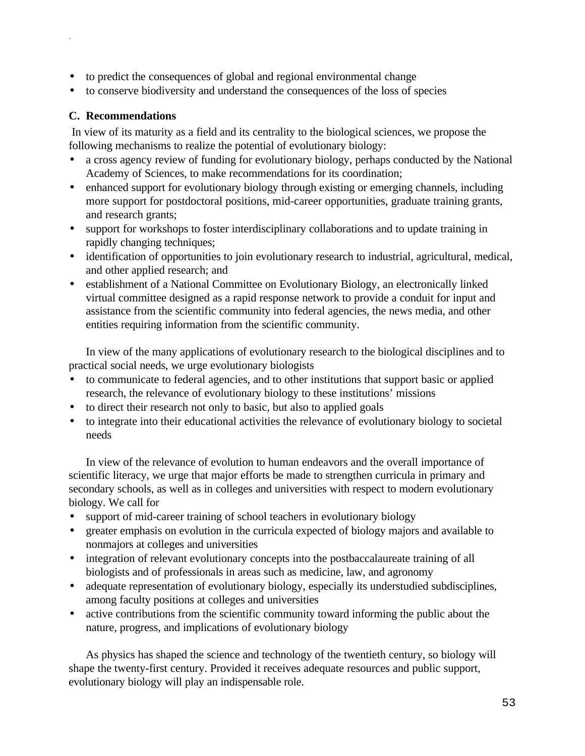- to predict the consequences of global and regional environmental change
- to conserve biodiversity and understand the consequences of the loss of species

### C. Recommendations

In view of its maturity as a field and its centrality to the biological sciences, we propose the following mechanisms to realize the potential of evolutionary biology:

- a cross agency review of funding for evolutionary biology, perhaps conducted by the National Academy of Sciences, to make recommendations for its coordination;
- enhanced support for evolutionary biology through existing or emerging channels, including more support for postdoctoral positions, mid-career opportunities, graduate training grants, and research grants;
- support for workshops to foster interdisciplinary collaborations and to update training in rapidly changing techniques;
- identification of opportunities to join evolutionary research to industrial, agricultural, medical, and other applied research; and
- establishment of a National Committee on Evolutionary Biology, an electronically linked virtual committee designed as a rapid response network to provide a conduit for input and assistance from the scientific community into federal agencies, the news media, and other entities requiring information from the scientific community.

In view of the many applications of evolutionary research to the biological disciplines and to practical social needs, we urge evolutionary biologists

- to communicate to federal agencies, and to other institutions that support basic or applied research, the relevance of evolutionary biology to these institutions' missions
- to direct their research not only to basic, but also to applied goals
- to integrate into their educational activities the relevance of evolutionary biology to societal needs

In view of the relevance of evolution to human endeavors and the overall importance of scientific literacy, we urge that major efforts be made to strengthen curricula in primary and secondary schools, as well as in colleges and universities with respect to modern evolutionary biology. We call for

- support of mid-career training of school teachers in evolutionary biology
- greater emphasis on evolution in the curricula expected of biology majors and available to nonmajors at colleges and universities
- integration of relevant evolutionary concepts into the postbaccalaureate training of all biologists and of professionals in areas such as medicine, law, and agronomy
- adequate representation of evolutionary biology, especially its understudied subdisciplines, among faculty positions at colleges and universities
- active contributions from the scientific community toward informing the public about the nature, progress, and implications of evolutionary biology

As physics has shaped the science and technology of the twentieth century, so biology will shape the twenty-first century. Provided it receives adequate resources and public support, evolutionary biology will play an indispensable role.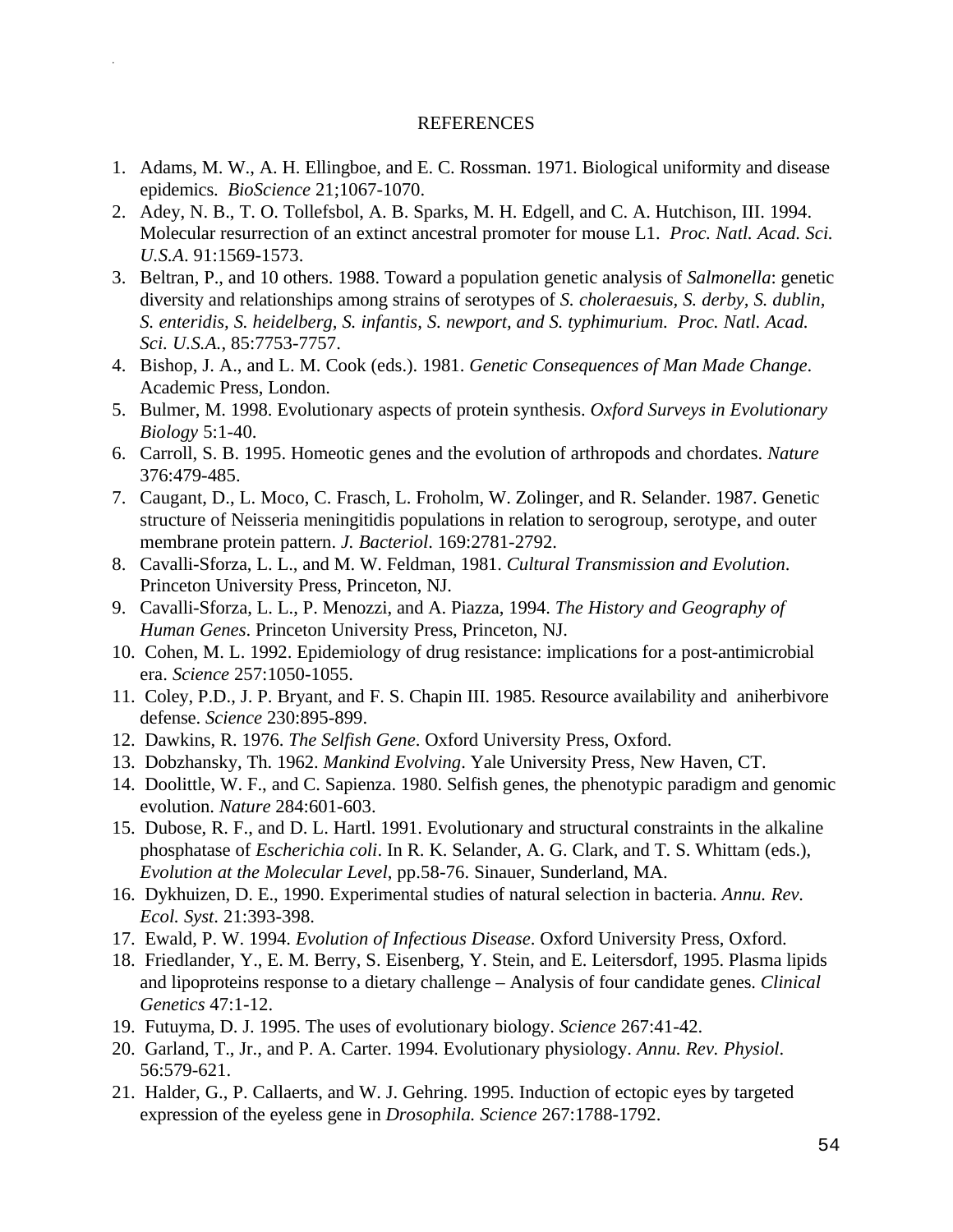# REFERENCES

1. Adams, M. W., A. H. Ellingboe, and E. C. Rossman. 1971. Biological uniformity and disease epidemics. *BioScience* 21;1067-1070.
2. Adey, N. B., T. O. Tollefsbol, A. B. Sparks, M. H. Edgell, and C. A. Hutchison, III. 1994. Molecular resurrection of an extinct ancestral promoter for mouse L1. *Proc. Natl. Acad. Sci. U.S.A*. 91:1569-1573.
3. Beltran, P., and 10 others. 1988. Toward a population genetic analysis of *Salmonella*: genetic diversity and relationships among strains of serotypes of *S. choleraesuis, S. derby, S. dublin, S. enteridis, S. heidelberg, S. infantis, S. newport, and S. typhimurium. Proc. Natl. Acad. Sci. U.S.A.*, 85:7753-7757.
4. Bishop, J. A., and L. M. Cook (eds.). 1981. *Genetic Consequences of Man Made Change*. Academic Press, London.
5. Bulmer, M. 1998. Evolutionary aspects of protein synthesis. *Oxford Surveys in Evolutionary Biology* 5:1-40.
6. Carroll, S. B. 1995. Homeotic genes and the evolution of arthropods and chordates. *Nature* 376:479-485.
7. Caugant, D., L. Moco, C. Frasch, L. Froholm, W. Zolinger, and R. Selander. 1987. Genetic structure of Neisseria meningitidis populations in relation to serogroup, serotype, and outer membrane protein pattern. *J. Bacteriol*. 169:2781-2792.
8. Cavalli-Sforza, L. L., and M. W. Feldman, 1981. *Cultural Transmission and Evolution*. Princeton University Press, Princeton, NJ.
9. Cavalli-Sforza, L. L., P. Menozzi, and A. Piazza, 1994. *The History and Geography of Human Genes*. Princeton University Press, Princeton, NJ.
10. Cohen, M. L. 1992. Epidemiology of drug resistance: implications for a post-antimicrobial era. *Science* 257:1050-1055.
11. Coley, P.D., J. P. Bryant, and F. S. Chapin III. 1985. Resource availability and aniherbivore defense. *Science* 230:895-899.
12. Dawkins, R. 1976. *The Selfish Gene*. Oxford University Press, Oxford.
13. Dobzhansky, Th. 1962. *Mankind Evolving*. Yale University Press, New Haven, CT.
14. Doolittle, W. F., and C. Sapienza. 1980. Selfish genes, the phenotypic paradigm and genomic evolution. *Nature* 284:601-603.
15. Dubose, R. F., and D. L. Hartl. 1991. Evolutionary and structural constraints in the alkaline phosphatase of *Escherichia coli*. In R. K. Selander, A. G. Clark, and T. S. Whittam (eds.), *Evolution at the Molecular Level*, pp.58-76. Sinauer, Sunderland, MA.
16. Dykhuizen, D. E., 1990. Experimental studies of natural selection in bacteria. *Annu. Rev. Ecol. Syst*. 21:393-398.
17. Ewald, P. W. 1994. *Evolution of Infectious Disease*. Oxford University Press, Oxford.
18. Friedlander, Y., E. M. Berry, S. Eisenberg, Y. Stein, and E. Leitersdorf, 1995. Plasma lipids and lipoproteins response to a dietary challenge – Analysis of four candidate genes. *Clinical Genetics* 47:1-12.
19. Futuyma, D. J. 1995. The uses of evolutionary biology. *Science* 267:41-42.
20. Garland, T., Jr., and P. A. Carter. 1994. Evolutionary physiology. *Annu. Rev. Physiol*. 56:579-621.
21. Halder, G., P. Callaerts, and W. J. Gehring. 1995. Induction of ectopic eyes by targeted expression of the eyeless gene in *Drosophila. Science* 267:1788-1792.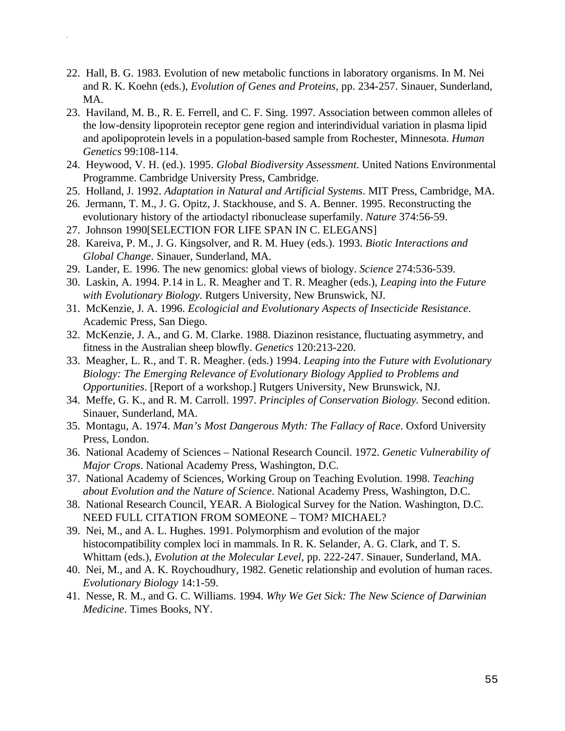22. Hall, B. G. 1983. Evolution of new metabolic functions in laboratory organisms. In M. Nei and R. K. Koehn (eds.), *Evolution of Genes and Proteins*, pp. 234-257. Sinauer, Sunderland, MA.
23. Haviland, M. B., R. E. Ferrell, and C. F. Sing. 1997. Association between common alleles of the low-density lipoprotein receptor gene region and interindividual variation in plasma lipid and apolipoprotein levels in a population-based sample from Rochester, Minnesota. *Human Genetics* 99:108-114.
24. Heywood, V. H. (ed.). 1995. *Global Biodiversity Assessment*. United Nations Environmental Programme. Cambridge University Press, Cambridge.
25. Holland, J. 1992. *Adaptation in Natural and Artificial Systems*. MIT Press, Cambridge, MA.
26. Jermann, T. M., J. G. Opitz, J. Stackhouse, and S. A. Benner. 1995. Reconstructing the evolutionary history of the artiodactyl ribonuclease superfamily. *Nature* 374:56-59.
27. Johnson 1990[SELECTION FOR LIFE SPAN IN C. ELEGANS]
28. Kareiva, P. M., J. G. Kingsolver, and R. M. Huey (eds.). 1993. *Biotic Interactions and Global Change*. Sinauer, Sunderland, MA.
29. Lander, E. 1996. The new genomics: global views of biology. *Science* 274:536-539.
30. Laskin, A. 1994. P.14 in L. R. Meagher and T. R. Meagher (eds.), *Leaping into the Future with Evolutionary Biology*. Rutgers University, New Brunswick, NJ.
31. McKenzie, J. A. 1996. *Ecologicial and Evolutionary Aspects of Insecticide Resistance*. Academic Press, San Diego.
32. McKenzie, J. A., and G. M. Clarke. 1988. Diazinon resistance, fluctuating asymmetry, and fitness in the Australian sheep blowfly. *Genetics* 120:213-220.
33. Meagher, L. R., and T. R. Meagher. (eds.) 1994. *Leaping into the Future with Evolutionary Biology: The Emerging Relevance of Evolutionary Biology Applied to Problems and Opportunities*. [Report of a workshop.] Rutgers University, New Brunswick, NJ.
34. Meffe, G. K., and R. M. Carroll. 1997. *Principles of Conservation Biology.* Second edition. Sinauer, Sunderland, MA.
35. Montagu, A. 1974. *Man's Most Dangerous Myth: The Fallacy of Race*. Oxford University Press, London.
36. National Academy of Sciences – National Research Council. 1972. *Genetic Vulnerability of Major Crops*. National Academy Press, Washington, D.C.
37. National Academy of Sciences, Working Group on Teaching Evolution. 1998. *Teaching about Evolution and the Nature of Science*. National Academy Press, Washington, D.C.
38. National Research Council, YEAR. A Biological Survey for the Nation. Washington, D.C. NEED FULL CITATION FROM SOMEONE – TOM? MICHAEL?
39. Nei, M., and A. L. Hughes. 1991. Polymorphism and evolution of the major histocompatibility complex loci in mammals. In R. K. Selander, A. G. Clark, and T. S. Whittam (eds.), *Evolution at the Molecular Level*, pp. 222-247. Sinauer, Sunderland, MA.
40. Nei, M., and A. K. Roychoudhury, 1982. Genetic relationship and evolution of human races. *Evolutionary Biology* 14:1-59.
41. Nesse, R. M., and G. C. Williams. 1994. *Why We Get Sick: The New Science of Darwinian Medicine*. Times Books, NY.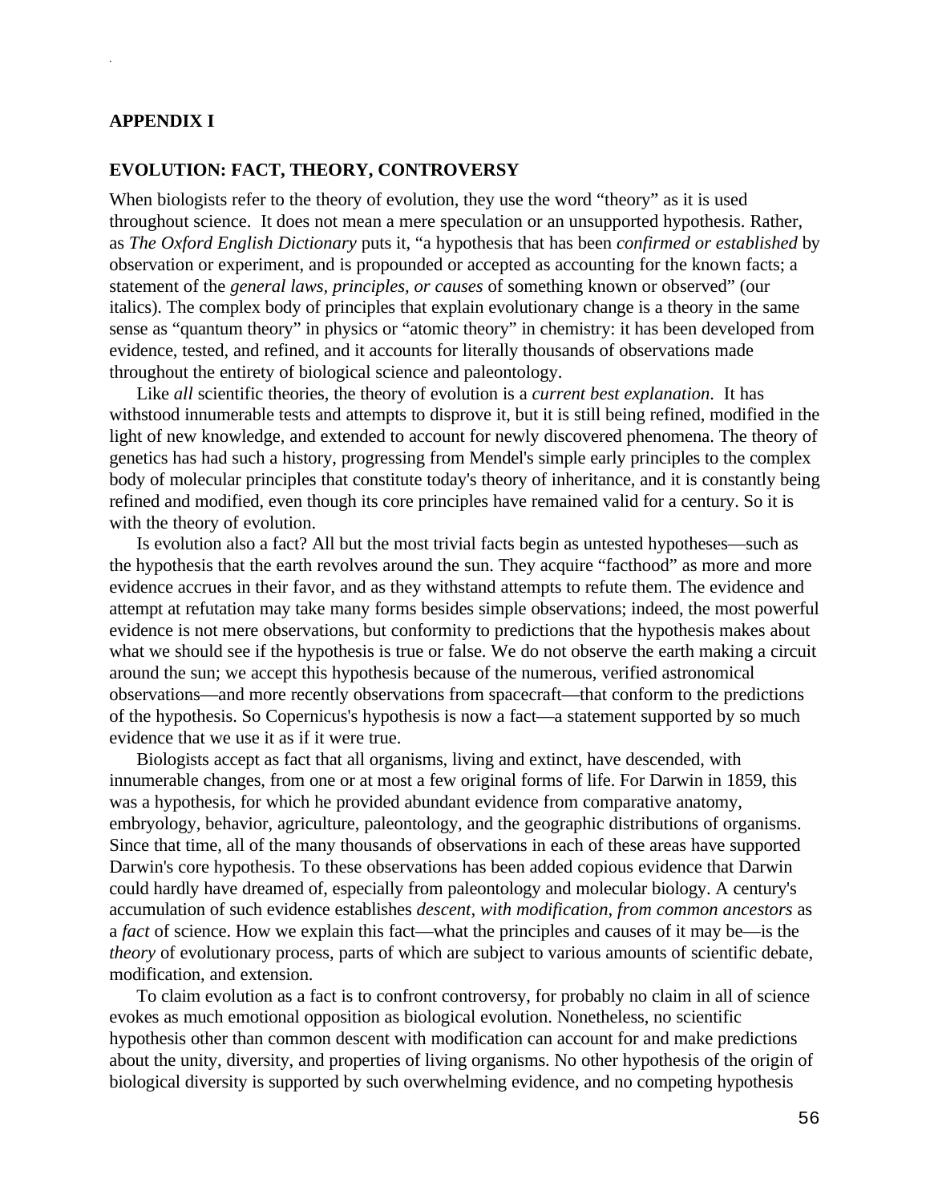## APPENDIX I

## EVOLUTION: FACT, THEORY, CONTROVERSY

When biologists refer to the theory of evolution, they use the word "theory" as it is used throughout science. It does not mean a mere speculation or an unsupported hypothesis. Rather, as *The Oxford English Dictionary* puts it, "a hypothesis that has been *confirmed or established* by observation or experiment, and is propounded or accepted as accounting for the known facts; a statement of the *general laws, principles, or causes* of something known or observed" (our italics). The complex body of principles that explain evolutionary change is a theory in the same sense as "quantum theory" in physics or "atomic theory" in chemistry: it has been developed from evidence, tested, and refined, and it accounts for literally thousands of observations made throughout the entirety of biological science and paleontology.

Like *all* scientific theories, the theory of evolution is a *current best explanation*. It has withstood innumerable tests and attempts to disprove it, but it is still being refined, modified in the light of new knowledge, and extended to account for newly discovered phenomena. The theory of genetics has had such a history, progressing from Mendel's simple early principles to the complex body of molecular principles that constitute today's theory of inheritance, and it is constantly being refined and modified, even though its core principles have remained valid for a century. So it is with the theory of evolution.

Is evolution also a fact? All but the most trivial facts begin as untested hypotheses—such as the hypothesis that the earth revolves around the sun. They acquire "facthood" as more and more evidence accrues in their favor, and as they withstand attempts to refute them. The evidence and attempt at refutation may take many forms besides simple observations; indeed, the most powerful evidence is not mere observations, but conformity to predictions that the hypothesis makes about what we should see if the hypothesis is true or false. We do not observe the earth making a circuit around the sun; we accept this hypothesis because of the numerous, verified astronomical observations—and more recently observations from spacecraft—that conform to the predictions of the hypothesis. So Copernicus's hypothesis is now a fact—a statement supported by so much evidence that we use it as if it were true.

Biologists accept as fact that all organisms, living and extinct, have descended, with innumerable changes, from one or at most a few original forms of life. For Darwin in 1859, this was a hypothesis, for which he provided abundant evidence from comparative anatomy, embryology, behavior, agriculture, paleontology, and the geographic distributions of organisms. Since that time, all of the many thousands of observations in each of these areas have supported Darwin's core hypothesis. To these observations has been added copious evidence that Darwin could hardly have dreamed of, especially from paleontology and molecular biology. A century's accumulation of such evidence establishes *descent, with modification, from common ancestors* as a *fact* of science. How we explain this fact—what the principles and causes of it may be—is the *theory* of evolutionary process, parts of which are subject to various amounts of scientific debate, modification, and extension.

To claim evolution as a fact is to confront controversy, for probably no claim in all of science evokes as much emotional opposition as biological evolution. Nonetheless, no scientific hypothesis other than common descent with modification can account for and make predictions about the unity, diversity, and properties of living organisms. No other hypothesis of the origin of biological diversity is supported by such overwhelming evidence, and no competing hypothesis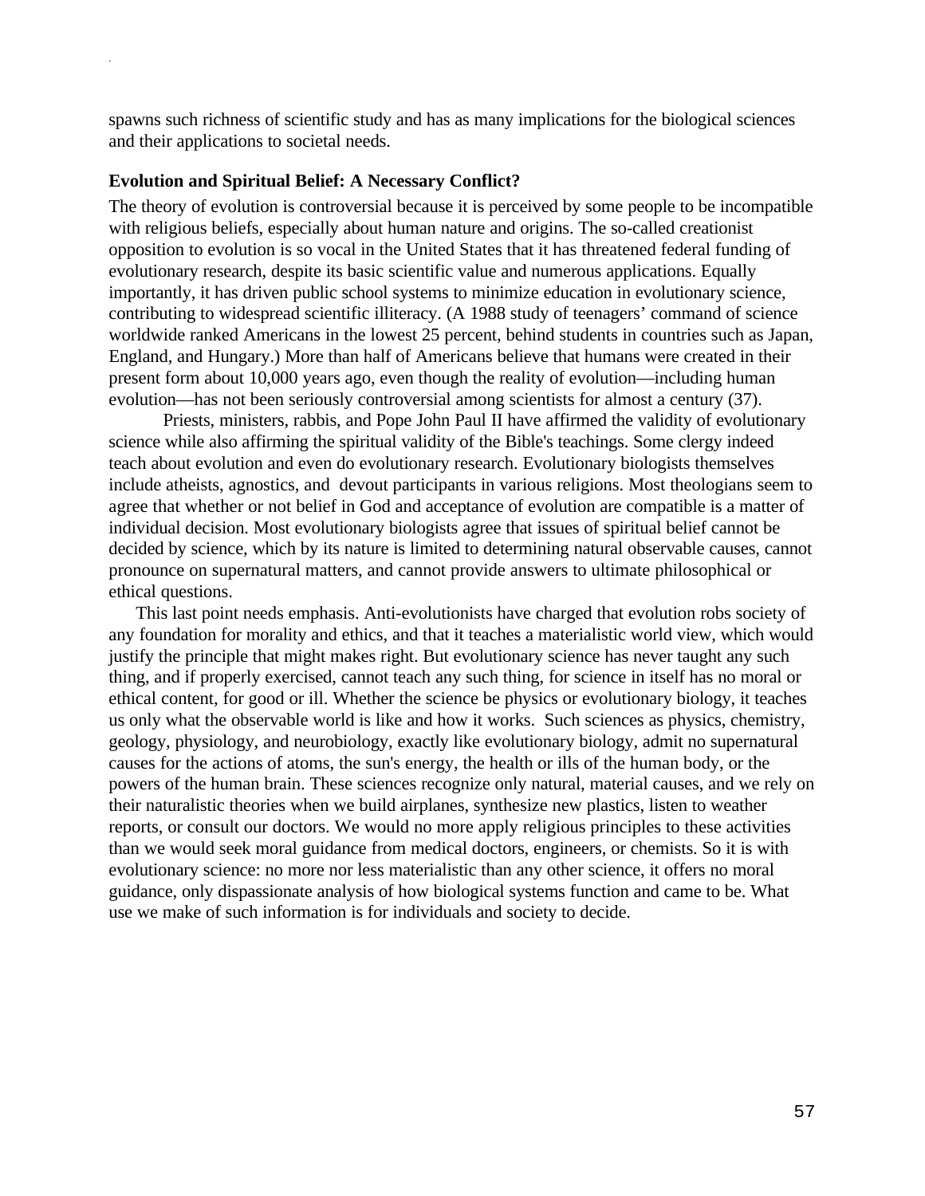spawns such richness of scientific study and has as many implications for the biological sciences and their applications to societal needs.

**Evolution and Spiritual Belief: A Necessary Conflict?**

The theory of evolution is controversial because it is perceived by some people to be incompatible with religious beliefs, especially about human nature and origins. The so-called creationist opposition to evolution is so vocal in the United States that it has threatened federal funding of evolutionary research, despite its basic scientific value and numerous applications. Equally importantly, it has driven public school systems to minimize education in evolutionary science, contributing to widespread scientific illiteracy. (A 1988 study of teenagers' command of science worldwide ranked Americans in the lowest 25 percent, behind students in countries such as Japan, England, and Hungary.) More than half of Americans believe that humans were created in their present form about 10,000 years ago, even though the reality of evolution—including human evolution—has not been seriously controversial among scientists for almost a century (37).

Priests, ministers, rabbis, and Pope John Paul II have affirmed the validity of evolutionary science while also affirming the spiritual validity of the Bible's teachings. Some clergy indeed teach about evolution and even do evolutionary research. Evolutionary biologists themselves include atheists, agnostics, and devout participants in various religions. Most theologians seem to agree that whether or not belief in God and acceptance of evolution are compatible is a matter of individual decision. Most evolutionary biologists agree that issues of spiritual belief cannot be decided by science, which by its nature is limited to determining natural observable causes, cannot pronounce on supernatural matters, and cannot provide answers to ultimate philosophical or ethical questions.

This last point needs emphasis. Anti-evolutionists have charged that evolution robs society of any foundation for morality and ethics, and that it teaches a materialistic world view, which would justify the principle that might makes right. But evolutionary science has never taught any such thing, and if properly exercised, cannot teach any such thing, for science in itself has no moral or ethical content, for good or ill. Whether the science be physics or evolutionary biology, it teaches us only what the observable world is like and how it works. Such sciences as physics, chemistry, geology, physiology, and neurobiology, exactly like evolutionary biology, admit no supernatural causes for the actions of atoms, the sun's energy, the health or ills of the human body, or the powers of the human brain. These sciences recognize only natural, material causes, and we rely on their naturalistic theories when we build airplanes, synthesize new plastics, listen to weather reports, or consult our doctors. We would no more apply religious principles to these activities than we would seek moral guidance from medical doctors, engineers, or chemists. So it is with evolutionary science: no more nor less materialistic than any other science, it offers no moral guidance, only dispassionate analysis of how biological systems function and came to be. What use we make of such information is for individuals and society to decide.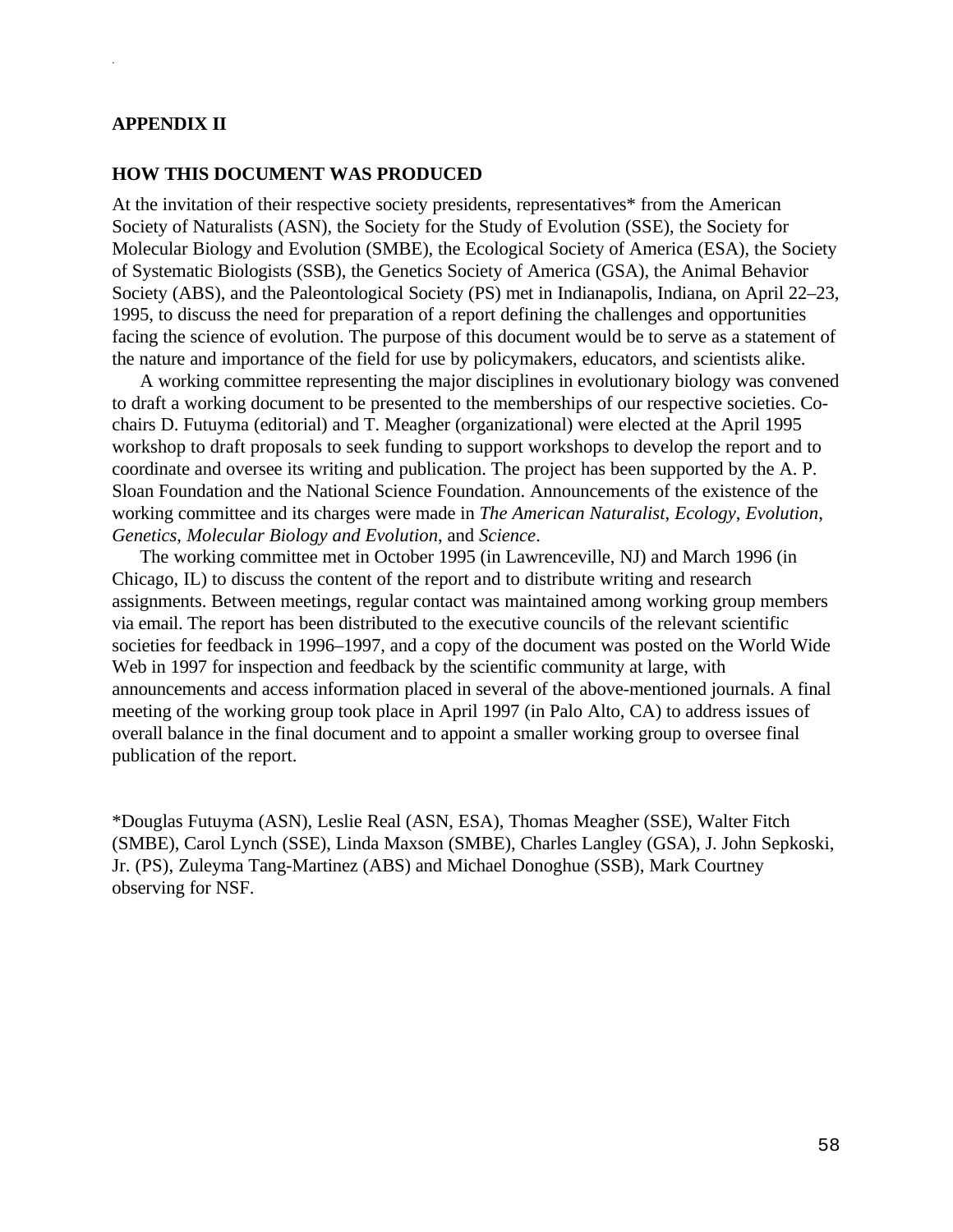## APPENDIX II

## HOW THIS DOCUMENT WAS PRODUCED

At the invitation of their respective society presidents, representatives* from the American Society of Naturalists (ASN), the Society for the Study of Evolution (SSE), the Society for Molecular Biology and Evolution (SMBE), the Ecological Society of America (ESA), the Society of Systematic Biologists (SSB), the Genetics Society of America (GSA), the Animal Behavior Society (ABS), and the Paleontological Society (PS) met in Indianapolis, Indiana, on April 22–23, 1995, to discuss the need for preparation of a report defining the challenges and opportunities facing the science of evolution. The purpose of this document would be to serve as a statement of the nature and importance of the field for use by policymakers, educators, and scientists alike.

A working committee representing the major disciplines in evolutionary biology was convened to draft a working document to be presented to the memberships of our respective societies. Co-chairs D. Futuyma (editorial) and T. Meagher (organizational) were elected at the April 1995 workshop to draft proposals to seek funding to support workshops to develop the report and to coordinate and oversee its writing and publication. The project has been supported by the A. P. Sloan Foundation and the National Science Foundation. Announcements of the existence of the working committee and its charges were made in *The American Naturalist*, *Ecology*, *Evolution*, *Genetics*, *Molecular Biology and Evolution*, and *Science*.

The working committee met in October 1995 (in Lawrenceville, NJ) and March 1996 (in Chicago, IL) to discuss the content of the report and to distribute writing and research assignments. Between meetings, regular contact was maintained among working group members via email. The report has been distributed to the executive councils of the relevant scientific societies for feedback in 1996–1997, and a copy of the document was posted on the World Wide Web in 1997 for inspection and feedback by the scientific community at large, with announcements and access information placed in several of the above-mentioned journals. A final meeting of the working group took place in April 1997 (in Palo Alto, CA) to address issues of overall balance in the final document and to appoint a smaller working group to oversee final publication of the report.

*Douglas Futuyma (ASN), Leslie Real (ASN, ESA), Thomas Meagher (SSE), Walter Fitch (SMBE), Carol Lynch (SSE), Linda Maxson (SMBE), Charles Langley (GSA), J. John Sepkoski, Jr. (PS), Zuleyma Tang-Martinez (ABS) and Michael Donoghue (SSB), Mark Courtney observing for NSF.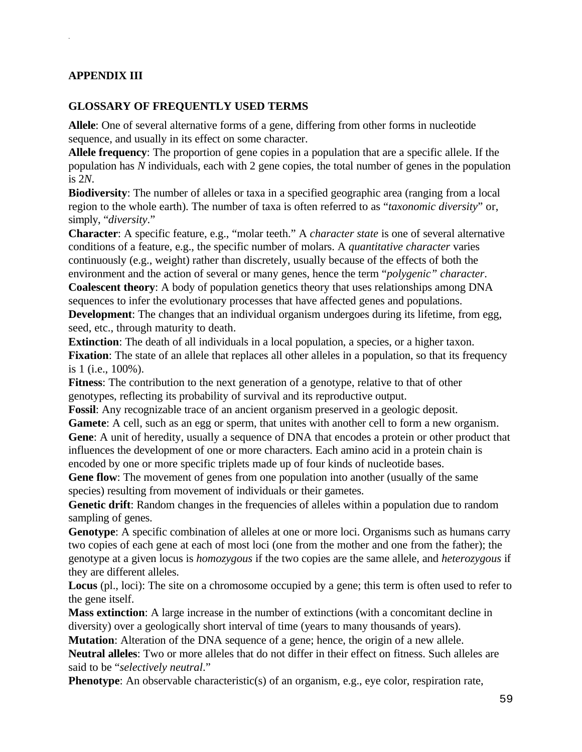## APPENDIX III

## GLOSSARY OF FREQUENTLY USED TERMS

**Allele**: One of several alternative forms of a gene, differing from other forms in nucleotide sequence, and usually in its effect on some character.

**Allele frequency**: The proportion of gene copies in a population that are a specific allele. If the population has $N$ individuals, each with 2 gene copies, the total number of genes in the population is $2N$.

**Biodiversity**: The number of alleles or taxa in a specified geographic area (ranging from a local region to the whole earth). The number of taxa is often referred to as "*taxonomic diversity*" or, simply, "*diversity*."

**Character**: A specific feature, e.g., "molar teeth." A *character state* is one of several alternative conditions of a feature, e.g., the specific number of molars. A *quantitative character* varies continuously (e.g., weight) rather than discretely, usually because of the effects of both the environment and the action of several or many genes, hence the term "*polygenic" character*.

**Coalescent theory**: A body of population genetics theory that uses relationships among DNA sequences to infer the evolutionary processes that have affected genes and populations.

**Development**: The changes that an individual organism undergoes during its lifetime, from egg, seed, etc., through maturity to death.

**Extinction**: The death of all individuals in a local population, a species, or a higher taxon.

**Fixation**: The state of an allele that replaces all other alleles in a population, so that its frequency is 1 (i.e., 100%).

**Fitness**: The contribution to the next generation of a genotype, relative to that of other genotypes, reflecting its probability of survival and its reproductive output.

**Fossil**: Any recognizable trace of an ancient organism preserved in a geologic deposit.

**Gamete**: A cell, such as an egg or sperm, that unites with another cell to form a new organism.

**Gene**: A unit of heredity, usually a sequence of DNA that encodes a protein or other product that influences the development of one or more characters. Each amino acid in a protein chain is encoded by one or more specific triplets made up of four kinds of nucleotide bases.

**Gene flow**: The movement of genes from one population into another (usually of the same species) resulting from movement of individuals or their gametes.

**Genetic drift**: Random changes in the frequencies of alleles within a population due to random sampling of genes.

**Genotype**: A specific combination of alleles at one or more loci. Organisms such as humans carry two copies of each gene at each of most loci (one from the mother and one from the father); the genotype at a given locus is *homozygous* if the two copies are the same allele, and *heterozygous* if they are different alleles.

**Locus** (pl., loci): The site on a chromosome occupied by a gene; this term is often used to refer to the gene itself.

**Mass extinction**: A large increase in the number of extinctions (with a concomitant decline in diversity) over a geologically short interval of time (years to many thousands of years).

**Mutation**: Alteration of the DNA sequence of a gene; hence, the origin of a new allele.

**Neutral alleles**: Two or more alleles that do not differ in their effect on fitness. Such alleles are said to be "*selectively neutral*."

**Phenotype**: An observable characteristic(s) of an organism, e.g., eye color, respiration rate,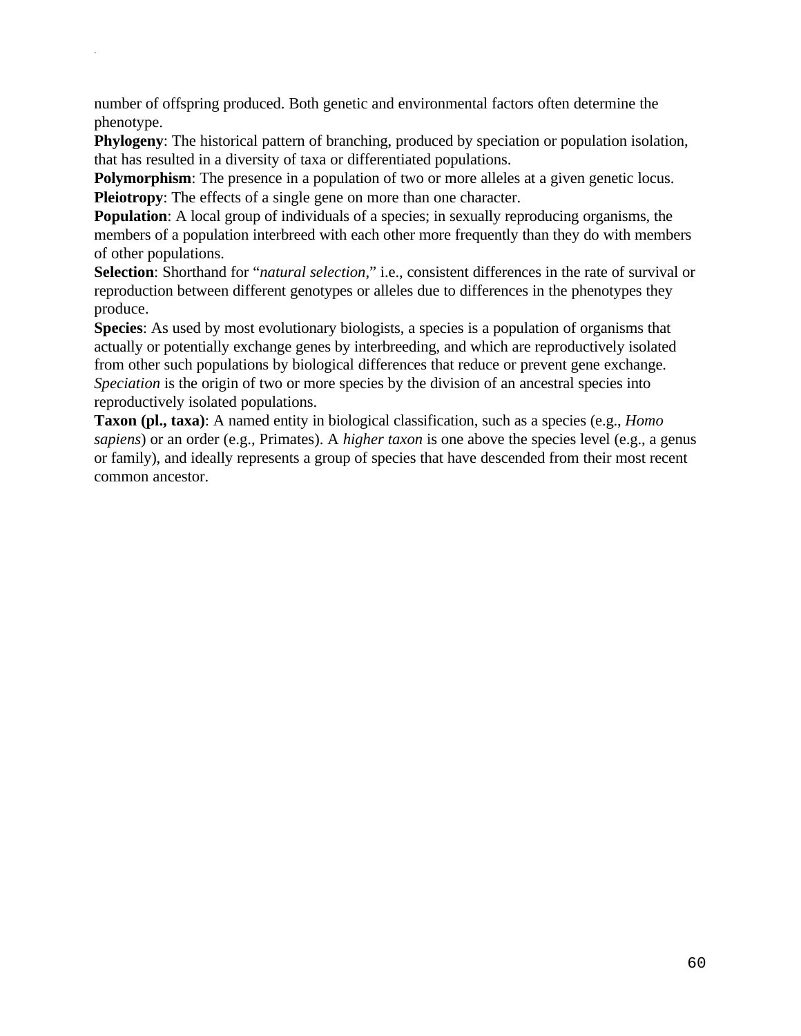number of offspring produced. Both genetic and environmental factors often determine the phenotype.

**Phylogeny**: The historical pattern of branching, produced by speciation or population isolation, that has resulted in a diversity of taxa or differentiated populations.

**Polymorphism**: The presence in a population of two or more alleles at a given genetic locus.

**Pleiotropy**: The effects of a single gene on more than one character.

**Population**: A local group of individuals of a species; in sexually reproducing organisms, the members of a population interbreed with each other more frequently than they do with members of other populations.

**Selection**: Shorthand for "*natural selection*," i.e., consistent differences in the rate of survival or reproduction between different genotypes or alleles due to differences in the phenotypes they produce.

**Species**: As used by most evolutionary biologists, a species is a population of organisms that actually or potentially exchange genes by interbreeding, and which are reproductively isolated from other such populations by biological differences that reduce or prevent gene exchange. *Speciation* is the origin of two or more species by the division of an ancestral species into reproductively isolated populations.

**Taxon (pl., taxa)**: A named entity in biological classification, such as a species (e.g., *Homo sapiens*) or an order (e.g., Primates). A *higher taxon* is one above the species level (e.g., a genus or family), and ideally represents a group of species that have descended from their most recent common ancestor.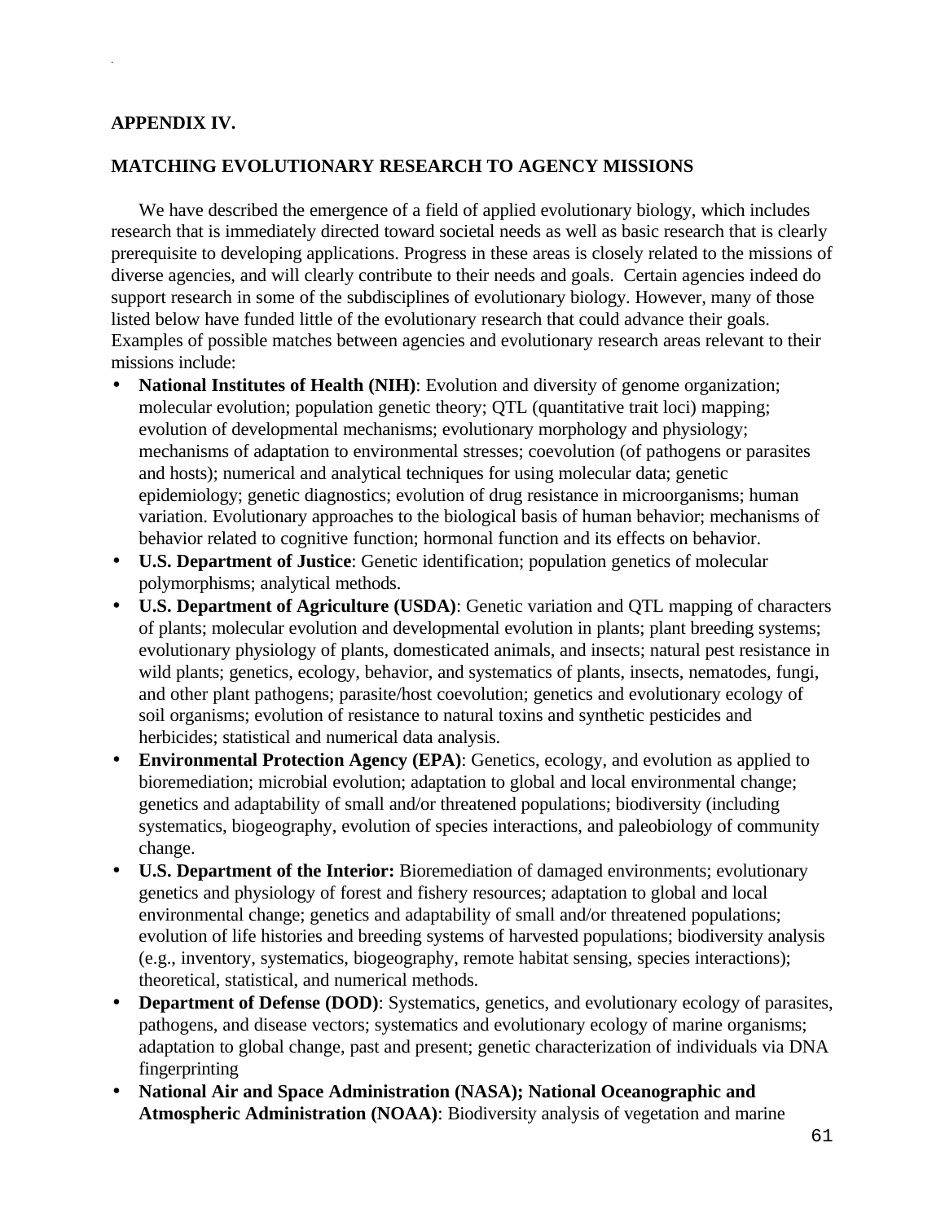## APPENDIX IV.

## MATCHING EVOLUTIONARY RESEARCH TO AGENCY MISSIONS

We have described the emergence of a field of applied evolutionary biology, which includes research that is immediately directed toward societal needs as well as basic research that is clearly prerequisite to developing applications. Progress in these areas is closely related to the missions of diverse agencies, and will clearly contribute to their needs and goals. Certain agencies indeed do support research in some of the subdisciplines of evolutionary biology. However, many of those listed below have funded little of the evolutionary research that could advance their goals. Examples of possible matches between agencies and evolutionary research areas relevant to their missions include:

- **National Institutes of Health (NIH)**: Evolution and diversity of genome organization; molecular evolution; population genetic theory; QTL (quantitative trait loci) mapping; evolution of developmental mechanisms; evolutionary morphology and physiology; mechanisms of adaptation to environmental stresses; coevolution (of pathogens or parasites and hosts); numerical and analytical techniques for using molecular data; genetic epidemiology; genetic diagnostics; evolution of drug resistance in microorganisms; human variation. Evolutionary approaches to the biological basis of human behavior; mechanisms of behavior related to cognitive function; hormonal function and its effects on behavior.
- **U.S. Department of Justice**: Genetic identification; population genetics of molecular polymorphisms; analytical methods.
- **U.S. Department of Agriculture (USDA)**: Genetic variation and QTL mapping of characters of plants; molecular evolution and developmental evolution in plants; plant breeding systems; evolutionary physiology of plants, domesticated animals, and insects; natural pest resistance in wild plants; genetics, ecology, behavior, and systematics of plants, insects, nematodes, fungi, and other plant pathogens; parasite/host coevolution; genetics and evolutionary ecology of soil organisms; evolution of resistance to natural toxins and synthetic pesticides and herbicides; statistical and numerical data analysis.
- **Environmental Protection Agency (EPA)**: Genetics, ecology, and evolution as applied to bioremediation; microbial evolution; adaptation to global and local environmental change; genetics and adaptability of small and/or threatened populations; biodiversity (including systematics, biogeography, evolution of species interactions, and paleobiology of community change.
- **U.S. Department of the Interior:** Bioremediation of damaged environments; evolutionary genetics and physiology of forest and fishery resources; adaptation to global and local environmental change; genetics and adaptability of small and/or threatened populations; evolution of life histories and breeding systems of harvested populations; biodiversity analysis (e.g., inventory, systematics, biogeography, remote habitat sensing, species interactions); theoretical, statistical, and numerical methods.
- **Department of Defense (DOD)**: Systematics, genetics, and evolutionary ecology of parasites, pathogens, and disease vectors; systematics and evolutionary ecology of marine organisms; adaptation to global change, past and present; genetic characterization of individuals via DNA fingerprinting
- **National Air and Space Administration (NASA); National Oceanographic and Atmospheric Administration (NOAA)**: Biodiversity analysis of vegetation and marine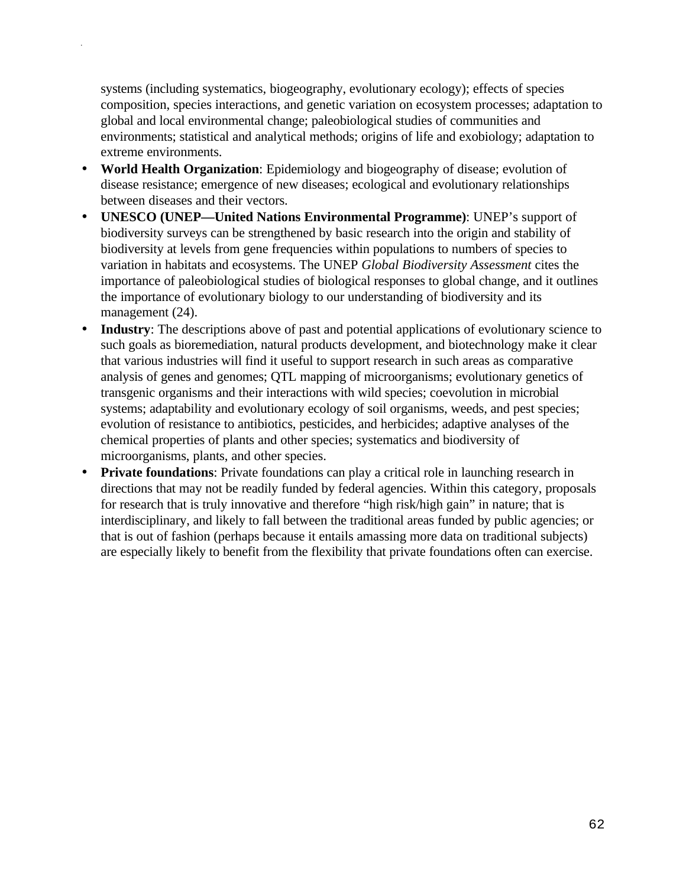systems (including systematics, biogeography, evolutionary ecology); effects of species composition, species interactions, and genetic variation on ecosystem processes; adaptation to global and local environmental change; paleobiological studies of communities and environments; statistical and analytical methods; origins of life and exobiology; adaptation to extreme environments.

- **World Health Organization**: Epidemiology and biogeography of disease; evolution of disease resistance; emergence of new diseases; ecological and evolutionary relationships between diseases and their vectors.
- **UNESCO (UNEP—United Nations Environmental Programme)**: UNEP's support of biodiversity surveys can be strengthened by basic research into the origin and stability of biodiversity at levels from gene frequencies within populations to numbers of species to variation in habitats and ecosystems. The UNEP *Global Biodiversity Assessment* cites the importance of paleobiological studies of biological responses to global change, and it outlines the importance of evolutionary biology to our understanding of biodiversity and its management (24).
- **Industry**: The descriptions above of past and potential applications of evolutionary science to such goals as bioremediation, natural products development, and biotechnology make it clear that various industries will find it useful to support research in such areas as comparative analysis of genes and genomes; QTL mapping of microorganisms; evolutionary genetics of transgenic organisms and their interactions with wild species; coevolution in microbial systems; adaptability and evolutionary ecology of soil organisms, weeds, and pest species; evolution of resistance to antibiotics, pesticides, and herbicides; adaptive analyses of the chemical properties of plants and other species; systematics and biodiversity of microorganisms, plants, and other species.
- **Private foundations**: Private foundations can play a critical role in launching research in directions that may not be readily funded by federal agencies. Within this category, proposals for research that is truly innovative and therefore "high risk/high gain" in nature; that is interdisciplinary, and likely to fall between the traditional areas funded by public agencies; or that is out of fashion (perhaps because it entails amassing more data on traditional subjects) are especially likely to benefit from the flexibility that private foundations often can exercise.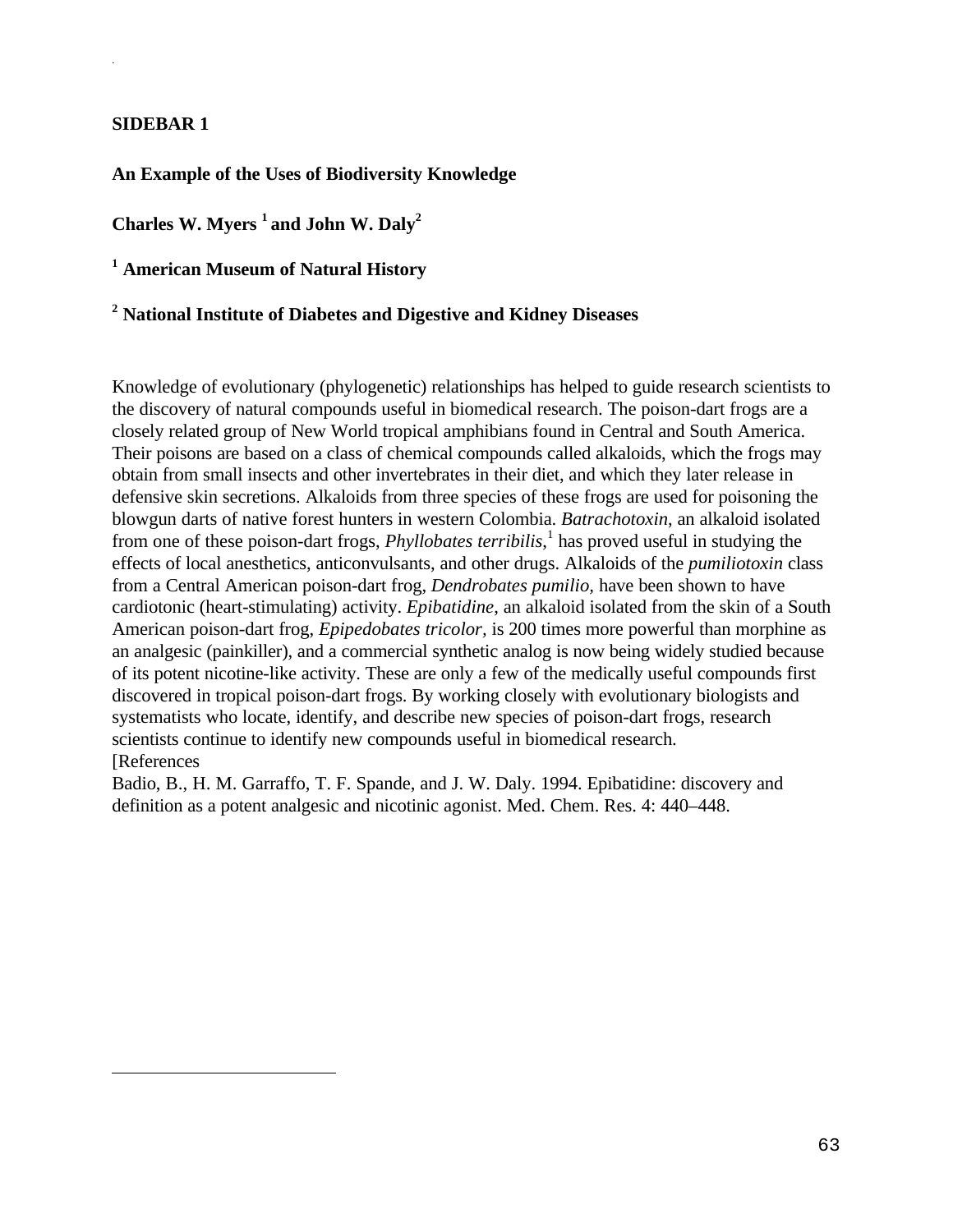## SIDEBAR 1

### An Example of the Uses of Biodiversity Knowledge

**Charles W. Myers [1] and John W. Daly[2]**

**[1] American Museum of Natural History**

**[2] National Institute of Diabetes and Digestive and Kidney Diseases**

Knowledge of evolutionary (phylogenetic) relationships has helped to guide research scientists to the discovery of natural compounds useful in biomedical research. The poison-dart frogs are a closely related group of New World tropical amphibians found in Central and South America. Their poisons are based on a class of chemical compounds called alkaloids, which the frogs may obtain from small insects and other invertebrates in their diet, and which they later release in defensive skin secretions. Alkaloids from three species of these frogs are used for poisoning the blowgun darts of native forest hunters in western Colombia. *Batrachotoxin*, an alkaloid isolated from one of these poison-dart frogs, *Phyllobates terribilis*,[1] has proved useful in studying the effects of local anesthetics, anticonvulsants, and other drugs. Alkaloids of the *pumiliotoxin* class from a Central American poison-dart frog, *Dendrobates pumilio*, have been shown to have cardiotonic (heart-stimulating) activity. *Epibatidine*, an alkaloid isolated from the skin of a South American poison-dart frog, *Epipedobates tricolor*, is 200 times more powerful than morphine as an analgesic (painkiller), and a commercial synthetic analog is now being widely studied because of its potent nicotine-like activity. These are only a few of the medically useful compounds first discovered in tropical poison-dart frogs. By working closely with evolutionary biologists and systematists who locate, identify, and describe new species of poison-dart frogs, research scientists continue to identify new compounds useful in biomedical research.
[References

Badio, B., H. M. Garraffo, T. F. Spande, and J. W. Daly. 1994. Epibatidine: discovery and definition as a potent analgesic and nicotinic agonist. Med. Chem. Res. 4: 440–448.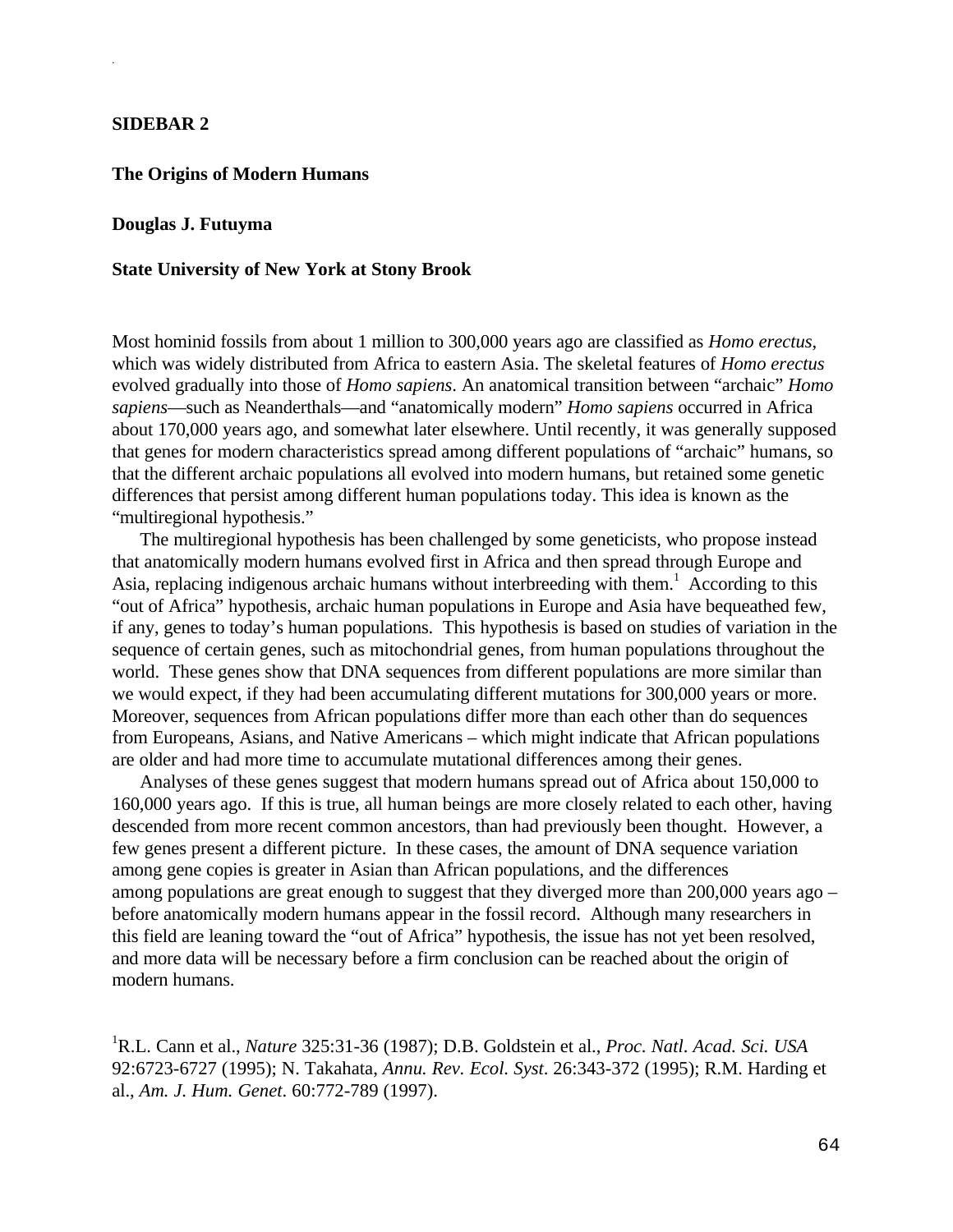**SIDEBAR 2**

**The Origins of Modern Humans**

**Douglas J. Futuyma**

**State University of New York at Stony Brook**

Most hominid fossils from about 1 million to 300,000 years ago are classified as *Homo erectus*, which was widely distributed from Africa to eastern Asia. The skeletal features of *Homo erectus* evolved gradually into those of *Homo sapiens*. An anatomical transition between "archaic" *Homo sapiens*—such as Neanderthals—and "anatomically modern" *Homo sapiens* occurred in Africa about 170,000 years ago, and somewhat later elsewhere. Until recently, it was generally supposed that genes for modern characteristics spread among different populations of "archaic" humans, so that the different archaic populations all evolved into modern humans, but retained some genetic differences that persist among different human populations today. This idea is known as the "multiregional hypothesis."

The multiregional hypothesis has been challenged by some geneticists, who propose instead that anatomically modern humans evolved first in Africa and then spread through Europe and Asia, replacing indigenous archaic humans without interbreeding with them.[1] According to this "out of Africa" hypothesis, archaic human populations in Europe and Asia have bequeathed few, if any, genes to today's human populations. This hypothesis is based on studies of variation in the sequence of certain genes, such as mitochondrial genes, from human populations throughout the world. These genes show that DNA sequences from different populations are more similar than we would expect, if they had been accumulating different mutations for 300,000 years or more. Moreover, sequences from African populations differ more than each other than do sequences from Europeans, Asians, and Native Americans – which might indicate that African populations are older and had more time to accumulate mutational differences among their genes.

Analyses of these genes suggest that modern humans spread out of Africa about 150,000 to 160,000 years ago. If this is true, all human beings are more closely related to each other, having descended from more recent common ancestors, than had previously been thought. However, a few genes present a different picture. In these cases, the amount of DNA sequence variation among gene copies is greater in Asian than African populations, and the differences among populations are great enough to suggest that they diverged more than 200,000 years ago – before anatomically modern humans appear in the fossil record. Although many researchers in this field are leaning toward the "out of Africa" hypothesis, the issue has not yet been resolved, and more data will be necessary before a firm conclusion can be reached about the origin of modern humans.

[1]R.L. Cann et al., *Nature* 325:31-36 (1987); D.B. Goldstein et al., *Proc. Natl. Acad. Sci. USA* 92:6723-6727 (1995); N. Takahata, *Annu. Rev. Ecol. Syst.* 26:343-372 (1995); R.M. Harding et al., *Am. J. Hum. Genet.* 60:772-789 (1997).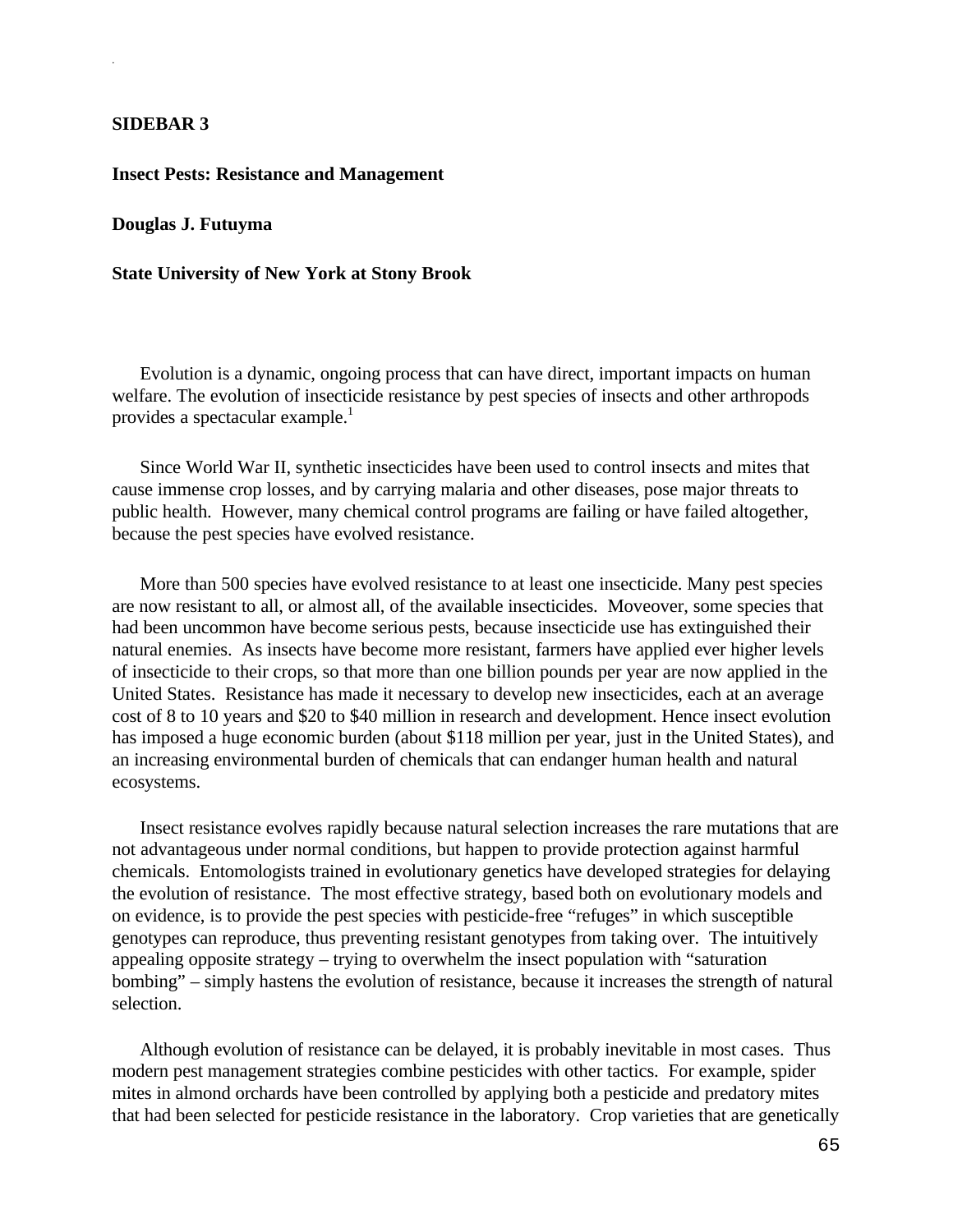**SIDEBAR 3**

**Insect Pests: Resistance and Management**

**Douglas J. Futuyma**

**State University of New York at Stony Brook**

Evolution is a dynamic, ongoing process that can have direct, important impacts on human welfare. The evolution of insecticide resistance by pest species of insects and other arthropods provides a spectacular example.[1]

Since World War II, synthetic insecticides have been used to control insects and mites that cause immense crop losses, and by carrying malaria and other diseases, pose major threats to public health. However, many chemical control programs are failing or have failed altogether, because the pest species have evolved resistance.

More than 500 species have evolved resistance to at least one insecticide. Many pest species are now resistant to all, or almost all, of the available insecticides. Moveover, some species that had been uncommon have become serious pests, because insecticide use has extinguished their natural enemies. As insects have become more resistant, farmers have applied ever higher levels of insecticide to their crops, so that more than one billion pounds per year are now applied in the United States. Resistance has made it necessary to develop new insecticides, each at an average cost of 8 to 10 years and $20 to $40 million in research and development. Hence insect evolution has imposed a huge economic burden (about $118 million per year, just in the United States), and an increasing environmental burden of chemicals that can endanger human health and natural ecosystems.

Insect resistance evolves rapidly because natural selection increases the rare mutations that are not advantageous under normal conditions, but happen to provide protection against harmful chemicals. Entomologists trained in evolutionary genetics have developed strategies for delaying the evolution of resistance. The most effective strategy, based both on evolutionary models and on evidence, is to provide the pest species with pesticide-free "refuges" in which susceptible genotypes can reproduce, thus preventing resistant genotypes from taking over. The intuitively appealing opposite strategy – trying to overwhelm the insect population with "saturation bombing" – simply hastens the evolution of resistance, because it increases the strength of natural selection.

Although evolution of resistance can be delayed, it is probably inevitable in most cases. Thus modern pest management strategies combine pesticides with other tactics. For example, spider mites in almond orchards have been controlled by applying both a pesticide and predatory mites that had been selected for pesticide resistance in the laboratory. Crop varieties that are genetically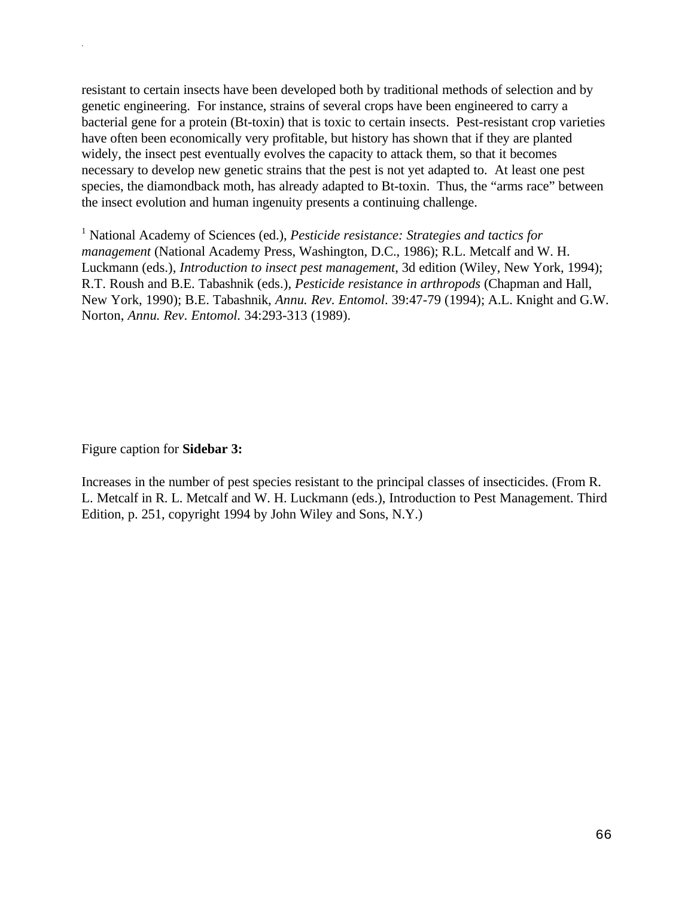resistant to certain insects have been developed both by traditional methods of selection and by genetic engineering. For instance, strains of several crops have been engineered to carry a bacterial gene for a protein (Bt-toxin) that is toxic to certain insects. Pest-resistant crop varieties have often been economically very profitable, but history has shown that if they are planted widely, the insect pest eventually evolves the capacity to attack them, so that it becomes necessary to develop new genetic strains that the pest is not yet adapted to. At least one pest species, the diamondback moth, has already adapted to Bt-toxin. Thus, the "arms race" between the insect evolution and human ingenuity presents a continuing challenge.

[1] National Academy of Sciences (ed.), *Pesticide resistance: Strategies and tactics for management* (National Academy Press, Washington, D.C., 1986); R.L. Metcalf and W. H. Luckmann (eds.), *Introduction to insect pest management*, 3d edition (Wiley, New York, 1994); R.T. Roush and B.E. Tabashnik (eds.), *Pesticide resistance in arthropods* (Chapman and Hall, New York, 1990); B.E. Tabashnik, *Annu. Rev. Entomol*. 39:47-79 (1994); A.L. Knight and G.W. Norton, *Annu. Rev. Entomol.* 34:293-313 (1989).

Figure caption for **Sidebar 3:**

Increases in the number of pest species resistant to the principal classes of insecticides. (From R. L. Metcalf in R. L. Metcalf and W. H. Luckmann (eds.), Introduction to Pest Management. Third Edition, p. 251, copyright 1994 by John Wiley and Sons, N.Y.)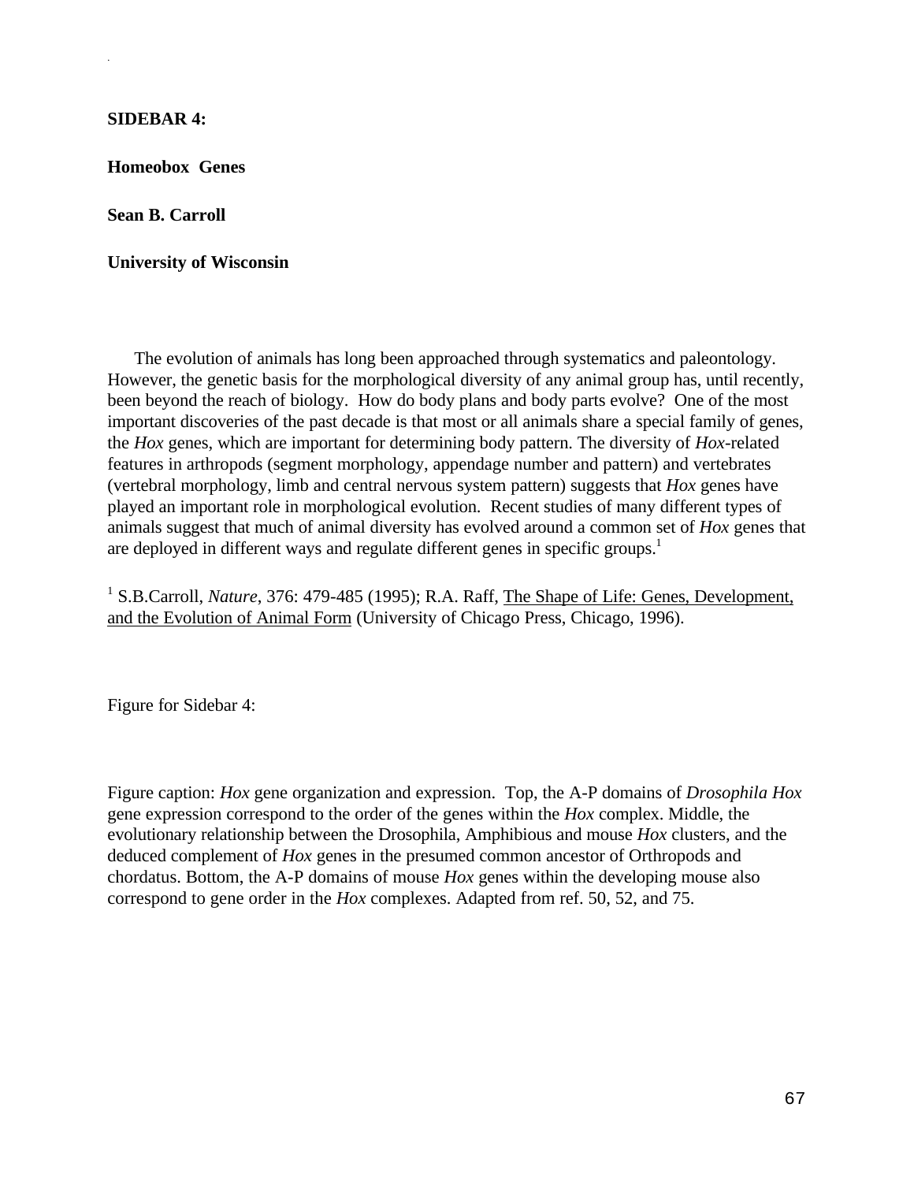**SIDEBAR 4:**

**Homeobox Genes**

**Sean B. Carroll**

**University of Wisconsin**

The evolution of animals has long been approached through systematics and paleontology. However, the genetic basis for the morphological diversity of any animal group has, until recently, been beyond the reach of biology. How do body plans and body parts evolve? One of the most important discoveries of the past decade is that most or all animals share a special family of genes, the *Hox* genes, which are important for determining body pattern. The diversity of *Hox*-related features in arthropods (segment morphology, appendage number and pattern) and vertebrates (vertebral morphology, limb and central nervous system pattern) suggests that *Hox* genes have played an important role in morphological evolution. Recent studies of many different types of animals suggest that much of animal diversity has evolved around a common set of *Hox* genes that are deployed in different ways and regulate different genes in specific groups.[1]

[1] S.B.Carroll, *Nature*, 376: 479-485 (1995); R.A. Raff, The Shape of Life: Genes, Development, and the Evolution of Animal Form (University of Chicago Press, Chicago, 1996).

Figure for Sidebar 4:

Figure caption: *Hox* gene organization and expression. Top, the A-P domains of *Drosophila Hox* gene expression correspond to the order of the genes within the *Hox* complex. Middle, the evolutionary relationship between the Drosophila, Amphibious and mouse *Hox* clusters, and the deduced complement of *Hox* genes in the presumed common ancestor of Orthropods and chordatus. Bottom, the A-P domains of mouse *Hox* genes within the developing mouse also correspond to gene order in the *Hox* complexes. Adapted from ref. 50, 52, and 75.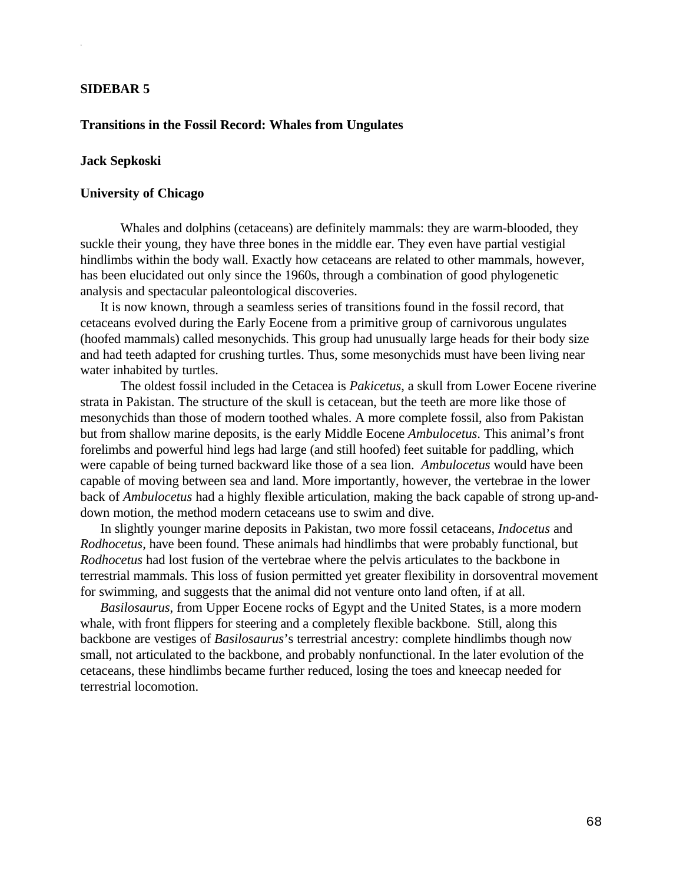**SIDEBAR 5**

**Transitions in the Fossil Record: Whales from Ungulates**

**Jack Sepkoski**

**University of Chicago**

Whales and dolphins (cetaceans) are definitely mammals: they are warm-blooded, they suckle their young, they have three bones in the middle ear. They even have partial vestigial hindlimbs within the body wall. Exactly how cetaceans are related to other mammals, however, has been elucidated out only since the 1960s, through a combination of good phylogenetic analysis and spectacular paleontological discoveries.

It is now known, through a seamless series of transitions found in the fossil record, that cetaceans evolved during the Early Eocene from a primitive group of carnivorous ungulates (hoofed mammals) called mesonychids. This group had unusually large heads for their body size and had teeth adapted for crushing turtles. Thus, some mesonychids must have been living near water inhabited by turtles.

The oldest fossil included in the Cetacea is *Pakicetus*, a skull from Lower Eocene riverine strata in Pakistan. The structure of the skull is cetacean, but the teeth are more like those of mesonychids than those of modern toothed whales. A more complete fossil, also from Pakistan but from shallow marine deposits, is the early Middle Eocene *Ambulocetus*. This animal's front forelimbs and powerful hind legs had large (and still hoofed) feet suitable for paddling, which were capable of being turned backward like those of a sea lion. *Ambulocetus* would have been capable of moving between sea and land. More importantly, however, the vertebrae in the lower back of *Ambulocetus* had a highly flexible articulation, making the back capable of strong up-and-down motion, the method modern cetaceans use to swim and dive.

In slightly younger marine deposits in Pakistan, two more fossil cetaceans, *Indocetus* and *Rodhocetus*, have been found. These animals had hindlimbs that were probably functional, but *Rodhocetus* had lost fusion of the vertebrae where the pelvis articulates to the backbone in terrestrial mammals. This loss of fusion permitted yet greater flexibility in dorsoventral movement for swimming, and suggests that the animal did not venture onto land often, if at all.

*Basilosaurus*, from Upper Eocene rocks of Egypt and the United States, is a more modern whale, with front flippers for steering and a completely flexible backbone. Still, along this backbone are vestiges of *Basilosaurus*'s terrestrial ancestry: complete hindlimbs though now small, not articulated to the backbone, and probably nonfunctional. In the later evolution of the cetaceans, these hindlimbs became further reduced, losing the toes and kneecap needed for terrestrial locomotion.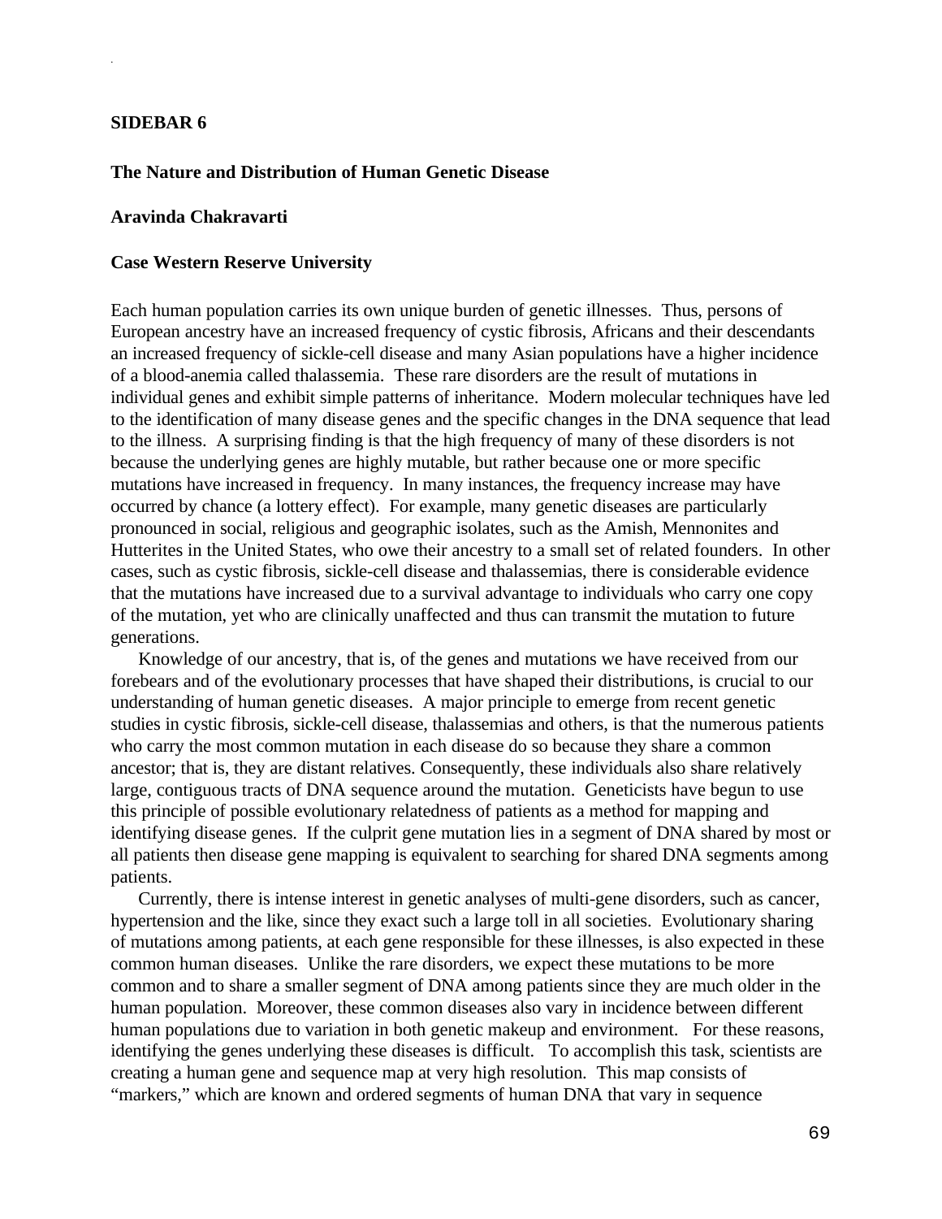## SIDEBAR 6

### The Nature and Distribution of Human Genetic Disease

**Aravinda Chakravarti**

**Case Western Reserve University**

Each human population carries its own unique burden of genetic illnesses. Thus, persons of European ancestry have an increased frequency of cystic fibrosis, Africans and their descendants an increased frequency of sickle-cell disease and many Asian populations have a higher incidence of a blood-anemia called thalassemia. These rare disorders are the result of mutations in individual genes and exhibit simple patterns of inheritance. Modern molecular techniques have led to the identification of many disease genes and the specific changes in the DNA sequence that lead to the illness. A surprising finding is that the high frequency of many of these disorders is not because the underlying genes are highly mutable, but rather because one or more specific mutations have increased in frequency. In many instances, the frequency increase may have occurred by chance (a lottery effect). For example, many genetic diseases are particularly pronounced in social, religious and geographic isolates, such as the Amish, Mennonites and Hutterites in the United States, who owe their ancestry to a small set of related founders. In other cases, such as cystic fibrosis, sickle-cell disease and thalassemias, there is considerable evidence that the mutations have increased due to a survival advantage to individuals who carry one copy of the mutation, yet who are clinically unaffected and thus can transmit the mutation to future generations.

Knowledge of our ancestry, that is, of the genes and mutations we have received from our forebears and of the evolutionary processes that have shaped their distributions, is crucial to our understanding of human genetic diseases. A major principle to emerge from recent genetic studies in cystic fibrosis, sickle-cell disease, thalassemias and others, is that the numerous patients who carry the most common mutation in each disease do so because they share a common ancestor; that is, they are distant relatives. Consequently, these individuals also share relatively large, contiguous tracts of DNA sequence around the mutation. Geneticists have begun to use this principle of possible evolutionary relatedness of patients as a method for mapping and identifying disease genes. If the culprit gene mutation lies in a segment of DNA shared by most or all patients then disease gene mapping is equivalent to searching for shared DNA segments among patients.

Currently, there is intense interest in genetic analyses of multi-gene disorders, such as cancer, hypertension and the like, since they exact such a large toll in all societies. Evolutionary sharing of mutations among patients, at each gene responsible for these illnesses, is also expected in these common human diseases. Unlike the rare disorders, we expect these mutations to be more common and to share a smaller segment of DNA among patients since they are much older in the human population. Moreover, these common diseases also vary in incidence between different human populations due to variation in both genetic makeup and environment. For these reasons, identifying the genes underlying these diseases is difficult. To accomplish this task, scientists are creating a human gene and sequence map at very high resolution. This map consists of "markers," which are known and ordered segments of human DNA that vary in sequence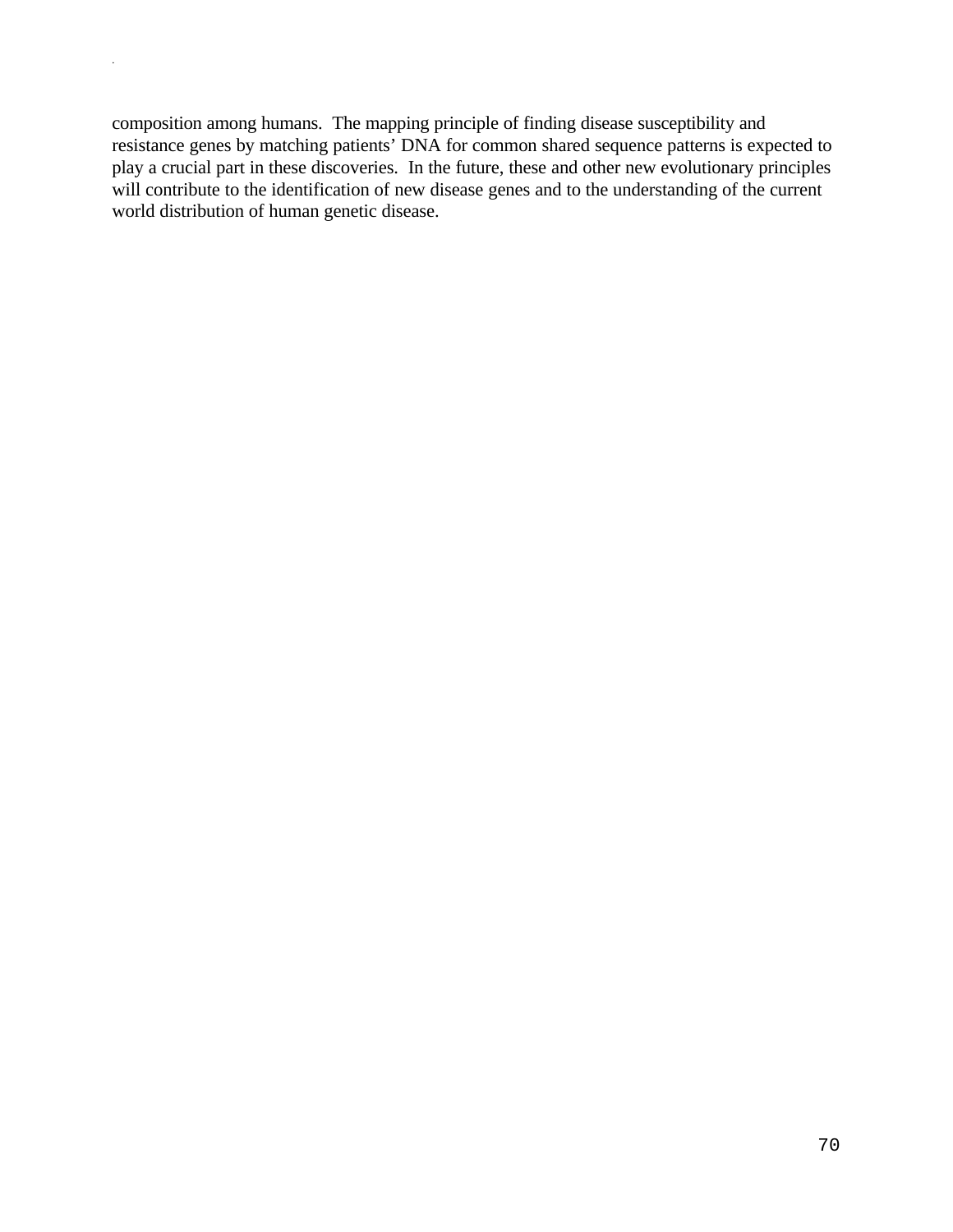composition among humans. The mapping principle of finding disease susceptibility and resistance genes by matching patients' DNA for common shared sequence patterns is expected to play a crucial part in these discoveries. In the future, these and other new evolutionary principles will contribute to the identification of new disease genes and to the understanding of the current world distribution of human genetic disease.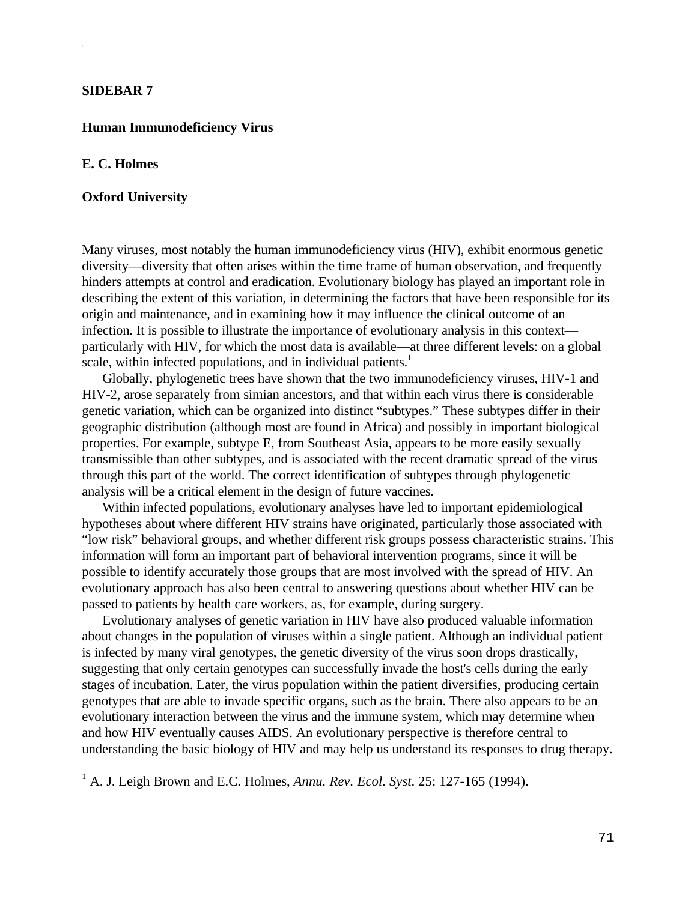**SIDEBAR 7**

**Human Immunodeficiency Virus**

**E. C. Holmes**

**Oxford University**

Many viruses, most notably the human immunodeficiency virus (HIV), exhibit enormous genetic diversity—diversity that often arises within the time frame of human observation, and frequently hinders attempts at control and eradication. Evolutionary biology has played an important role in describing the extent of this variation, in determining the factors that have been responsible for its origin and maintenance, and in examining how it may influence the clinical outcome of an infection. It is possible to illustrate the importance of evolutionary analysis in this context—particularly with HIV, for which the most data is available—at three different levels: on a global scale, within infected populations, and in individual patients.[1]

Globally, phylogenetic trees have shown that the two immunodeficiency viruses, HIV-1 and HIV-2, arose separately from simian ancestors, and that within each virus there is considerable genetic variation, which can be organized into distinct "subtypes." These subtypes differ in their geographic distribution (although most are found in Africa) and possibly in important biological properties. For example, subtype E, from Southeast Asia, appears to be more easily sexually transmissible than other subtypes, and is associated with the recent dramatic spread of the virus through this part of the world. The correct identification of subtypes through phylogenetic analysis will be a critical element in the design of future vaccines.

Within infected populations, evolutionary analyses have led to important epidemiological hypotheses about where different HIV strains have originated, particularly those associated with "low risk" behavioral groups, and whether different risk groups possess characteristic strains. This information will form an important part of behavioral intervention programs, since it will be possible to identify accurately those groups that are most involved with the spread of HIV. An evolutionary approach has also been central to answering questions about whether HIV can be passed to patients by health care workers, as, for example, during surgery.

Evolutionary analyses of genetic variation in HIV have also produced valuable information about changes in the population of viruses within a single patient. Although an individual patient is infected by many viral genotypes, the genetic diversity of the virus soon drops drastically, suggesting that only certain genotypes can successfully invade the host's cells during the early stages of incubation. Later, the virus population within the patient diversifies, producing certain genotypes that are able to invade specific organs, such as the brain. There also appears to be an evolutionary interaction between the virus and the immune system, which may determine when and how HIV eventually causes AIDS. An evolutionary perspective is therefore central to understanding the basic biology of HIV and may help us understand its responses to drug therapy.

[1] A. J. Leigh Brown and E.C. Holmes, *Annu. Rev. Ecol. Syst*. 25: 127-165 (1994).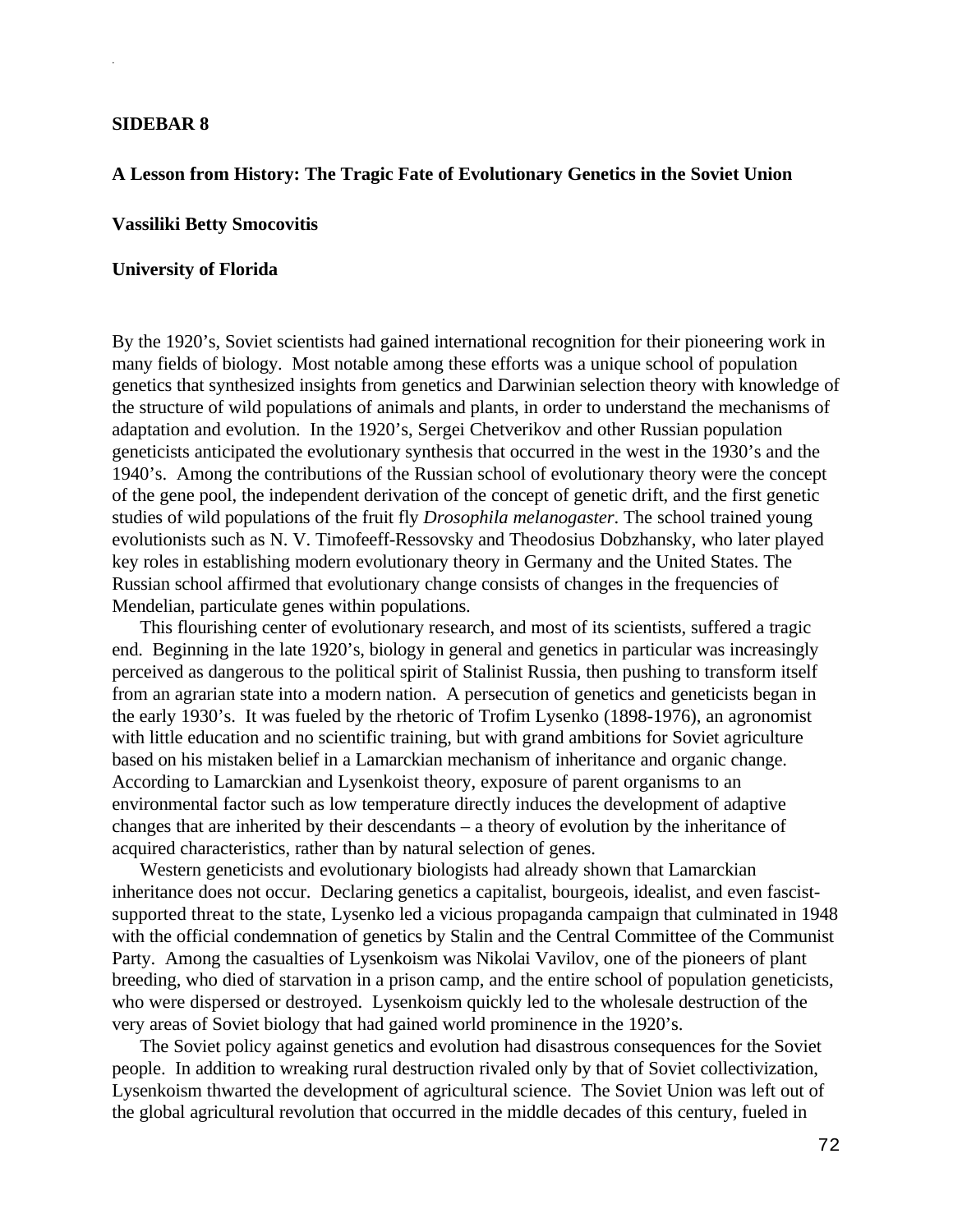**SIDEBAR 8**

**A Lesson from History: The Tragic Fate of Evolutionary Genetics in the Soviet Union**

**Vassiliki Betty Smocovitis**

**University of Florida**

By the 1920's, Soviet scientists had gained international recognition for their pioneering work in many fields of biology. Most notable among these efforts was a unique school of population genetics that synthesized insights from genetics and Darwinian selection theory with knowledge of the structure of wild populations of animals and plants, in order to understand the mechanisms of adaptation and evolution. In the 1920's, Sergei Chetverikov and other Russian population geneticists anticipated the evolutionary synthesis that occurred in the west in the 1930's and the 1940's. Among the contributions of the Russian school of evolutionary theory were the concept of the gene pool, the independent derivation of the concept of genetic drift, and the first genetic studies of wild populations of the fruit fly *Drosophila melanogaster*. The school trained young evolutionists such as N. V. Timofeeff-Ressovsky and Theodosius Dobzhansky, who later played key roles in establishing modern evolutionary theory in Germany and the United States. The Russian school affirmed that evolutionary change consists of changes in the frequencies of Mendelian, particulate genes within populations.

This flourishing center of evolutionary research, and most of its scientists, suffered a tragic end. Beginning in the late 1920's, biology in general and genetics in particular was increasingly perceived as dangerous to the political spirit of Stalinist Russia, then pushing to transform itself from an agrarian state into a modern nation. A persecution of genetics and geneticists began in the early 1930's. It was fueled by the rhetoric of Trofim Lysenko (1898-1976), an agronomist with little education and no scientific training, but with grand ambitions for Soviet agriculture based on his mistaken belief in a Lamarckian mechanism of inheritance and organic change. According to Lamarckian and Lysenkoist theory, exposure of parent organisms to an environmental factor such as low temperature directly induces the development of adaptive changes that are inherited by their descendants – a theory of evolution by the inheritance of acquired characteristics, rather than by natural selection of genes.

Western geneticists and evolutionary biologists had already shown that Lamarckian inheritance does not occur. Declaring genetics a capitalist, bourgeois, idealist, and even fascist-supported threat to the state, Lysenko led a vicious propaganda campaign that culminated in 1948 with the official condemnation of genetics by Stalin and the Central Committee of the Communist Party. Among the casualties of Lysenkoism was Nikolai Vavilov, one of the pioneers of plant breeding, who died of starvation in a prison camp, and the entire school of population geneticists, who were dispersed or destroyed. Lysenkoism quickly led to the wholesale destruction of the very areas of Soviet biology that had gained world prominence in the 1920's.

The Soviet policy against genetics and evolution had disastrous consequences for the Soviet people. In addition to wreaking rural destruction rivaled only by that of Soviet collectivization, Lysenkoism thwarted the development of agricultural science. The Soviet Union was left out of the global agricultural revolution that occurred in the middle decades of this century, fueled in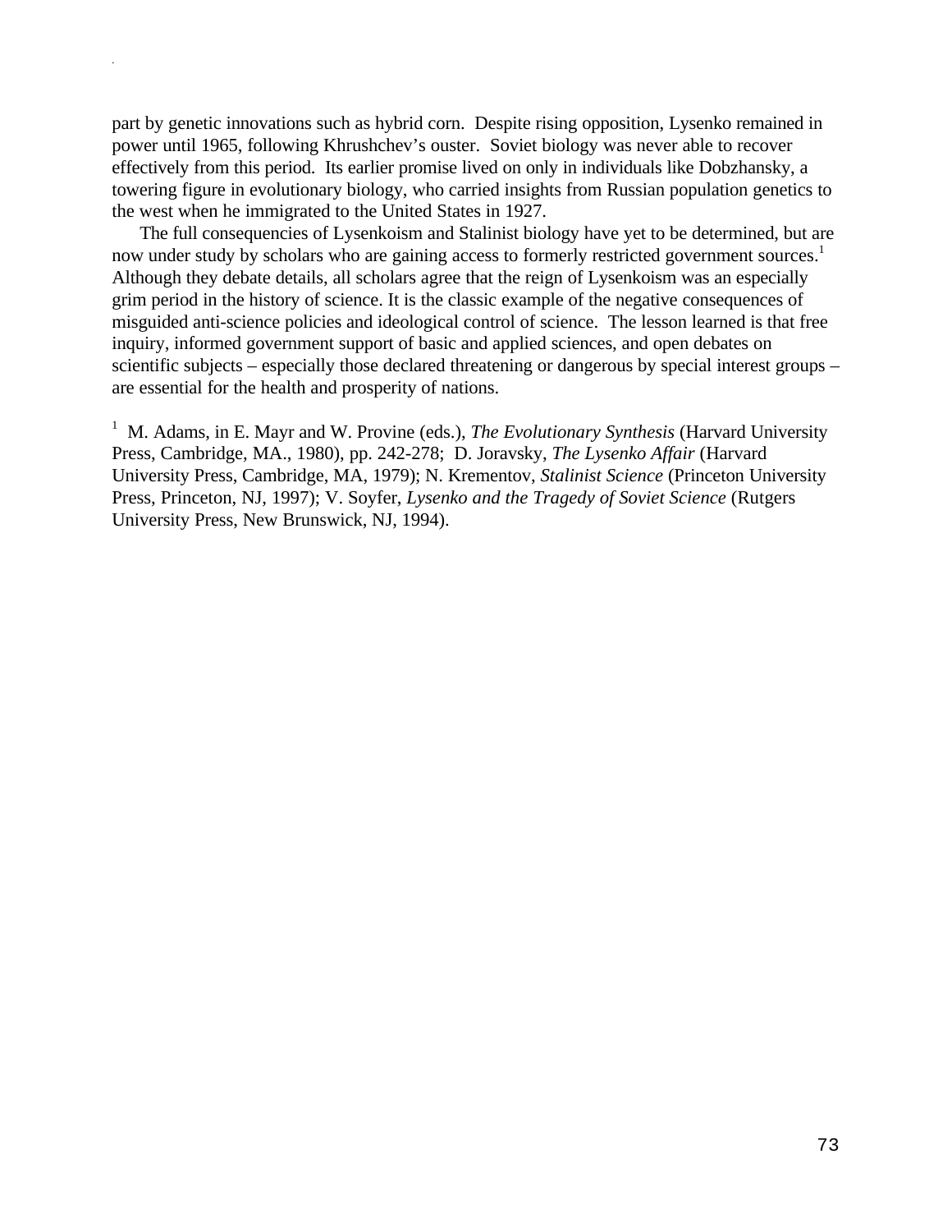part by genetic innovations such as hybrid corn. Despite rising opposition, Lysenko remained in power until 1965, following Khrushchev's ouster. Soviet biology was never able to recover effectively from this period. Its earlier promise lived on only in individuals like Dobzhansky, a towering figure in evolutionary biology, who carried insights from Russian population genetics to the west when he immigrated to the United States in 1927.

The full consequencies of Lysenkoism and Stalinist biology have yet to be determined, but are now under study by scholars who are gaining access to formerly restricted government sources.[1] Although they debate details, all scholars agree that the reign of Lysenkoism was an especially grim period in the history of science. It is the classic example of the negative consequences of misguided anti-science policies and ideological control of science. The lesson learned is that free inquiry, informed government support of basic and applied sciences, and open debates on scientific subjects – especially those declared threatening or dangerous by special interest groups – are essential for the health and prosperity of nations.

[1] M. Adams, in E. Mayr and W. Provine (eds.), *The Evolutionary Synthesis* (Harvard University Press, Cambridge, MA., 1980), pp. 242-278; D. Joravsky, *The Lysenko Affair* (Harvard University Press, Cambridge, MA, 1979); N. Krementov, *Stalinist Science* (Princeton University Press, Princeton, NJ, 1997); V. Soyfer, *Lysenko and the Tragedy of Soviet Science* (Rutgers University Press, New Brunswick, NJ, 1994).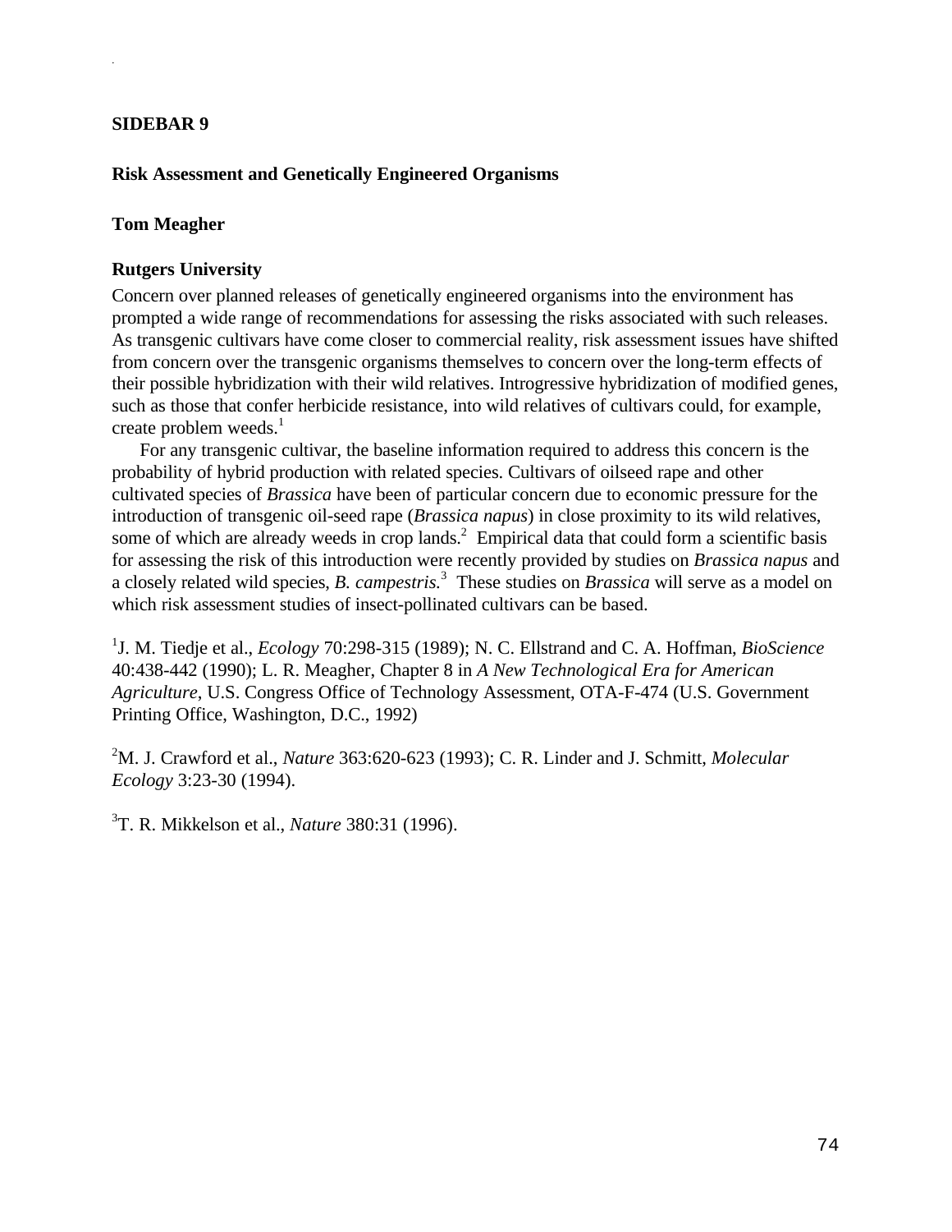## SIDEBAR 9

### Risk Assessment and Genetically Engineered Organisms

**Tom Meagher**

**Rutgers University**

Concern over planned releases of genetically engineered organisms into the environment has prompted a wide range of recommendations for assessing the risks associated with such releases. As transgenic cultivars have come closer to commercial reality, risk assessment issues have shifted from concern over the transgenic organisms themselves to concern over the long-term effects of their possible hybridization with their wild relatives. Introgressive hybridization of modified genes, such as those that confer herbicide resistance, into wild relatives of cultivars could, for example, create problem weeds.[1]

For any transgenic cultivar, the baseline information required to address this concern is the probability of hybrid production with related species. Cultivars of oilseed rape and other cultivated species of *Brassica* have been of particular concern due to economic pressure for the introduction of transgenic oil-seed rape (*Brassica napus*) in close proximity to its wild relatives, some of which are already weeds in crop lands.[2] Empirical data that could form a scientific basis for assessing the risk of this introduction were recently provided by studies on *Brassica napus* and a closely related wild species, *B. campestris.*[3] These studies on *Brassica* will serve as a model on which risk assessment studies of insect-pollinated cultivars can be based.

[1] J. M. Tiedje et al., *Ecology* 70:298-315 (1989); N. C. Ellstrand and C. A. Hoffman, *BioScience* 40:438-442 (1990); L. R. Meagher, Chapter 8 in *A New Technological Era for American Agriculture*, U.S. Congress Office of Technology Assessment, OTA-F-474 (U.S. Government Printing Office, Washington, D.C., 1992)

[2] M. J. Crawford et al., *Nature* 363:620-623 (1993); C. R. Linder and J. Schmitt, *Molecular Ecology* 3:23-30 (1994).

[3] T. R. Mikkelson et al., *Nature* 380:31 (1996).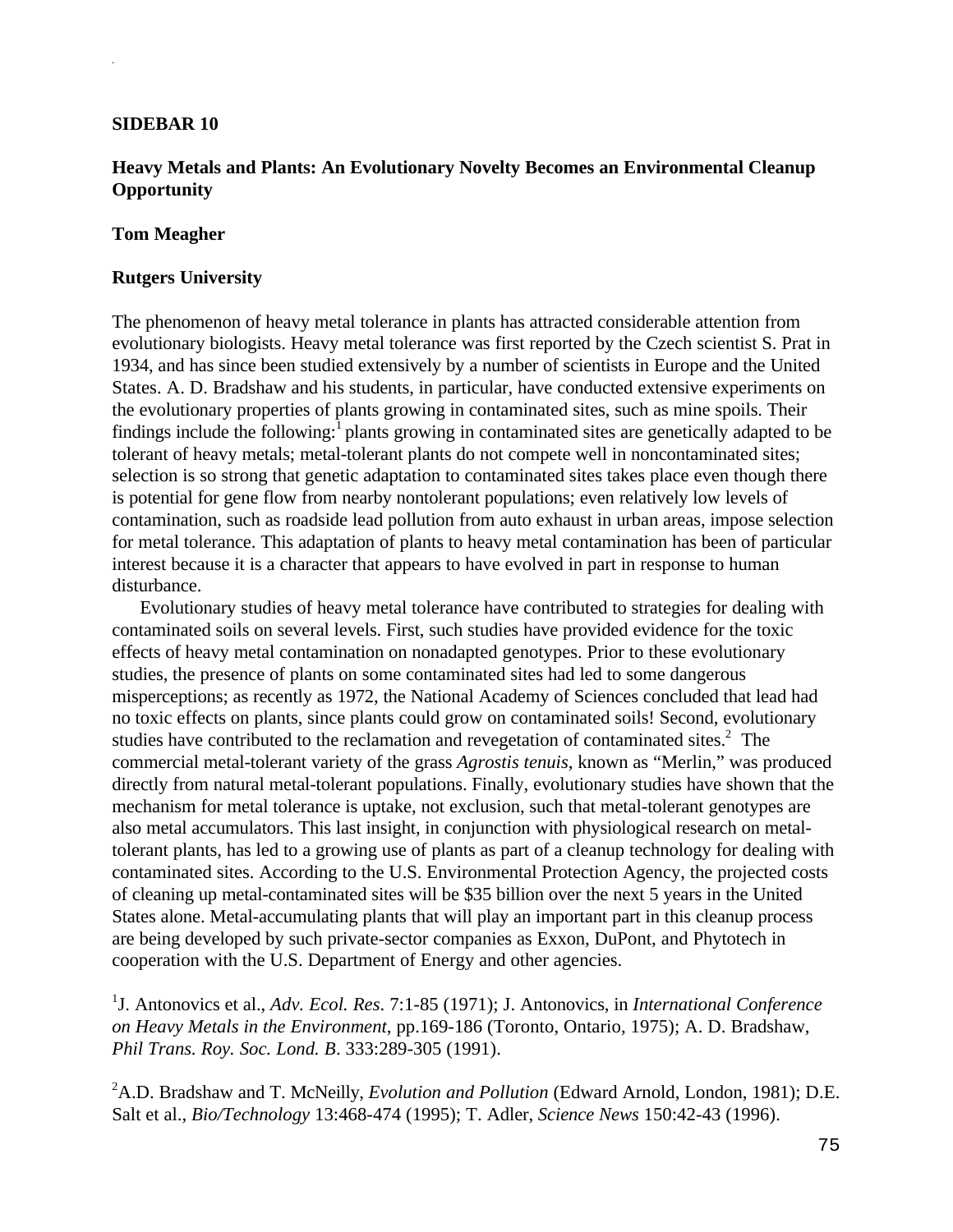**SIDEBAR 10**

**Heavy Metals and Plants: An Evolutionary Novelty Becomes an Environmental Cleanup Opportunity**

**Tom Meagher**

**Rutgers University**

The phenomenon of heavy metal tolerance in plants has attracted considerable attention from evolutionary biologists. Heavy metal tolerance was first reported by the Czech scientist S. Prat in 1934, and has since been studied extensively by a number of scientists in Europe and the United States. A. D. Bradshaw and his students, in particular, have conducted extensive experiments on the evolutionary properties of plants growing in contaminated sites, such as mine spoils. Their findings include the following:[1] plants growing in contaminated sites are genetically adapted to be tolerant of heavy metals; metal-tolerant plants do not compete well in noncontaminated sites; selection is so strong that genetic adaptation to contaminated sites takes place even though there is potential for gene flow from nearby nontolerant populations; even relatively low levels of contamination, such as roadside lead pollution from auto exhaust in urban areas, impose selection for metal tolerance. This adaptation of plants to heavy metal contamination has been of particular interest because it is a character that appears to have evolved in part in response to human disturbance.

Evolutionary studies of heavy metal tolerance have contributed to strategies for dealing with contaminated soils on several levels. First, such studies have provided evidence for the toxic effects of heavy metal contamination on nonadapted genotypes. Prior to these evolutionary studies, the presence of plants on some contaminated sites had led to some dangerous misperceptions; as recently as 1972, the National Academy of Sciences concluded that lead had no toxic effects on plants, since plants could grow on contaminated soils! Second, evolutionary studies have contributed to the reclamation and revegetation of contaminated sites.[2] The commercial metal-tolerant variety of the grass *Agrostis tenuis*, known as "Merlin," was produced directly from natural metal-tolerant populations. Finally, evolutionary studies have shown that the mechanism for metal tolerance is uptake, not exclusion, such that metal-tolerant genotypes are also metal accumulators. This last insight, in conjunction with physiological research on metal-tolerant plants, has led to a growing use of plants as part of a cleanup technology for dealing with contaminated sites. According to the U.S. Environmental Protection Agency, the projected costs of cleaning up metal-contaminated sites will be $35 billion over the next 5 years in the United States alone. Metal-accumulating plants that will play an important part in this cleanup process are being developed by such private-sector companies as Exxon, DuPont, and Phytotech in cooperation with the U.S. Department of Energy and other agencies.

[1] J. Antonovics et al., *Adv. Ecol. Res*. 7:1-85 (1971); J. Antonovics, in *International Conference on Heavy Metals in the Environment*, pp.169-186 (Toronto, Ontario, 1975); A. D. Bradshaw, *Phil Trans. Roy. Soc. Lond. B*. 333:289-305 (1991).

[2] A.D. Bradshaw and T. McNeilly, *Evolution and Pollution* (Edward Arnold, London, 1981); D.E. Salt et al., *Bio/Technology* 13:468-474 (1995); T. Adler, *Science News* 150:42-43 (1996).